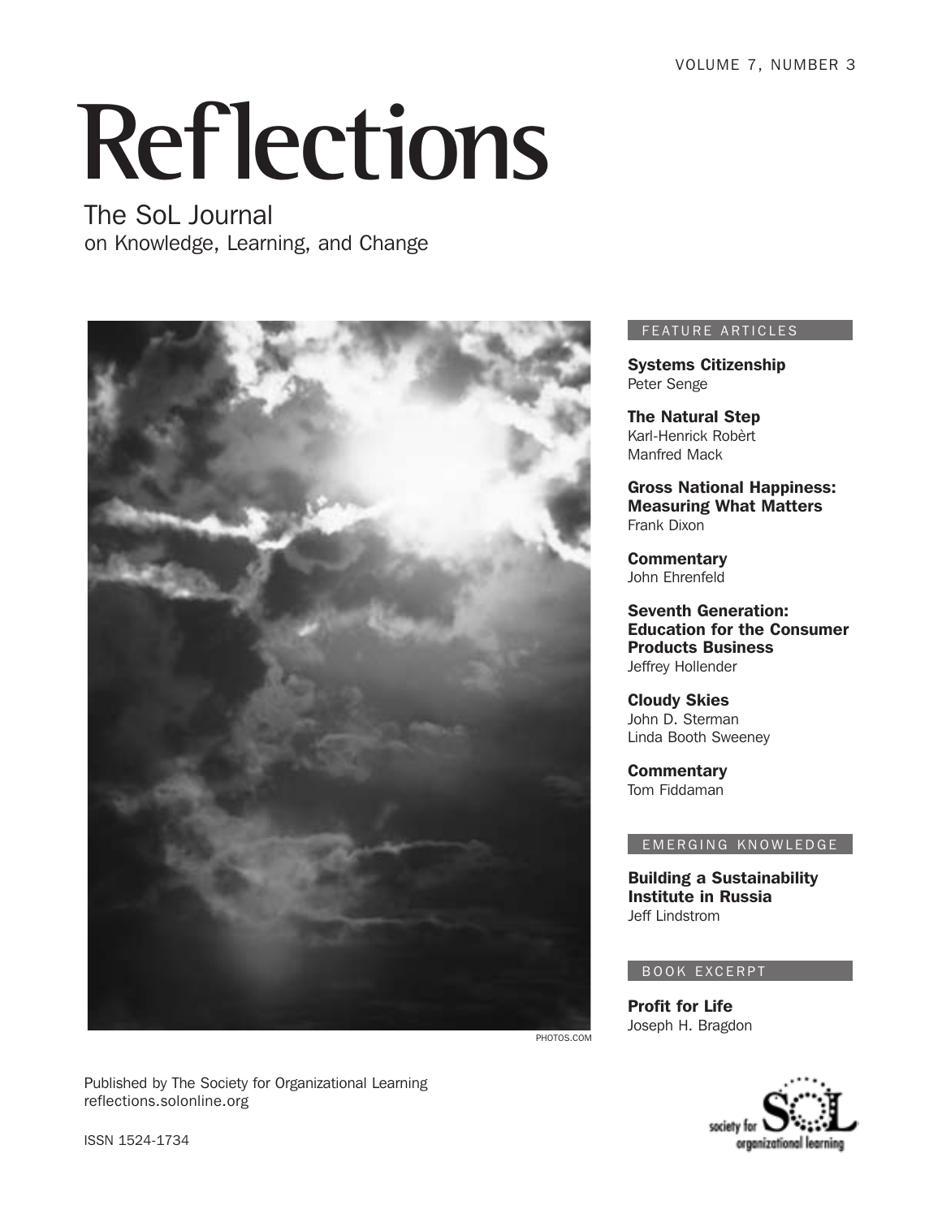VOLUME 7, NUMBER 3

# Reflections

## The SoL Journal
on Knowledge, Learning, and Change

PHOTOS.COM

FEATURE ARTICLES

**Systems Citizenship**
Peter Senge

**The Natural Step**
Karl-Henrick Robèrt
Manfred Mack

**Gross National Happiness: Measuring What Matters**
Frank Dixon

**Commentary**
John Ehrenfeld

**Seventh Generation: Education for the Consumer Products Business**
Jeffrey Hollender

**Cloudy Skies**
John D. Sterman
Linda Booth Sweeney

**Commentary**
Tom Fiddaman

EMERGING KNOWLEDGE

**Building a Sustainability Institute in Russia**
Jeff Lindstrom

BOOK EXCERPT

**Profit for Life**
Joseph H. Bragdon

Published by The Society for Organizational Learning
reflections.solonline.org

ISSN 1524-1734

society for SoL organizational learning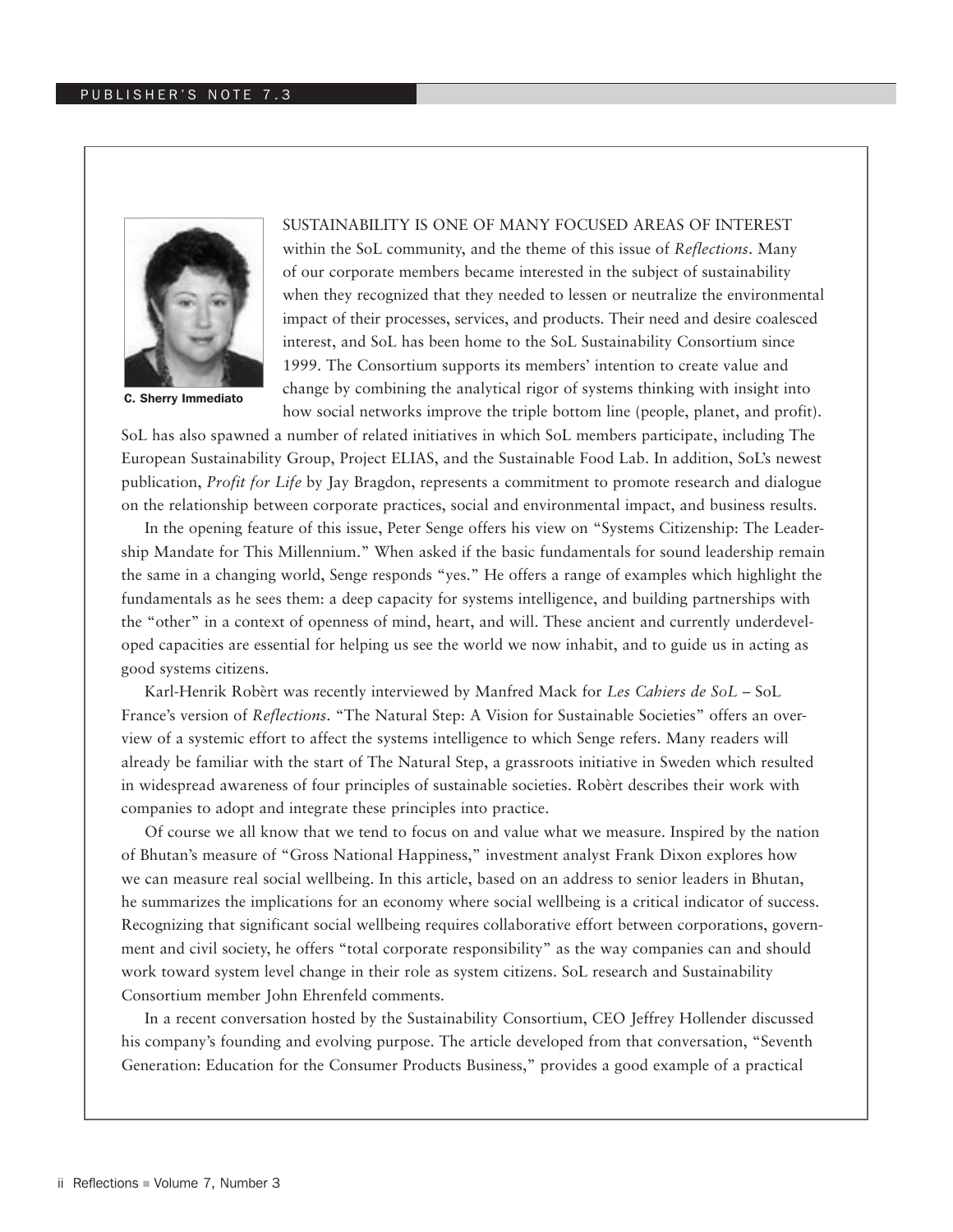C. Sherry Immediato

SUSTAINABILITY IS ONE OF MANY FOCUSED AREAS OF INTEREST within the SoL community, and the theme of this issue of *Reflections*. Many of our corporate members became interested in the subject of sustainability when they recognized that they needed to lessen or neutralize the environmental impact of their processes, services, and products. Their need and desire coalesced interest, and SoL has been home to the SoL Sustainability Consortium since 1999. The Consortium supports its members' intention to create value and change by combining the analytical rigor of systems thinking with insight into how social networks improve the triple bottom line (people, planet, and profit). SoL has also spawned a number of related initiatives in which SoL members participate, including The European Sustainability Group, Project ELIAS, and the Sustainable Food Lab. In addition, SoL's newest publication, *Profit for Life* by Jay Bragdon, represents a commitment to promote research and dialogue on the relationship between corporate practices, social and environmental impact, and business results.

In the opening feature of this issue, Peter Senge offers his view on "Systems Citizenship: The Leadership Mandate for This Millennium." When asked if the basic fundamentals for sound leadership remain the same in a changing world, Senge responds "yes." He offers a range of examples which highlight the fundamentals as he sees them: a deep capacity for systems intelligence, and building partnerships with the "other" in a context of openness of mind, heart, and will. These ancient and currently underdeveloped capacities are essential for helping us see the world we now inhabit, and to guide us in acting as good systems citizens.

Karl-Henrik Robèrt was recently interviewed by Manfred Mack for *Les Cahiers de SoL* – SoL France's version of *Reflections*. "The Natural Step: A Vision for Sustainable Societies" offers an overview of a systemic effort to affect the systems intelligence to which Senge refers. Many readers will already be familiar with the start of The Natural Step, a grassroots initiative in Sweden which resulted in widespread awareness of four principles of sustainable societies. Robèrt describes their work with companies to adopt and integrate these principles into practice.

Of course we all know that we tend to focus on and value what we measure. Inspired by the nation of Bhutan's measure of "Gross National Happiness," investment analyst Frank Dixon explores how we can measure real social wellbeing. In this article, based on an address to senior leaders in Bhutan, he summarizes the implications for an economy where social wellbeing is a critical indicator of success. Recognizing that significant social wellbeing requires collaborative effort between corporations, government and civil society, he offers "total corporate responsibility" as the way companies can and should work toward system level change in their role as system citizens. SoL research and Sustainability Consortium member John Ehrenfeld comments.

In a recent conversation hosted by the Sustainability Consortium, CEO Jeffrey Hollender discussed his company's founding and evolving purpose. The article developed from that conversation, "Seventh Generation: Education for the Consumer Products Business," provides a good example of a practical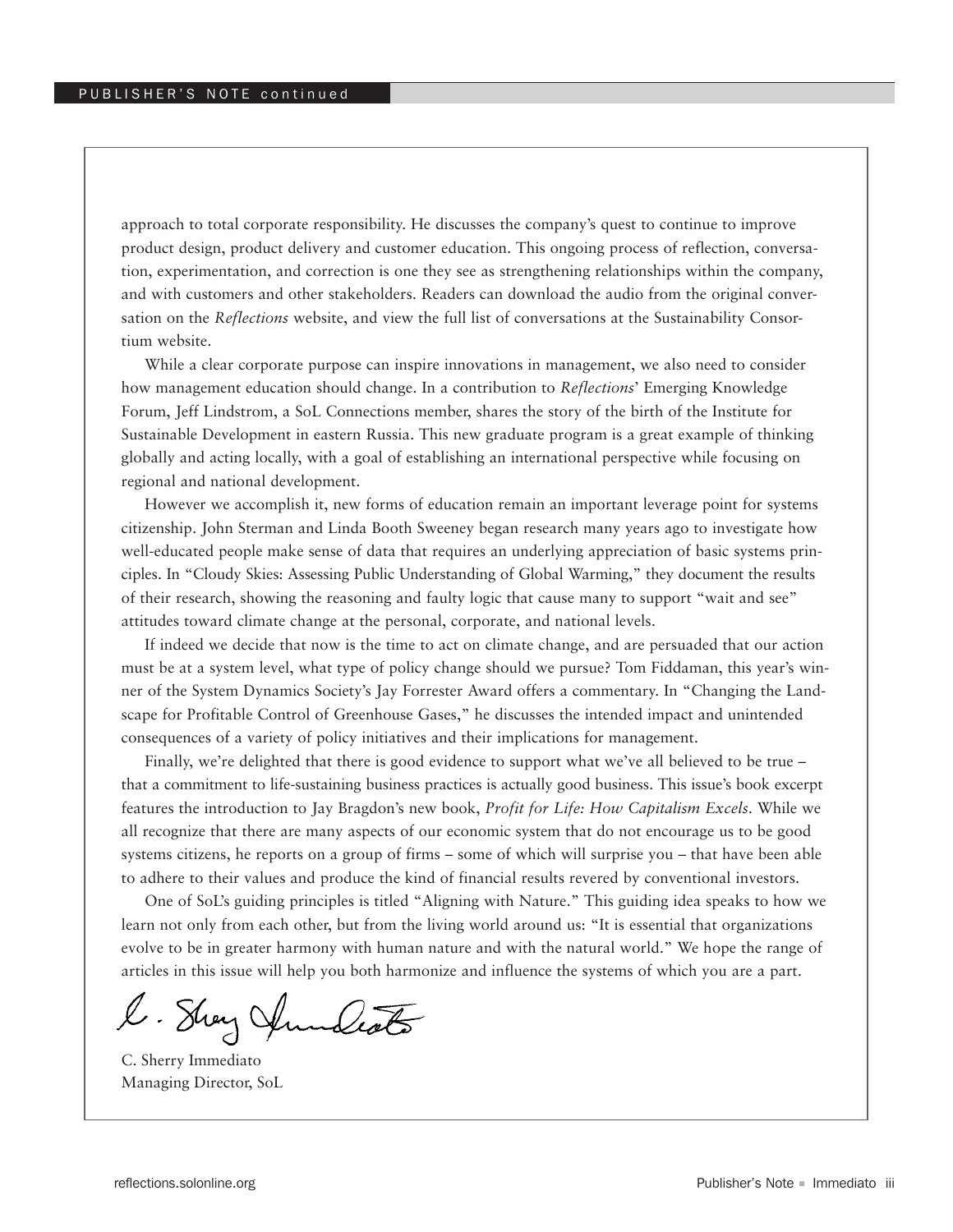approach to total corporate responsibility. He discusses the company's quest to continue to improve product design, product delivery and customer education. This ongoing process of reflection, conversation, experimentation, and correction is one they see as strengthening relationships within the company, and with customers and other stakeholders. Readers can download the audio from the original conversation on the *Reflections* website, and view the full list of conversations at the Sustainability Consortium website.

While a clear corporate purpose can inspire innovations in management, we also need to consider how management education should change. In a contribution to *Reflections*' Emerging Knowledge Forum, Jeff Lindstrom, a SoL Connections member, shares the story of the birth of the Institute for Sustainable Development in eastern Russia. This new graduate program is a great example of thinking globally and acting locally, with a goal of establishing an international perspective while focusing on regional and national development.

However we accomplish it, new forms of education remain an important leverage point for systems citizenship. John Sterman and Linda Booth Sweeney began research many years ago to investigate how well-educated people make sense of data that requires an underlying appreciation of basic systems principles. In "Cloudy Skies: Assessing Public Understanding of Global Warming," they document the results of their research, showing the reasoning and faulty logic that cause many to support "wait and see" attitudes toward climate change at the personal, corporate, and national levels.

If indeed we decide that now is the time to act on climate change, and are persuaded that our action must be at a system level, what type of policy change should we pursue? Tom Fiddaman, this year's winner of the System Dynamics Society's Jay Forrester Award offers a commentary. In "Changing the Landscape for Profitable Control of Greenhouse Gases," he discusses the intended impact and unintended consequences of a variety of policy initiatives and their implications for management.

Finally, we're delighted that there is good evidence to support what we've all believed to be true – that a commitment to life-sustaining business practices is actually good business. This issue's book excerpt features the introduction to Jay Bragdon's new book, *Profit for Life: How Capitalism Excels*. While we all recognize that there are many aspects of our economic system that do not encourage us to be good systems citizens, he reports on a group of firms – some of which will surprise you – that have been able to adhere to their values and produce the kind of financial results revered by conventional investors.

One of SoL's guiding principles is titled "Aligning with Nature." This guiding idea speaks to how we learn not only from each other, but from the living world around us: "It is essential that organizations evolve to be in greater harmony with human nature and with the natural world." We hope the range of articles in this issue will help you both harmonize and influence the systems of which you are a part.

C. Sherry Immediato
Managing Director, SoL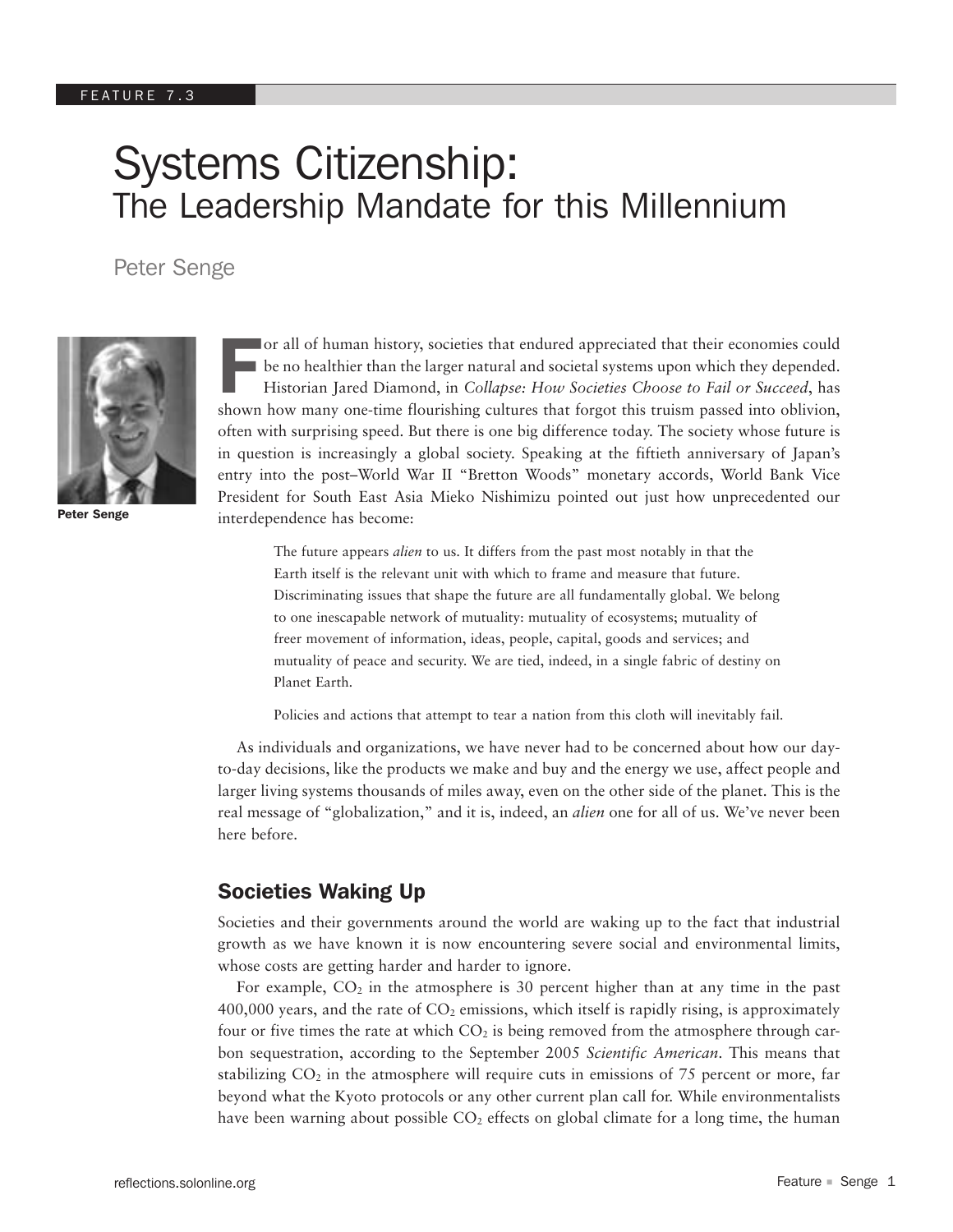FEATURE 7.3

# Systems Citizenship:
## The Leadership Mandate for this Millennium

Peter Senge

Peter Senge

For all of human history, societies that endured appreciated that their economies could be no healthier than the larger natural and societal systems upon which they depended. Historian Jared Diamond, in *Collapse: How Societies Choose to Fail or Succeed*, has shown how many one-time flourishing cultures that forgot this truism passed into oblivion, often with surprising speed. But there is one big difference today. The society whose future is in question is increasingly a global society. Speaking at the fiftieth anniversary of Japan's entry into the post–World War II "Bretton Woods" monetary accords, World Bank Vice President for South East Asia Mieko Nishimizu pointed out just how unprecedented our interdependence has become:

> The future appears *alien* to us. It differs from the past most notably in that the Earth itself is the relevant unit with which to frame and measure that future. Discriminating issues that shape the future are all fundamentally global. We belong to one inescapable network of mutuality: mutuality of ecosystems; mutuality of freer movement of information, ideas, people, capital, goods and services; and mutuality of peace and security. We are tied, indeed, in a single fabric of destiny on Planet Earth.
>
> Policies and actions that attempt to tear a nation from this cloth will inevitably fail.

As individuals and organizations, we have never had to be concerned about how our day-to-day decisions, like the products we make and buy and the energy we use, affect people and larger living systems thousands of miles away, even on the other side of the planet. This is the real message of "globalization," and it is, indeed, an *alien* one for all of us. We've never been here before.

## Societies Waking Up

Societies and their governments around the world are waking up to the fact that industrial growth as we have known it is now encountering severe social and environmental limits, whose costs are getting harder and harder to ignore.

For example, $CO_2$ in the atmosphere is 30 percent higher than at any time in the past 400,000 years, and the rate of $CO_2$ emissions, which itself is rapidly rising, is approximately four or five times the rate at which $CO_2$ is being removed from the atmosphere through carbon sequestration, according to the September 2005 *Scientific American*. This means that stabilizing $CO_2$ in the atmosphere will require cuts in emissions of 75 percent or more, far beyond what the Kyoto protocols or any other current plan call for. While environmentalists have been warning about possible $CO_2$ effects on global climate for a long time, the human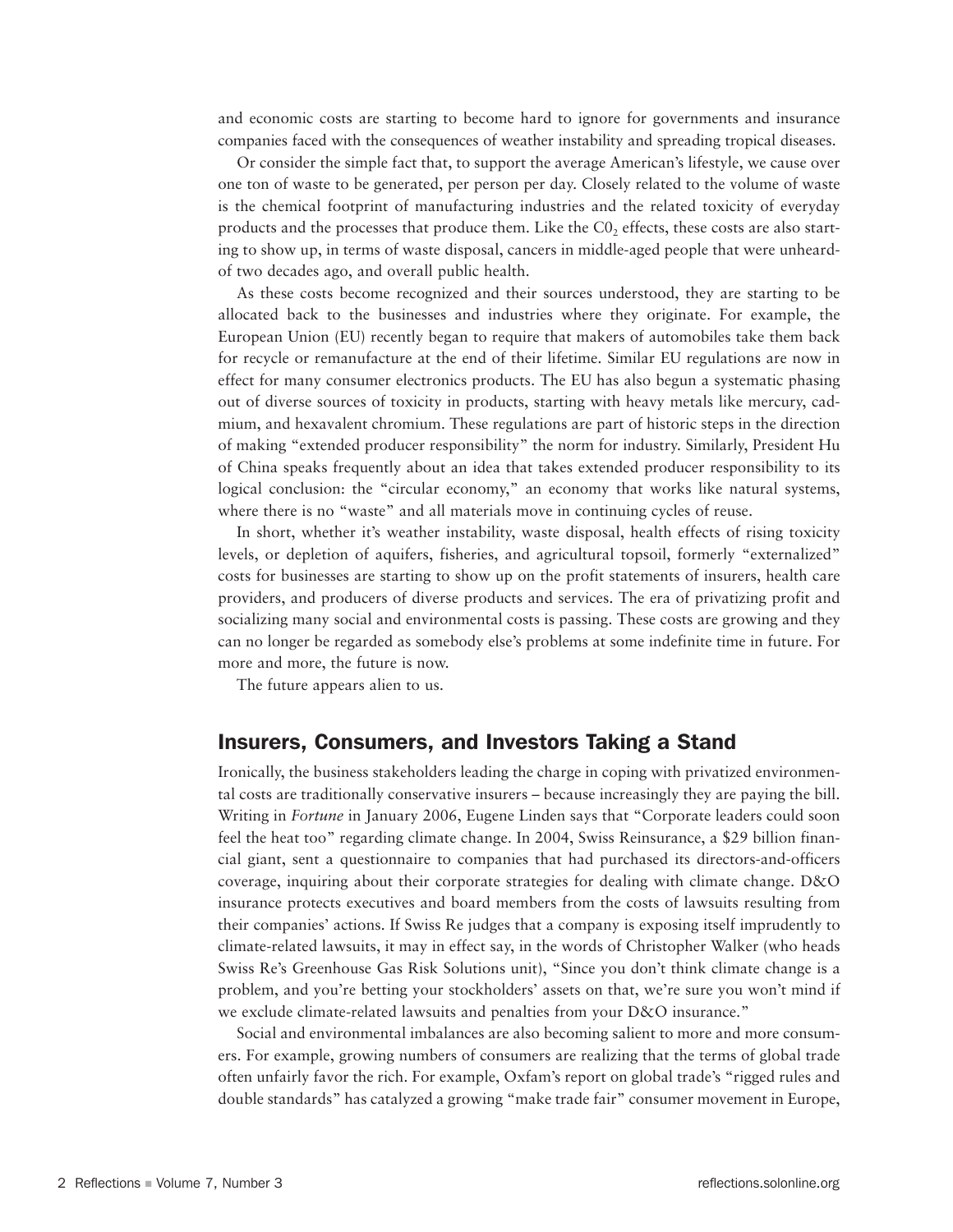and economic costs are starting to become hard to ignore for governments and insurance companies faced with the consequences of weather instability and spreading tropical diseases.

Or consider the simple fact that, to support the average American's lifestyle, we cause over one ton of waste to be generated, per person per day. Closely related to the volume of waste is the chemical footprint of manufacturing industries and the related toxicity of everyday products and the processes that produce them. Like the $C0_2$ effects, these costs are also starting to show up, in terms of waste disposal, cancers in middle-aged people that were unheard-of two decades ago, and overall public health.

As these costs become recognized and their sources understood, they are starting to be allocated back to the businesses and industries where they originate. For example, the European Union (EU) recently began to require that makers of automobiles take them back for recycle or remanufacture at the end of their lifetime. Similar EU regulations are now in effect for many consumer electronics products. The EU has also begun a systematic phasing out of diverse sources of toxicity in products, starting with heavy metals like mercury, cadmium, and hexavalent chromium. These regulations are part of historic steps in the direction of making "extended producer responsibility" the norm for industry. Similarly, President Hu of China speaks frequently about an idea that takes extended producer responsibility to its logical conclusion: the "circular economy," an economy that works like natural systems, where there is no "waste" and all materials move in continuing cycles of reuse.

In short, whether it's weather instability, waste disposal, health effects of rising toxicity levels, or depletion of aquifers, fisheries, and agricultural topsoil, formerly "externalized" costs for businesses are starting to show up on the profit statements of insurers, health care providers, and producers of diverse products and services. The era of privatizing profit and socializing many social and environmental costs is passing. These costs are growing and they can no longer be regarded as somebody else's problems at some indefinite time in future. For more and more, the future is now.

The future appears alien to us.

## Insurers, Consumers, and Investors Taking a Stand

Ironically, the business stakeholders leading the charge in coping with privatized environmental costs are traditionally conservative insurers – because increasingly they are paying the bill. Writing in *Fortune* in January 2006, Eugene Linden says that "Corporate leaders could soon feel the heat too" regarding climate change. In 2004, Swiss Reinsurance, a $29 billion financial giant, sent a questionnaire to companies that had purchased its directors-and-officers coverage, inquiring about their corporate strategies for dealing with climate change. D&O insurance protects executives and board members from the costs of lawsuits resulting from their companies' actions. If Swiss Re judges that a company is exposing itself imprudently to climate-related lawsuits, it may in effect say, in the words of Christopher Walker (who heads Swiss Re's Greenhouse Gas Risk Solutions unit), "Since you don't think climate change is a problem, and you're betting your stockholders' assets on that, we're sure you won't mind if we exclude climate-related lawsuits and penalties from your D&O insurance."

Social and environmental imbalances are also becoming salient to more and more consumers. For example, growing numbers of consumers are realizing that the terms of global trade often unfairly favor the rich. For example, Oxfam's report on global trade's "rigged rules and double standards" has catalyzed a growing "make trade fair" consumer movement in Europe,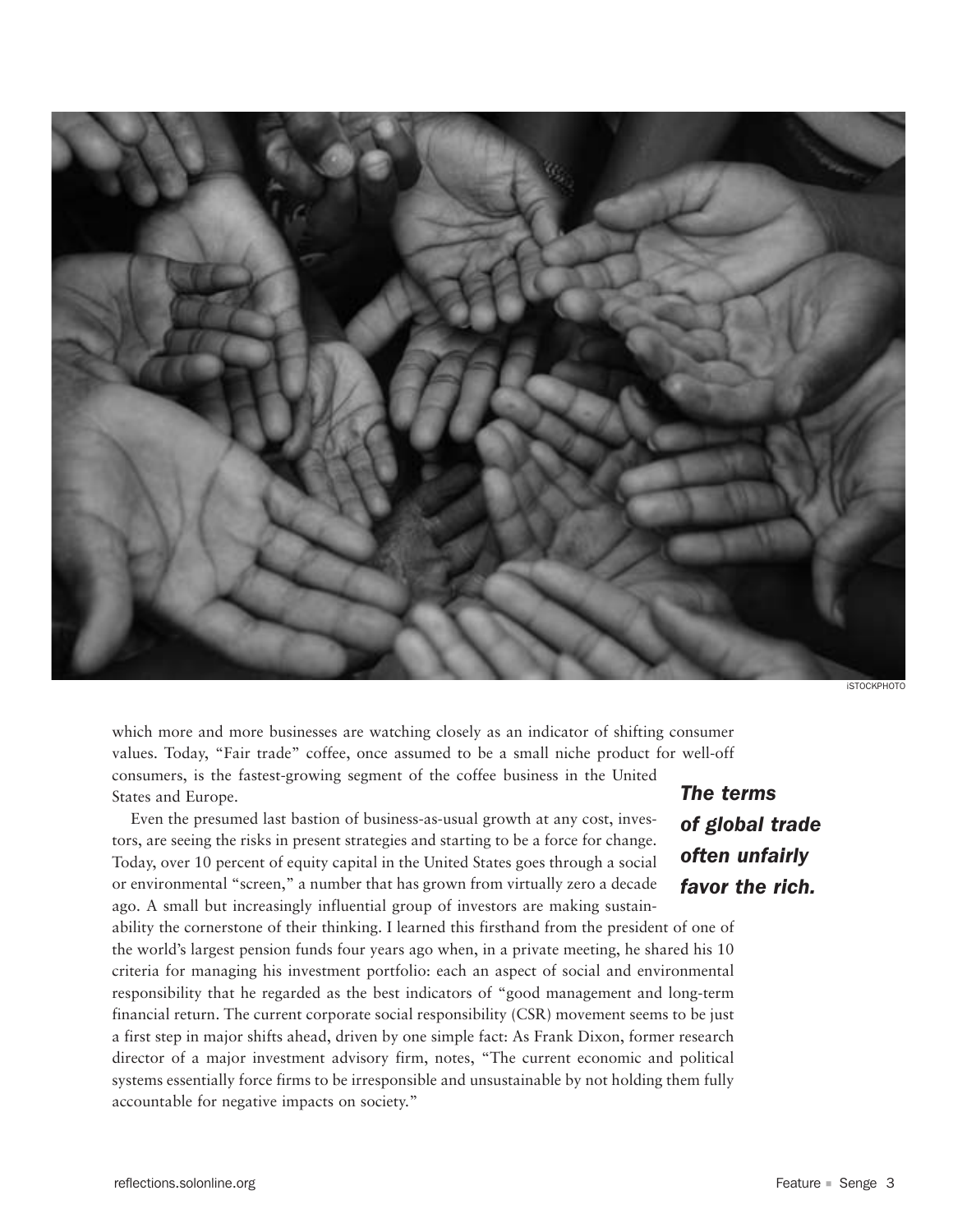which more and more businesses are watching closely as an indicator of shifting consumer values. Today, "Fair trade" coffee, once assumed to be a small niche product for well-off consumers, is the fastest-growing segment of the coffee business in the United States and Europe.

***The terms of global trade often unfairly favor the rich.***

Even the presumed last bastion of business-as-usual growth at any cost, investors, are seeing the risks in present strategies and starting to be a force for change. Today, over 10 percent of equity capital in the United States goes through a social or environmental "screen," a number that has grown from virtually zero a decade ago. A small but increasingly influential group of investors are making sustainability the cornerstone of their thinking. I learned this firsthand from the president of one of the world's largest pension funds four years ago when, in a private meeting, he shared his 10 criteria for managing his investment portfolio: each an aspect of social and environmental responsibility that he regarded as the best indicators of "good management and long-term financial return. The current corporate social responsibility (CSR) movement seems to be just a first step in major shifts ahead, driven by one simple fact: As Frank Dixon, former research director of a major investment advisory firm, notes, "The current economic and political systems essentially force firms to be irresponsible and unsustainable by not holding them fully accountable for negative impacts on society."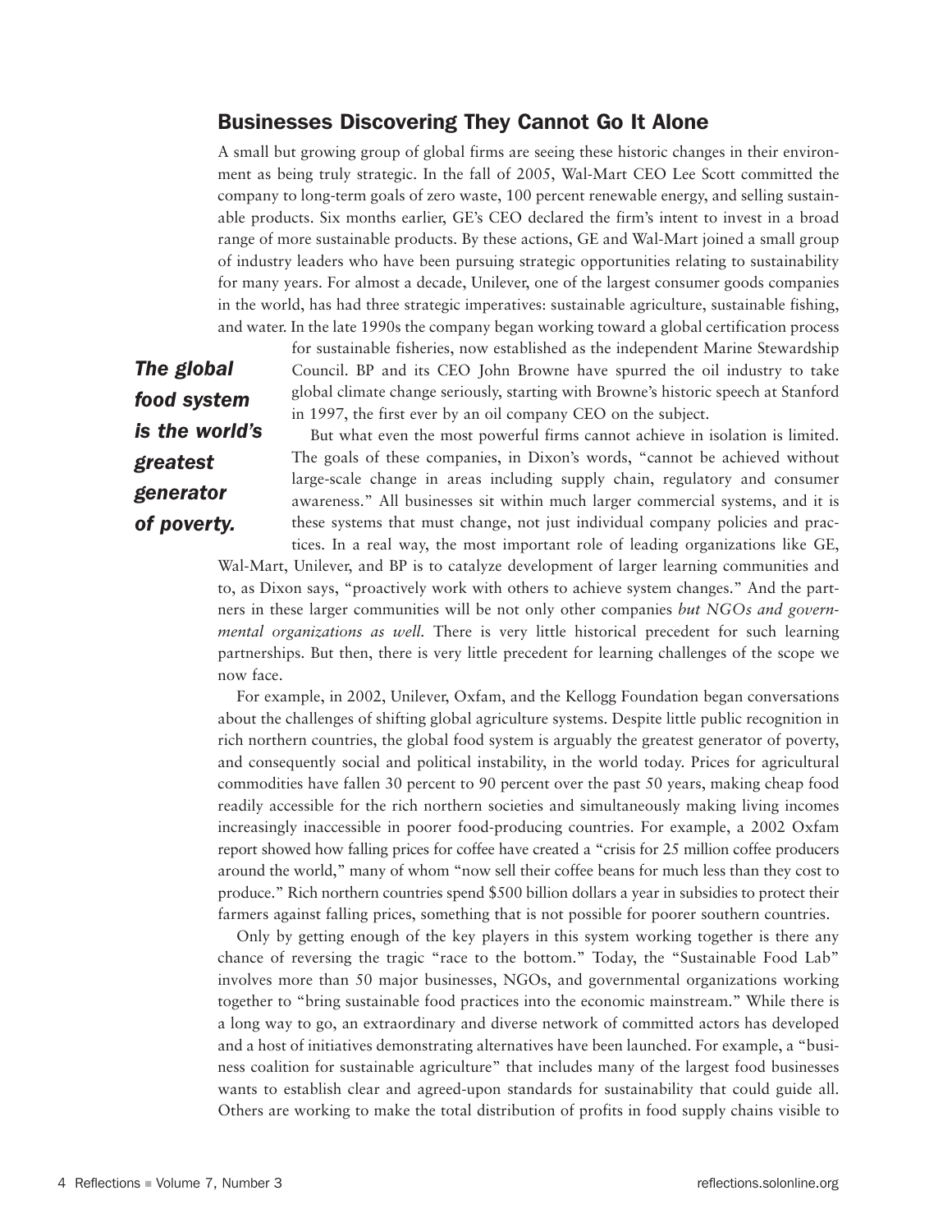## Businesses Discovering They Cannot Go It Alone

A small but growing group of global firms are seeing these historic changes in their environment as being truly strategic. In the fall of 2005, Wal-Mart CEO Lee Scott committed the company to long-term goals of zero waste, 100 percent renewable energy, and selling sustainable products. Six months earlier, GE's CEO declared the firm's intent to invest in a broad range of more sustainable products. By these actions, GE and Wal-Mart joined a small group of industry leaders who have been pursuing strategic opportunities relating to sustainability for many years. For almost a decade, Unilever, one of the largest consumer goods companies in the world, has had three strategic imperatives: sustainable agriculture, sustainable fishing, and water. In the late 1990s the company began working toward a global certification process for sustainable fisheries, now established as the independent Marine Stewardship Council. BP and its CEO John Browne have spurred the oil industry to take global climate change seriously, starting with Browne's historic speech at Stanford in 1997, the first ever by an oil company CEO on the subject.

***The global food system is the world's greatest generator of poverty.***

But what even the most powerful firms cannot achieve in isolation is limited. The goals of these companies, in Dixon's words, "cannot be achieved without large-scale change in areas including supply chain, regulatory and consumer awareness." All businesses sit within much larger commercial systems, and it is these systems that must change, not just individual company policies and practices. In a real way, the most important role of leading organizations like GE, Wal-Mart, Unilever, and BP is to catalyze development of larger learning communities and to, as Dixon says, "proactively work with others to achieve system changes." And the partners in these larger communities will be not only other companies *but NGOs and governmental organizations as well.* There is very little historical precedent for such learning partnerships. But then, there is very little precedent for learning challenges of the scope we now face.

For example, in 2002, Unilever, Oxfam, and the Kellogg Foundation began conversations about the challenges of shifting global agriculture systems. Despite little public recognition in rich northern countries, the global food system is arguably the greatest generator of poverty, and consequently social and political instability, in the world today. Prices for agricultural commodities have fallen 30 percent to 90 percent over the past 50 years, making cheap food readily accessible for the rich northern societies and simultaneously making living incomes increasingly inaccessible in poorer food-producing countries. For example, a 2002 Oxfam report showed how falling prices for coffee have created a "crisis for 25 million coffee producers around the world," many of whom "now sell their coffee beans for much less than they cost to produce." Rich northern countries spend $500 billion dollars a year in subsidies to protect their farmers against falling prices, something that is not possible for poorer southern countries.

Only by getting enough of the key players in this system working together is there any chance of reversing the tragic "race to the bottom." Today, the "Sustainable Food Lab" involves more than 50 major businesses, NGOs, and governmental organizations working together to "bring sustainable food practices into the economic mainstream." While there is a long way to go, an extraordinary and diverse network of committed actors has developed and a host of initiatives demonstrating alternatives have been launched. For example, a "business coalition for sustainable agriculture" that includes many of the largest food businesses wants to establish clear and agreed-upon standards for sustainability that could guide all. Others are working to make the total distribution of profits in food supply chains visible to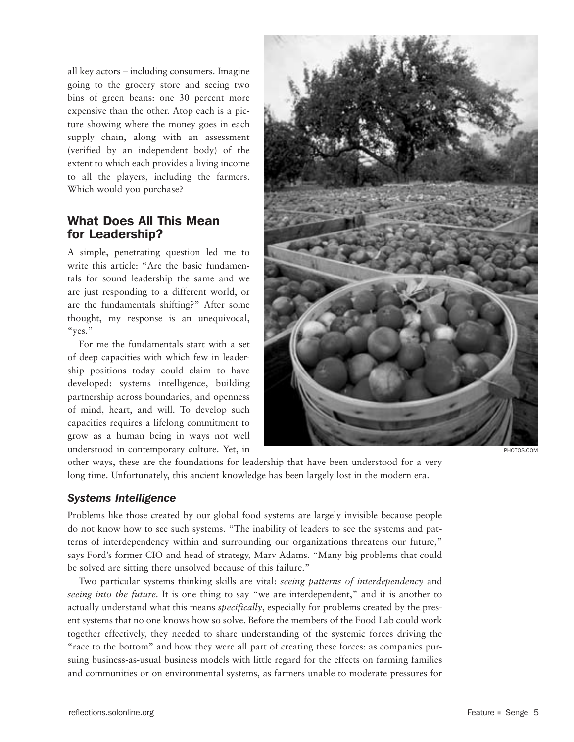all key actors – including consumers. Imagine going to the grocery store and seeing two bins of green beans: one 30 percent more expensive than the other. Atop each is a picture showing where the money goes in each supply chain, along with an assessment (verified by an independent body) of the extent to which each provides a living income to all the players, including the farmers. Which would you purchase?

## What Does All This Mean for Leadership?

A simple, penetrating question led me to write this article: "Are the basic fundamentals for sound leadership the same and we are just responding to a different world, or are the fundamentals shifting?" After some thought, my response is an unequivocal, "yes."

For me the fundamentals start with a set of deep capacities with which few in leadership positions today could claim to have developed: systems intelligence, building partnership across boundaries, and openness of mind, heart, and will. To develop such capacities requires a lifelong commitment to grow as a human being in ways not well understood in contemporary culture. Yet, in other ways, these are the foundations for leadership that have been understood for a very long time. Unfortunately, this ancient knowledge has been largely lost in the modern era.

PHOTOS.COM

### *Systems Intelligence*

Problems like those created by our global food systems are largely invisible because people do not know how to see such systems. "The inability of leaders to see the systems and patterns of interdependency within and surrounding our organizations threatens our future," says Ford's former CIO and head of strategy, Marv Adams. "Many big problems that could be solved are sitting there unsolved because of this failure."

Two particular systems thinking skills are vital: *seeing patterns of interdependency* and *seeing into the future*. It is one thing to say "we are interdependent," and it is another to actually understand what this means *specifically*, especially for problems created by the present systems that no one knows how so solve. Before the members of the Food Lab could work together effectively, they needed to share understanding of the systemic forces driving the "race to the bottom" and how they were all part of creating these forces: as companies pursuing business-as-usual business models with little regard for the effects on farming families and communities or on environmental systems, as farmers unable to moderate pressures for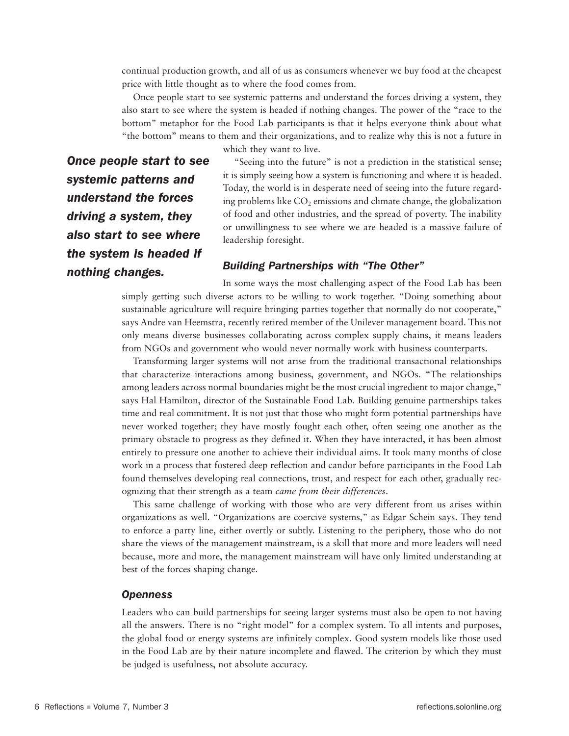continual production growth, and all of us as consumers whenever we buy food at the cheapest price with little thought as to where the food comes from.

Once people start to see systemic patterns and understand the forces driving a system, they also start to see where the system is headed if nothing changes. The power of the "race to the bottom" metaphor for the Food Lab participants is that it helps everyone think about what "the bottom" means to them and their organizations, and to realize why this is not a future in which they want to live.

***Once people start to see systemic patterns and understand the forces driving a system, they also start to see where the system is headed if nothing changes.***

"Seeing into the future" is not a prediction in the statistical sense; it is simply seeing how a system is functioning and where it is headed. Today, the world is in desperate need of seeing into the future regarding problems like $CO_2$ emissions and climate change, the globalization of food and other industries, and the spread of poverty. The inability or unwillingness to see where we are headed is a massive failure of leadership foresight.

### *Building Partnerships with "The Other"*

In some ways the most challenging aspect of the Food Lab has been simply getting such diverse actors to be willing to work together. "Doing something about sustainable agriculture will require bringing parties together that normally do not cooperate," says Andre van Heemstra, recently retired member of the Unilever management board. This not only means diverse businesses collaborating across complex supply chains, it means leaders from NGOs and government who would never normally work with business counterparts.

Transforming larger systems will not arise from the traditional transactional relationships that characterize interactions among business, government, and NGOs. "The relationships among leaders across normal boundaries might be the most crucial ingredient to major change," says Hal Hamilton, director of the Sustainable Food Lab. Building genuine partnerships takes time and real commitment. It is not just that those who might form potential partnerships have never worked together; they have mostly fought each other, often seeing one another as the primary obstacle to progress as they defined it. When they have interacted, it has been almost entirely to pressure one another to achieve their individual aims. It took many months of close work in a process that fostered deep reflection and candor before participants in the Food Lab found themselves developing real connections, trust, and respect for each other, gradually recognizing that their strength as a team *came from their differences*.

This same challenge of working with those who are very different from us arises within organizations as well. "Organizations are coercive systems," as Edgar Schein says. They tend to enforce a party line, either overtly or subtly. Listening to the periphery, those who do not share the views of the management mainstream, is a skill that more and more leaders will need because, more and more, the management mainstream will have only limited understanding at best of the forces shaping change.

### *Openness*

Leaders who can build partnerships for seeing larger systems must also be open to not having all the answers. There is no "right model" for a complex system. To all intents and purposes, the global food or energy systems are infinitely complex. Good system models like those used in the Food Lab are by their nature incomplete and flawed. The criterion by which they must be judged is usefulness, not absolute accuracy.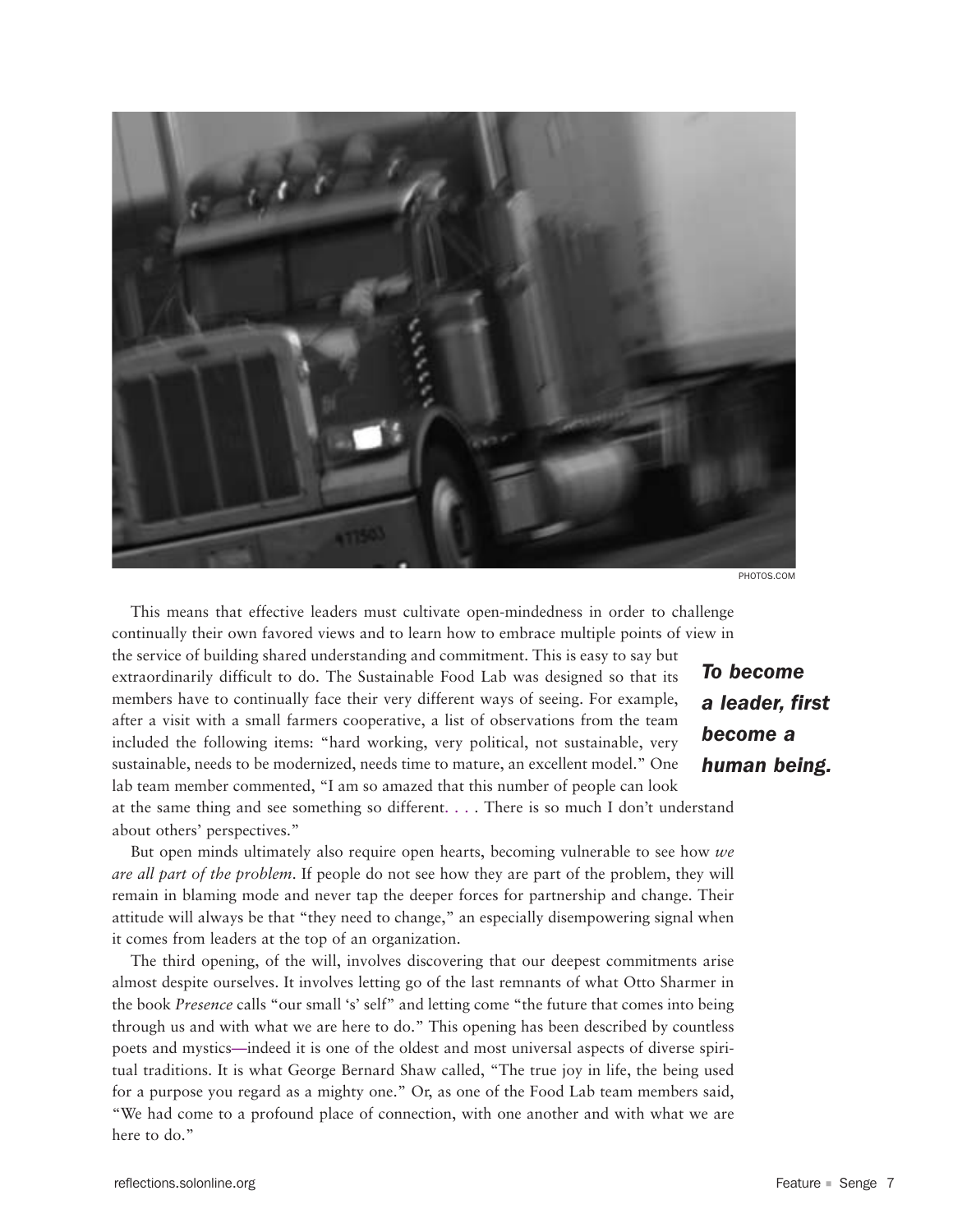PHOTOS.COM

This means that effective leaders must cultivate open-mindedness in order to challenge continually their own favored views and to learn how to embrace multiple points of view in the service of building shared understanding and commitment. This is easy to say but extraordinarily difficult to do. The Sustainable Food Lab was designed so that its members have to continually face their very different ways of seeing. For example, after a visit with a small farmers cooperative, a list of observations from the team included the following items: "hard working, very political, not sustainable, very sustainable, needs to be modernized, needs time to mature, an excellent model." One lab team member commented, "I am so amazed that this number of people can look at the same thing and see something so different. . . . There is so much I don't understand about others' perspectives."

***To become a leader, first become a human being.***

But open minds ultimately also require open hearts, becoming vulnerable to see how *we are all part of the problem*. If people do not see how they are part of the problem, they will remain in blaming mode and never tap the deeper forces for partnership and change. Their attitude will always be that "they need to change," an especially disempowering signal when it comes from leaders at the top of an organization.

The third opening, of the will, involves discovering that our deepest commitments arise almost despite ourselves. It involves letting go of the last remnants of what Otto Sharmer in the book *Presence* calls "our small 's' self" and letting come "the future that comes into being through us and with what we are here to do." This opening has been described by countless poets and mystics—indeed it is one of the oldest and most universal aspects of diverse spiritual traditions. It is what George Bernard Shaw called, "The true joy in life, the being used for a purpose you regard as a mighty one." Or, as one of the Food Lab team members said, "We had come to a profound place of connection, with one another and with what we are here to do."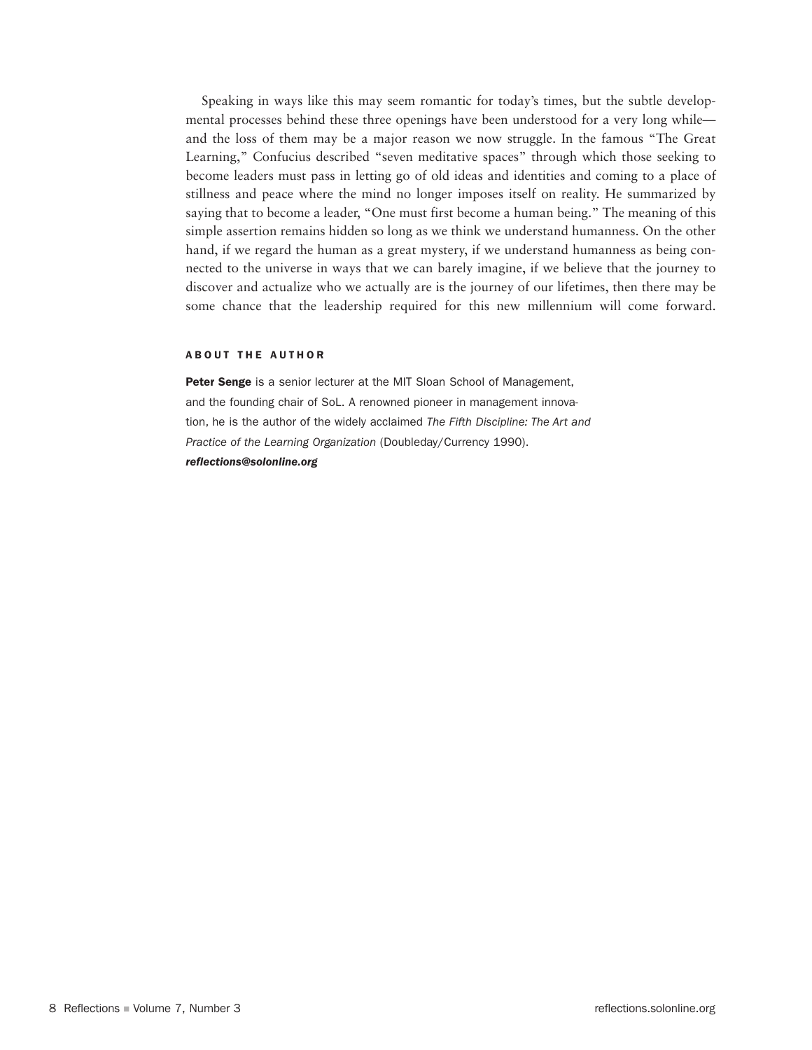Speaking in ways like this may seem romantic for today's times, but the subtle developmental processes behind these three openings have been understood for a very long while—and the loss of them may be a major reason we now struggle. In the famous "The Great Learning," Confucius described "seven meditative spaces" through which those seeking to become leaders must pass in letting go of old ideas and identities and coming to a place of stillness and peace where the mind no longer imposes itself on reality. He summarized by saying that to become a leader, "One must first become a human being." The meaning of this simple assertion remains hidden so long as we think we understand humanness. On the other hand, if we regard the human as a great mystery, if we understand humanness as being connected to the universe in ways that we can barely imagine, if we believe that the journey to discover and actualize who we actually are is the journey of our lifetimes, then there may be some chance that the leadership required for this new millennium will come forward.

### ABOUT THE AUTHOR

**Peter Senge** is a senior lecturer at the MIT Sloan School of Management, and the founding chair of SoL. A renowned pioneer in management innovation, he is the author of the widely acclaimed *The Fifth Discipline: The Art and Practice of the Learning Organization* (Doubleday/Currency 1990).
***reflections@solonline.org***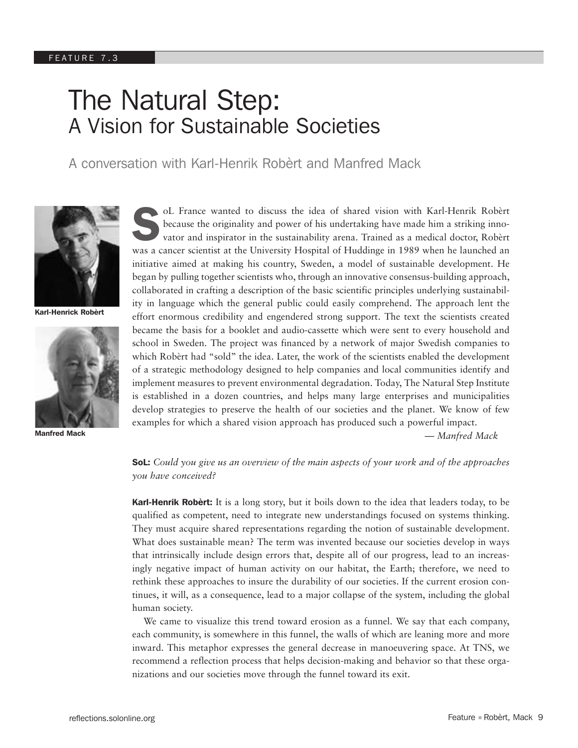FEATURE 7.3

# The Natural Step:
## A Vision for Sustainable Societies

### A conversation with Karl-Henrik Robèrt and Manfred Mack

Karl-Henrick Robèrt

Manfred Mack

SoL France wanted to discuss the idea of shared vision with Karl-Henrik Robèrt because the originality and power of his undertaking have made him a striking innovator and inspirator in the sustainability arena. Trained as a medical doctor, Robèrt was a cancer scientist at the University Hospital of Huddinge in 1989 when he launched an initiative aimed at making his country, Sweden, a model of sustainable development. He began by pulling together scientists who, through an innovative consensus-building approach, collaborated in crafting a description of the basic scientific principles underlying sustainability in language which the general public could easily comprehend. The approach lent the effort enormous credibility and engendered strong support. The text the scientists created became the basis for a booklet and audio-cassette which were sent to every household and school in Sweden. The project was financed by a network of major Swedish companies to which Robèrt had "sold" the idea. Later, the work of the scientists enabled the development of a strategic methodology designed to help companies and local communities identify and implement measures to prevent environmental degradation. Today, The Natural Step Institute is established in a dozen countries, and helps many large enterprises and municipalities develop strategies to preserve the health of our societies and the planet. We know of few examples for which a shared vision approach has produced such a powerful impact.

*— Manfred Mack*

**SoL:** *Could you give us an overview of the main aspects of your work and of the approaches you have conceived?*

**Karl-Henrik Robèrt:** It is a long story, but it boils down to the idea that leaders today, to be qualified as competent, need to integrate new understandings focused on systems thinking. They must acquire shared representations regarding the notion of sustainable development. What does sustainable mean? The term was invented because our societies develop in ways that intrinsically include design errors that, despite all of our progress, lead to an increasingly negative impact of human activity on our habitat, the Earth; therefore, we need to rethink these approaches to insure the durability of our societies. If the current erosion continues, it will, as a consequence, lead to a major collapse of the system, including the global human society.

We came to visualize this trend toward erosion as a funnel. We say that each company, each community, is somewhere in this funnel, the walls of which are leaning more and more inward. This metaphor expresses the general decrease in manoeuvering space. At TNS, we recommend a reflection process that helps decision-making and behavior so that these organizations and our societies move through the funnel toward its exit.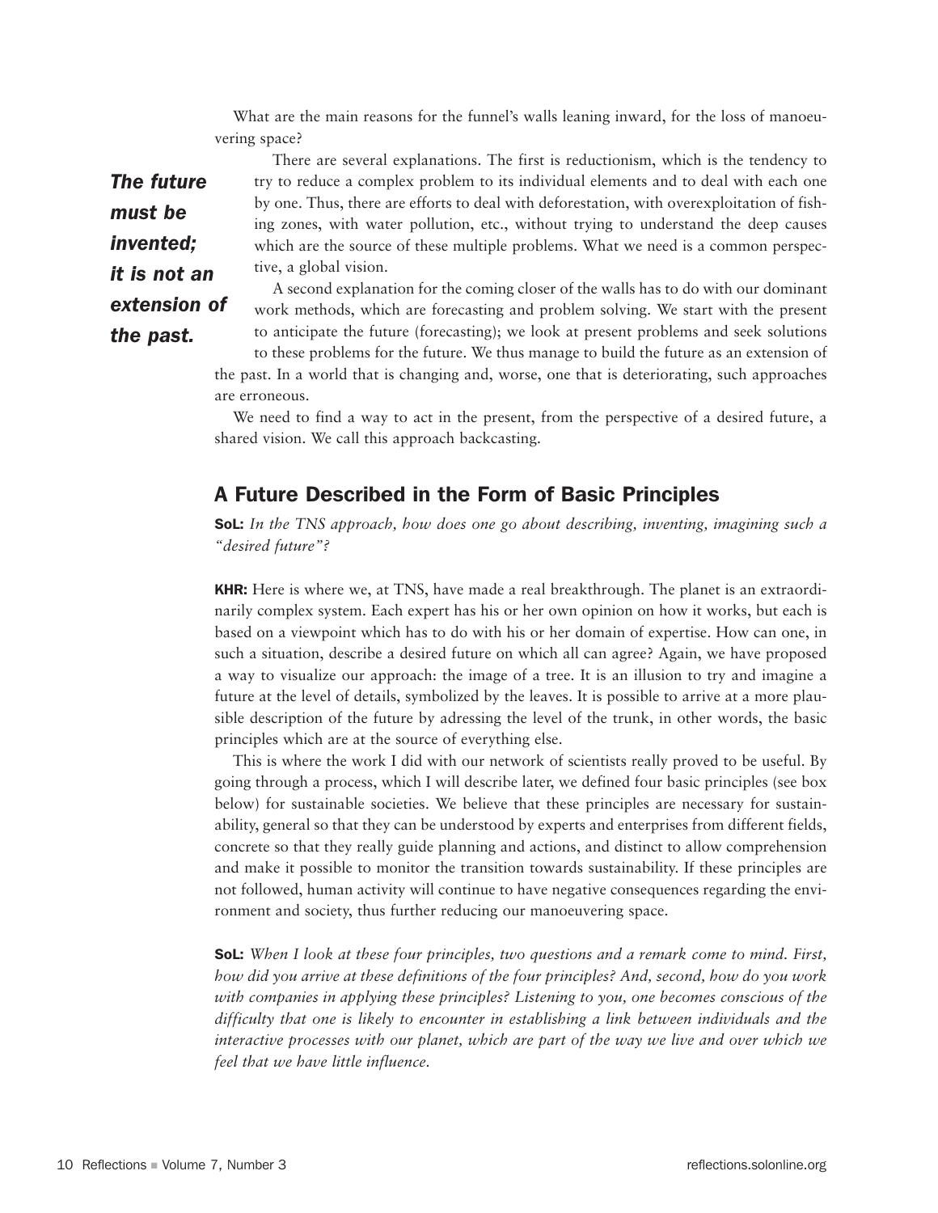What are the main reasons for the funnel's walls leaning inward, for the loss of manoeuvering space?

***The future must be invented; it is not an extension of the past.***

There are several explanations. The first is reductionism, which is the tendency to try to reduce a complex problem to its individual elements and to deal with each one by one. Thus, there are efforts to deal with deforestation, with overexploitation of fishing zones, with water pollution, etc., without trying to understand the deep causes which are the source of these multiple problems. What we need is a common perspective, a global vision.

A second explanation for the coming closer of the walls has to do with our dominant work methods, which are forecasting and problem solving. We start with the present to anticipate the future (forecasting); we look at present problems and seek solutions to these problems for the future. We thus manage to build the future as an extension of the past. In a world that is changing and, worse, one that is deteriorating, such approaches are erroneous.

We need to find a way to act in the present, from the perspective of a desired future, a shared vision. We call this approach backcasting.

## A Future Described in the Form of Basic Principles

**SoL:** *In the TNS approach, how does one go about describing, inventing, imagining such a "desired future"?*

**KHR:** Here is where we, at TNS, have made a real breakthrough. The planet is an extraordinarily complex system. Each expert has his or her own opinion on how it works, but each is based on a viewpoint which has to do with his or her domain of expertise. How can one, in such a situation, describe a desired future on which all can agree? Again, we have proposed a way to visualize our approach: the image of a tree. It is an illusion to try and imagine a future at the level of details, symbolized by the leaves. It is possible to arrive at a more plausible description of the future by adressing the level of the trunk, in other words, the basic principles which are at the source of everything else.

This is where the work I did with our network of scientists really proved to be useful. By going through a process, which I will describe later, we defined four basic principles (see box below) for sustainable societies. We believe that these principles are necessary for sustainability, general so that they can be understood by experts and enterprises from different fields, concrete so that they really guide planning and actions, and distinct to allow comprehension and make it possible to monitor the transition towards sustainability. If these principles are not followed, human activity will continue to have negative consequences regarding the environment and society, thus further reducing our manoeuvering space.

**SoL:** *When I look at these four principles, two questions and a remark come to mind. First, how did you arrive at these definitions of the four principles? And, second, how do you work with companies in applying these principles? Listening to you, one becomes conscious of the difficulty that one is likely to encounter in establishing a link between individuals and the interactive processes with our planet, which are part of the way we live and over which we feel that we have little influence.*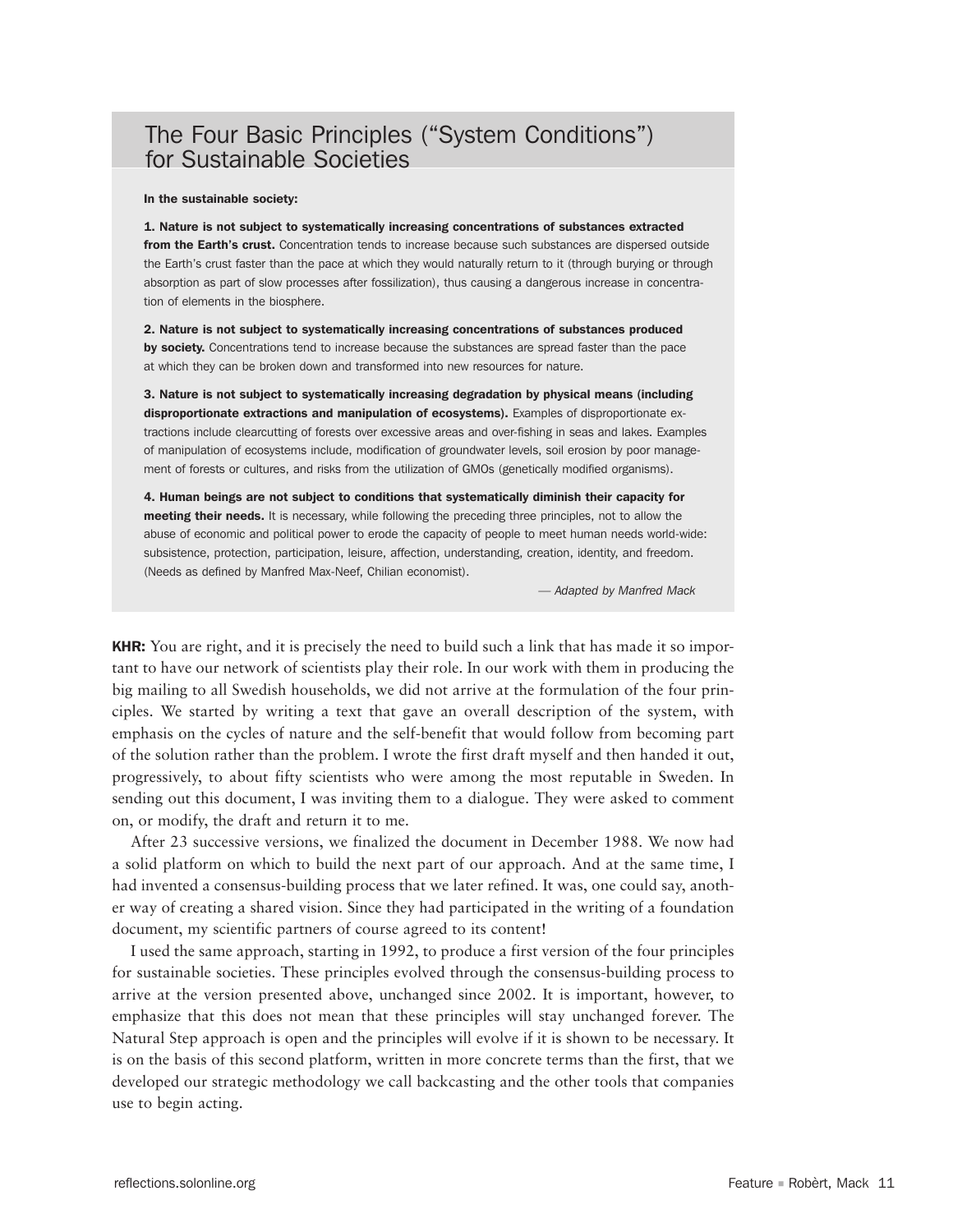## The Four Basic Principles ("System Conditions") for Sustainable Societies

**In the sustainable society:**

**1. Nature is not subject to systematically increasing concentrations of substances extracted from the Earth's crust.** Concentration tends to increase because such substances are dispersed outside the Earth's crust faster than the pace at which they would naturally return to it (through burying or through absorption as part of slow processes after fossilization), thus causing a dangerous increase in concentration of elements in the biosphere.

**2. Nature is not subject to systematically increasing concentrations of substances produced by society.** Concentrations tend to increase because the substances are spread faster than the pace at which they can be broken down and transformed into new resources for nature.

**3. Nature is not subject to systematically increasing degradation by physical means (including disproportionate extractions and manipulation of ecosystems).** Examples of disproportionate extractions include clearcutting of forests over excessive areas and over-fishing in seas and lakes. Examples of manipulation of ecosystems include, modification of groundwater levels, soil erosion by poor management of forests or cultures, and risks from the utilization of GMOs (genetically modified organisms).

**4. Human beings are not subject to conditions that systematically diminish their capacity for meeting their needs.** It is necessary, while following the preceding three principles, not to allow the abuse of economic and political power to erode the capacity of people to meet human needs world-wide: subsistence, protection, participation, leisure, affection, understanding, creation, identity, and freedom. (Needs as defined by Manfred Max-Neef, Chilian economist).

*— Adapted by Manfred Mack*

**KHR:** You are right, and it is precisely the need to build such a link that has made it so important to have our network of scientists play their role. In our work with them in producing the big mailing to all Swedish households, we did not arrive at the formulation of the four principles. We started by writing a text that gave an overall description of the system, with emphasis on the cycles of nature and the self-benefit that would follow from becoming part of the solution rather than the problem. I wrote the first draft myself and then handed it out, progressively, to about fifty scientists who were among the most reputable in Sweden. In sending out this document, I was inviting them to a dialogue. They were asked to comment on, or modify, the draft and return it to me.

After 23 successive versions, we finalized the document in December 1988. We now had a solid platform on which to build the next part of our approach. And at the same time, I had invented a consensus-building process that we later refined. It was, one could say, another way of creating a shared vision. Since they had participated in the writing of a foundation document, my scientific partners of course agreed to its content!

I used the same approach, starting in 1992, to produce a first version of the four principles for sustainable societies. These principles evolved through the consensus-building process to arrive at the version presented above, unchanged since 2002. It is important, however, to emphasize that this does not mean that these principles will stay unchanged forever. The Natural Step approach is open and the principles will evolve if it is shown to be necessary. It is on the basis of this second platform, written in more concrete terms than the first, that we developed our strategic methodology we call backcasting and the other tools that companies use to begin acting.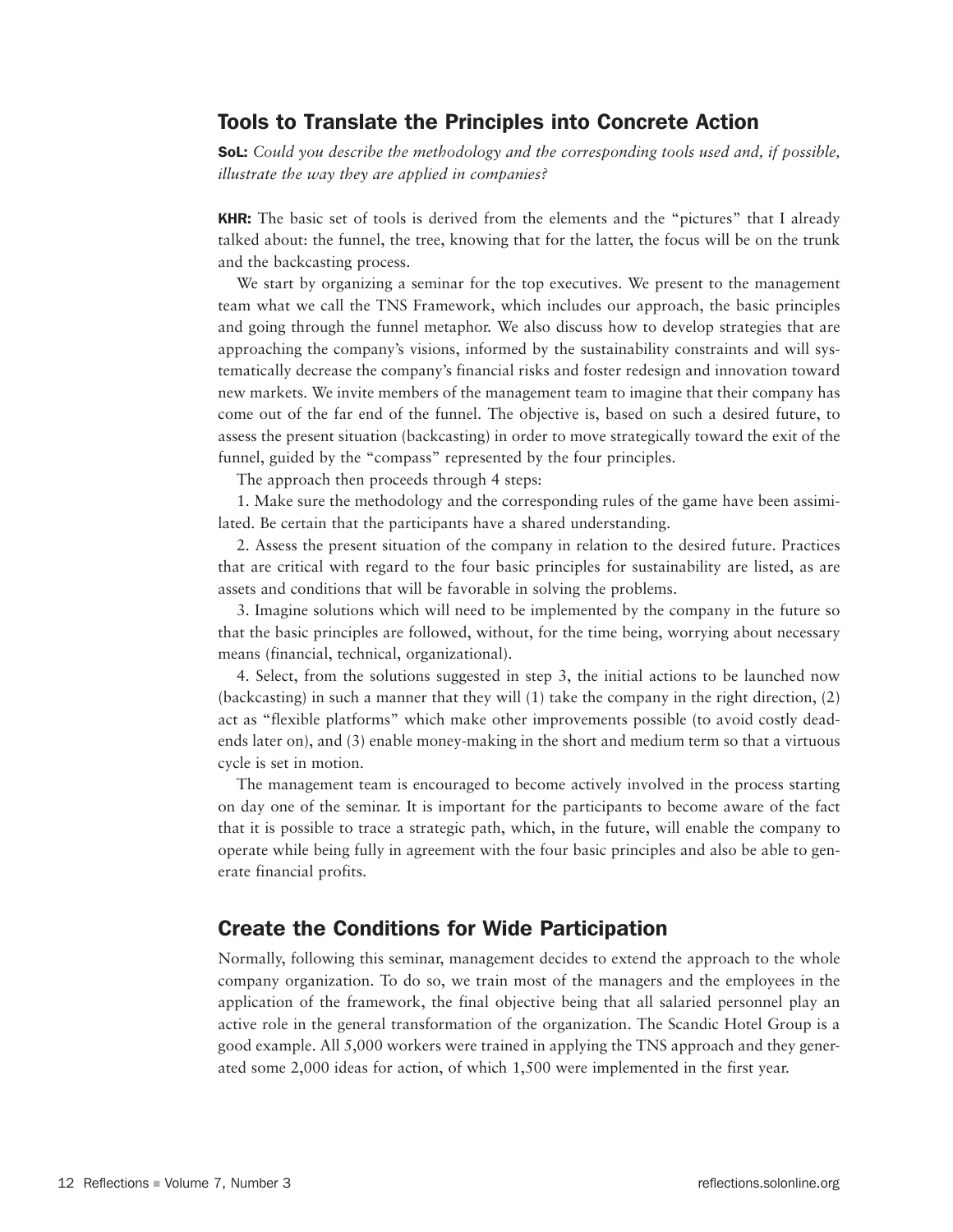## Tools to Translate the Principles into Concrete Action

**SoL:** *Could you describe the methodology and the corresponding tools used and, if possible, illustrate the way they are applied in companies?*

**KHR:** The basic set of tools is derived from the elements and the "pictures" that I already talked about: the funnel, the tree, knowing that for the latter, the focus will be on the trunk and the backcasting process.

We start by organizing a seminar for the top executives. We present to the management team what we call the TNS Framework, which includes our approach, the basic principles and going through the funnel metaphor. We also discuss how to develop strategies that are approaching the company's visions, informed by the sustainability constraints and will systematically decrease the company's financial risks and foster redesign and innovation toward new markets. We invite members of the management team to imagine that their company has come out of the far end of the funnel. The objective is, based on such a desired future, to assess the present situation (backcasting) in order to move strategically toward the exit of the funnel, guided by the "compass" represented by the four principles.

The approach then proceeds through 4 steps:

1. Make sure the methodology and the corresponding rules of the game have been assimilated. Be certain that the participants have a shared understanding.

2. Assess the present situation of the company in relation to the desired future. Practices that are critical with regard to the four basic principles for sustainability are listed, as are assets and conditions that will be favorable in solving the problems.

3. Imagine solutions which will need to be implemented by the company in the future so that the basic principles are followed, without, for the time being, worrying about necessary means (financial, technical, organizational).

4. Select, from the solutions suggested in step 3, the initial actions to be launched now (backcasting) in such a manner that they will (1) take the company in the right direction, (2) act as "flexible platforms" which make other improvements possible (to avoid costly dead-ends later on), and (3) enable money-making in the short and medium term so that a virtuous cycle is set in motion.

The management team is encouraged to become actively involved in the process starting on day one of the seminar. It is important for the participants to become aware of the fact that it is possible to trace a strategic path, which, in the future, will enable the company to operate while being fully in agreement with the four basic principles and also be able to generate financial profits.

## Create the Conditions for Wide Participation

Normally, following this seminar, management decides to extend the approach to the whole company organization. To do so, we train most of the managers and the employees in the application of the framework, the final objective being that all salaried personnel play an active role in the general transformation of the organization. The Scandic Hotel Group is a good example. All 5,000 workers were trained in applying the TNS approach and they generated some 2,000 ideas for action, of which 1,500 were implemented in the first year.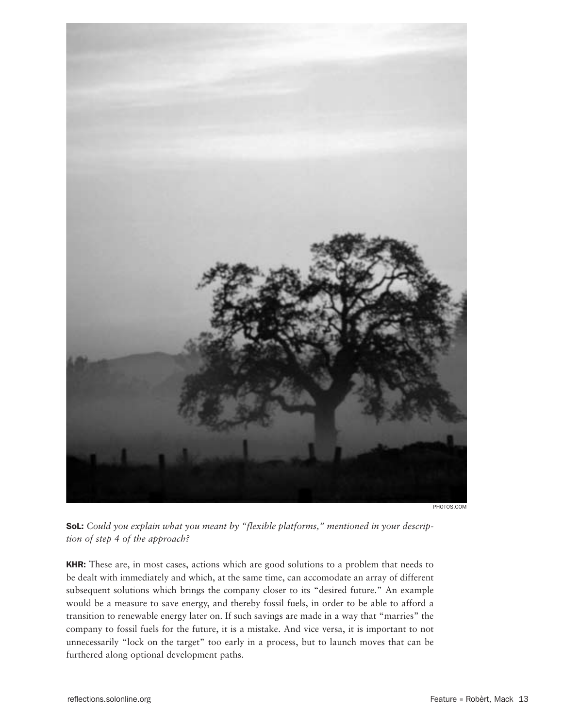PHOTOS.COM

**SoL:** *Could you explain what you meant by "flexible platforms," mentioned in your description of step 4 of the approach?*

**KHR:** These are, in most cases, actions which are good solutions to a problem that needs to be dealt with immediately and which, at the same time, can accomodate an array of different subsequent solutions which brings the company closer to its "desired future." An example would be a measure to save energy, and thereby fossil fuels, in order to be able to afford a transition to renewable energy later on. If such savings are made in a way that "marries" the company to fossil fuels for the future, it is a mistake. And vice versa, it is important to not unnecessarily "lock on the target" too early in a process, but to launch moves that can be furthered along optional development paths.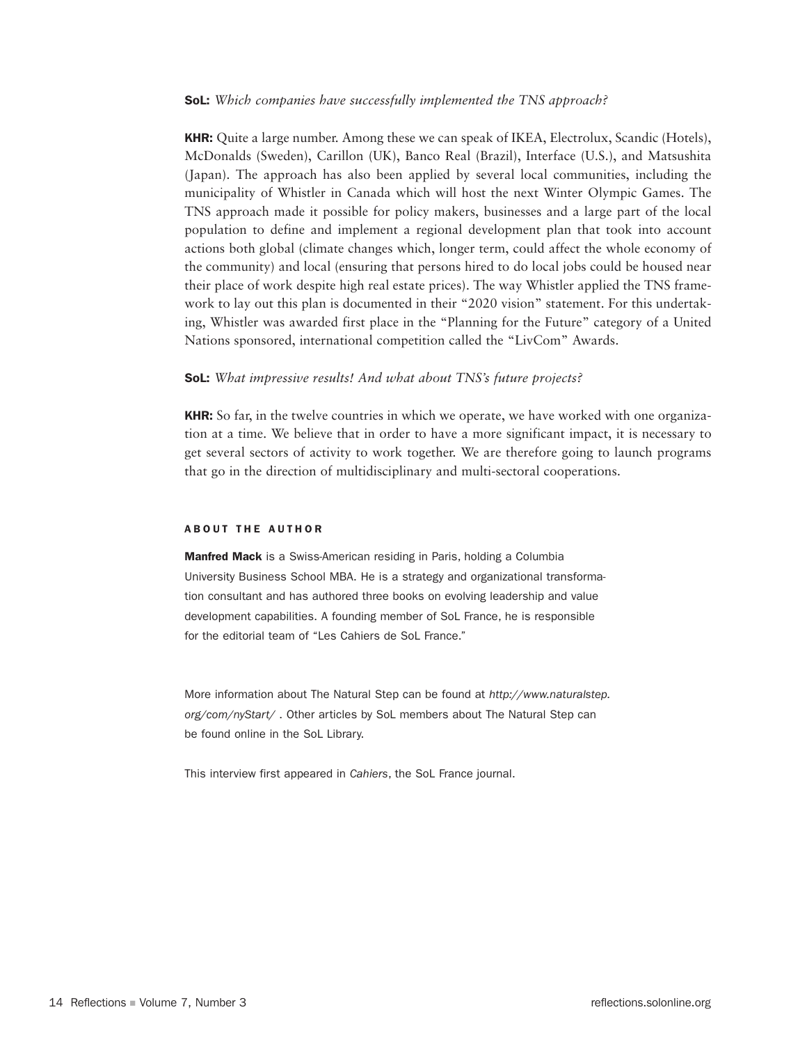**SoL:** *Which companies have successfully implemented the TNS approach?*

**KHR:** Quite a large number. Among these we can speak of IKEA, Electrolux, Scandic (Hotels), McDonalds (Sweden), Carillon (UK), Banco Real (Brazil), Interface (U.S.), and Matsushita (Japan). The approach has also been applied by several local communities, including the municipality of Whistler in Canada which will host the next Winter Olympic Games. The TNS approach made it possible for policy makers, businesses and a large part of the local population to define and implement a regional development plan that took into account actions both global (climate changes which, longer term, could affect the whole economy of the community) and local (ensuring that persons hired to do local jobs could be housed near their place of work despite high real estate prices). The way Whistler applied the TNS framework to lay out this plan is documented in their "2020 vision" statement. For this undertaking, Whistler was awarded first place in the "Planning for the Future" category of a United Nations sponsored, international competition called the "LivCom" Awards.

**SoL:** *What impressive results! And what about TNS's future projects?*

**KHR:** So far, in the twelve countries in which we operate, we have worked with one organization at a time. We believe that in order to have a more significant impact, it is necessary to get several sectors of activity to work together. We are therefore going to launch programs that go in the direction of multidisciplinary and multi-sectoral cooperations.

### ABOUT THE AUTHOR

**Manfred Mack** is a Swiss-American residing in Paris, holding a Columbia University Business School MBA. He is a strategy and organizational transformation consultant and has authored three books on evolving leadership and value development capabilities. A founding member of SoL France, he is responsible for the editorial team of "Les Cahiers de SoL France."

More information about The Natural Step can be found at *http://www.naturalstep.org/com/nyStart/* . Other articles by SoL members about The Natural Step can be found online in the SoL Library.

This interview first appeared in *Cahiers*, the SoL France journal.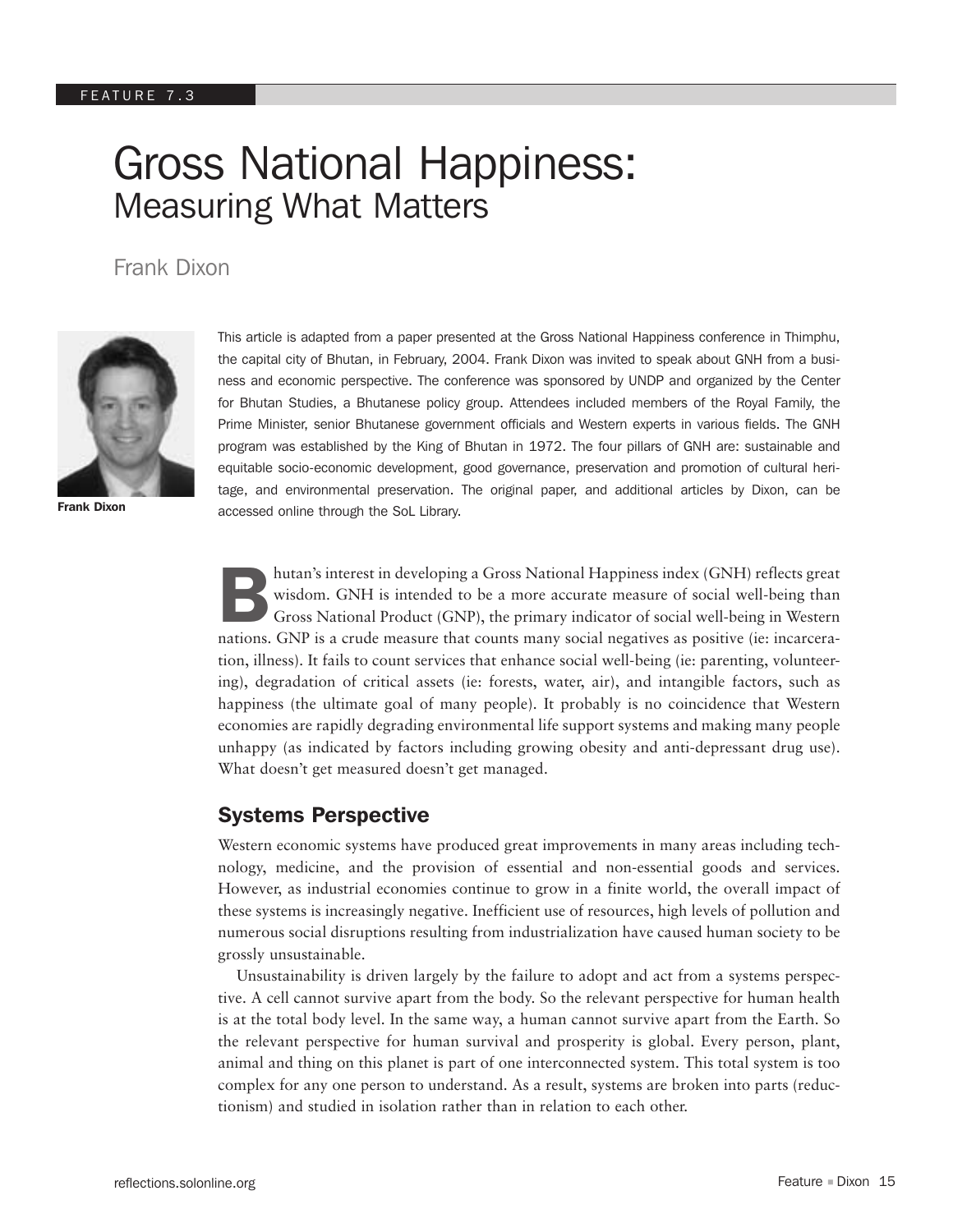FEATURE 7.3

# Gross National Happiness: Measuring What Matters

Frank Dixon

**Frank Dixon**

This article is adapted from a paper presented at the Gross National Happiness conference in Thimphu, the capital city of Bhutan, in February, 2004. Frank Dixon was invited to speak about GNH from a business and economic perspective. The conference was sponsored by UNDP and organized by the Center for Bhutan Studies, a Bhutanese policy group. Attendees included members of the Royal Family, the Prime Minister, senior Bhutanese government officials and Western experts in various fields. The GNH program was established by the King of Bhutan in 1972. The four pillars of GNH are: sustainable and equitable socio-economic development, good governance, preservation and promotion of cultural heritage, and environmental preservation. The original paper, and additional articles by Dixon, can be accessed online through the SoL Library.

Bhutan's interest in developing a Gross National Happiness index (GNH) reflects great wisdom. GNH is intended to be a more accurate measure of social well-being than Gross National Product (GNP), the primary indicator of social well-being in Western nations. GNP is a crude measure that counts many social negatives as positive (ie: incarceration, illness). It fails to count services that enhance social well-being (ie: parenting, volunteering), degradation of critical assets (ie: forests, water, air), and intangible factors, such as happiness (the ultimate goal of many people). It probably is no coincidence that Western economies are rapidly degrading environmental life support systems and making many people unhappy (as indicated by factors including growing obesity and anti-depressant drug use). What doesn't get measured doesn't get managed.

## Systems Perspective

Western economic systems have produced great improvements in many areas including technology, medicine, and the provision of essential and non-essential goods and services. However, as industrial economies continue to grow in a finite world, the overall impact of these systems is increasingly negative. Inefficient use of resources, high levels of pollution and numerous social disruptions resulting from industrialization have caused human society to be grossly unsustainable.

Unsustainability is driven largely by the failure to adopt and act from a systems perspective. A cell cannot survive apart from the body. So the relevant perspective for human health is at the total body level. In the same way, a human cannot survive apart from the Earth. So the relevant perspective for human survival and prosperity is global. Every person, plant, animal and thing on this planet is part of one interconnected system. This total system is too complex for any one person to understand. As a result, systems are broken into parts (reductionism) and studied in isolation rather than in relation to each other.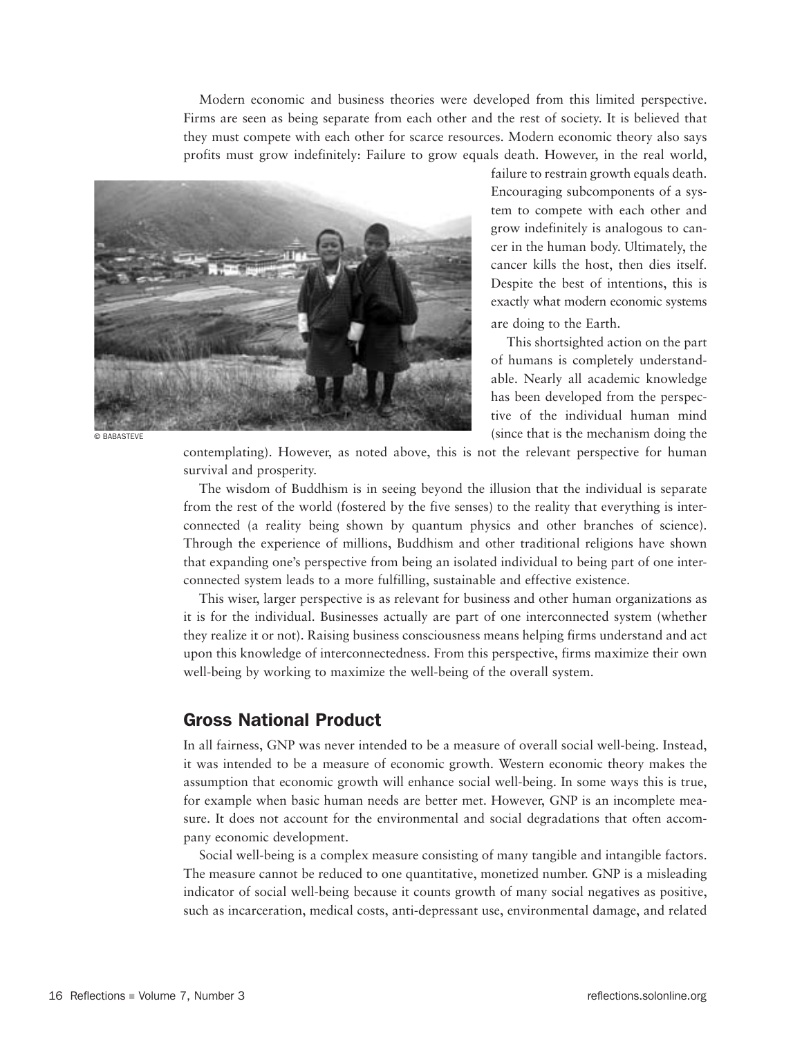Modern economic and business theories were developed from this limited perspective. Firms are seen as being separate from each other and the rest of society. It is believed that they must compete with each other for scarce resources. Modern economic theory also says profits must grow indefinitely: Failure to grow equals death. However, in the real world, failure to restrain growth equals death. Encouraging subcomponents of a system to compete with each other and grow indefinitely is analogous to cancer in the human body. Ultimately, the cancer kills the host, then dies itself. Despite the best of intentions, this is exactly what modern economic systems are doing to the Earth.

© BABASTEVE

This shortsighted action on the part of humans is completely understandable. Nearly all academic knowledge has been developed from the perspective of the individual human mind (since that is the mechanism doing the contemplating). However, as noted above, this is not the relevant perspective for human survival and prosperity.

The wisdom of Buddhism is in seeing beyond the illusion that the individual is separate from the rest of the world (fostered by the five senses) to the reality that everything is interconnected (a reality being shown by quantum physics and other branches of science). Through the experience of millions, Buddhism and other traditional religions have shown that expanding one's perspective from being an isolated individual to being part of one interconnected system leads to a more fulfilling, sustainable and effective existence.

This wiser, larger perspective is as relevant for business and other human organizations as it is for the individual. Businesses actually are part of one interconnected system (whether they realize it or not). Raising business consciousness means helping firms understand and act upon this knowledge of interconnectedness. From this perspective, firms maximize their own well-being by working to maximize the well-being of the overall system.

## Gross National Product

In all fairness, GNP was never intended to be a measure of overall social well-being. Instead, it was intended to be a measure of economic growth. Western economic theory makes the assumption that economic growth will enhance social well-being. In some ways this is true, for example when basic human needs are better met. However, GNP is an incomplete measure. It does not account for the environmental and social degradations that often accompany economic development.

Social well-being is a complex measure consisting of many tangible and intangible factors. The measure cannot be reduced to one quantitative, monetized number. GNP is a misleading indicator of social well-being because it counts growth of many social negatives as positive, such as incarceration, medical costs, anti-depressant use, environmental damage, and related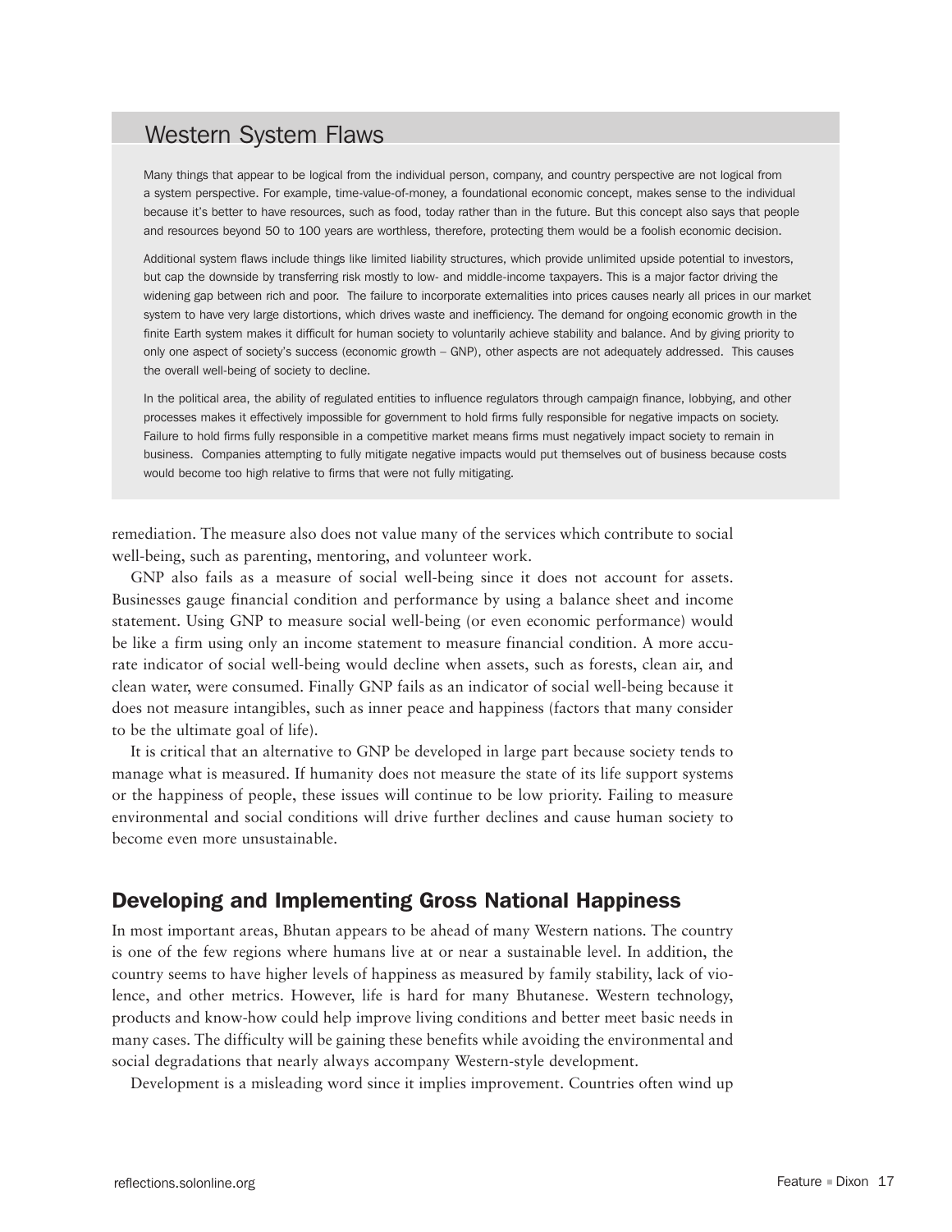## Western System Flaws

Many things that appear to be logical from the individual person, company, and country perspective are not logical from a system perspective. For example, time-value-of-money, a foundational economic concept, makes sense to the individual because it's better to have resources, such as food, today rather than in the future. But this concept also says that people and resources beyond 50 to 100 years are worthless, therefore, protecting them would be a foolish economic decision.

Additional system flaws include things like limited liability structures, which provide unlimited upside potential to investors, but cap the downside by transferring risk mostly to low- and middle-income taxpayers. This is a major factor driving the widening gap between rich and poor. The failure to incorporate externalities into prices causes nearly all prices in our market system to have very large distortions, which drives waste and inefficiency. The demand for ongoing economic growth in the finite Earth system makes it difficult for human society to voluntarily achieve stability and balance. And by giving priority to only one aspect of society's success (economic growth – GNP), other aspects are not adequately addressed. This causes the overall well-being of society to decline.

In the political area, the ability of regulated entities to influence regulators through campaign finance, lobbying, and other processes makes it effectively impossible for government to hold firms fully responsible for negative impacts on society. Failure to hold firms fully responsible in a competitive market means firms must negatively impact society to remain in business. Companies attempting to fully mitigate negative impacts would put themselves out of business because costs would become too high relative to firms that were not fully mitigating.

remediation. The measure also does not value many of the services which contribute to social well-being, such as parenting, mentoring, and volunteer work.

GNP also fails as a measure of social well-being since it does not account for assets. Businesses gauge financial condition and performance by using a balance sheet and income statement. Using GNP to measure social well-being (or even economic performance) would be like a firm using only an income statement to measure financial condition. A more accurate indicator of social well-being would decline when assets, such as forests, clean air, and clean water, were consumed. Finally GNP fails as an indicator of social well-being because it does not measure intangibles, such as inner peace and happiness (factors that many consider to be the ultimate goal of life).

It is critical that an alternative to GNP be developed in large part because society tends to manage what is measured. If humanity does not measure the state of its life support systems or the happiness of people, these issues will continue to be low priority. Failing to measure environmental and social conditions will drive further declines and cause human society to become even more unsustainable.

## Developing and Implementing Gross National Happiness

In most important areas, Bhutan appears to be ahead of many Western nations. The country is one of the few regions where humans live at or near a sustainable level. In addition, the country seems to have higher levels of happiness as measured by family stability, lack of violence, and other metrics. However, life is hard for many Bhutanese. Western technology, products and know-how could help improve living conditions and better meet basic needs in many cases. The difficulty will be gaining these benefits while avoiding the environmental and social degradations that nearly always accompany Western-style development.

Development is a misleading word since it implies improvement. Countries often wind up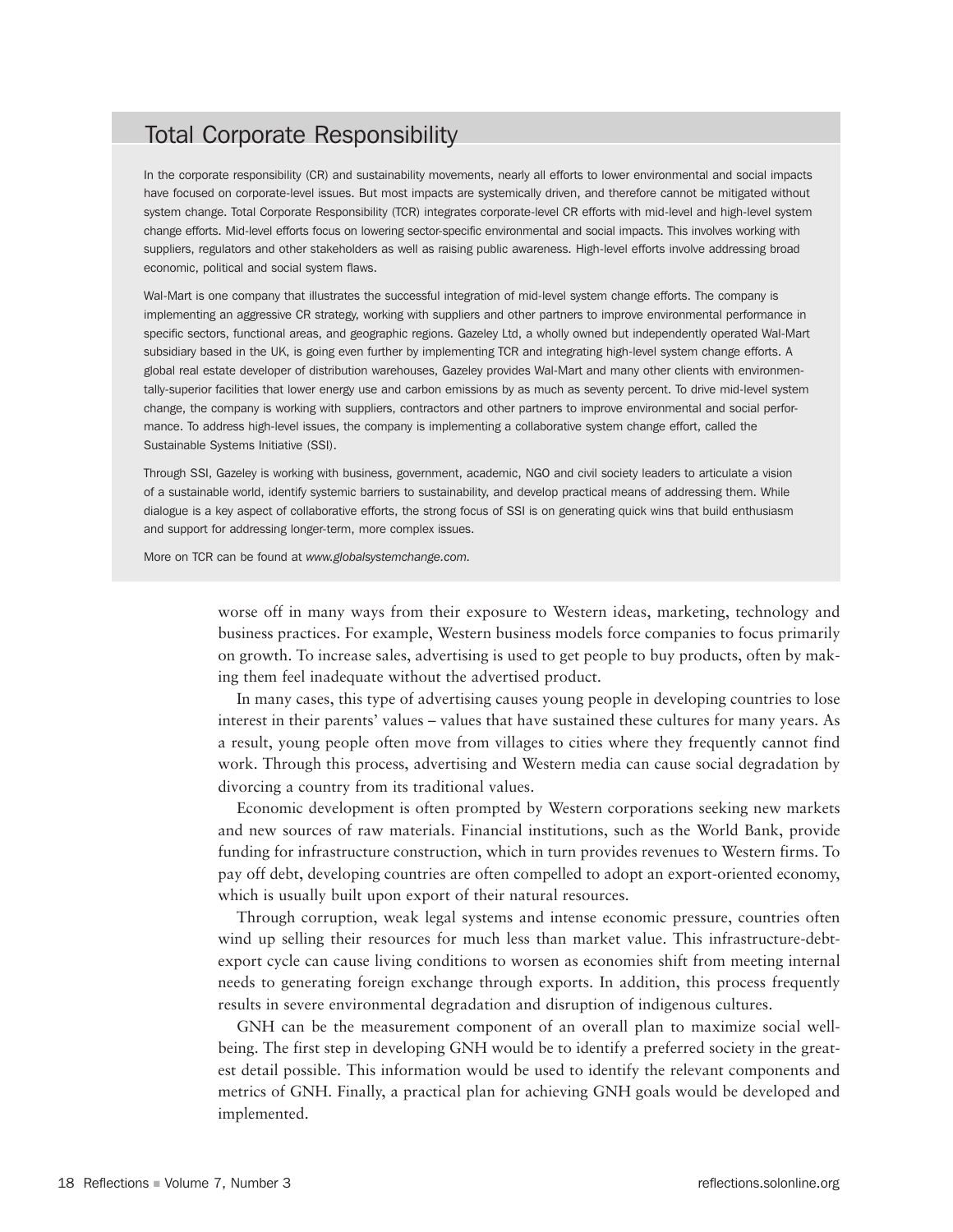## Total Corporate Responsibility

In the corporate responsibility (CR) and sustainability movements, nearly all efforts to lower environmental and social impacts have focused on corporate-level issues. But most impacts are systemically driven, and therefore cannot be mitigated without system change. Total Corporate Responsibility (TCR) integrates corporate-level CR efforts with mid-level and high-level system change efforts. Mid-level efforts focus on lowering sector-specific environmental and social impacts. This involves working with suppliers, regulators and other stakeholders as well as raising public awareness. High-level efforts involve addressing broad economic, political and social system flaws.

Wal-Mart is one company that illustrates the successful integration of mid-level system change efforts. The company is implementing an aggressive CR strategy, working with suppliers and other partners to improve environmental performance in specific sectors, functional areas, and geographic regions. Gazeley Ltd, a wholly owned but independently operated Wal-Mart subsidiary based in the UK, is going even further by implementing TCR and integrating high-level system change efforts. A global real estate developer of distribution warehouses, Gazeley provides Wal-Mart and many other clients with environmentally-superior facilities that lower energy use and carbon emissions by as much as seventy percent. To drive mid-level system change, the company is working with suppliers, contractors and other partners to improve environmental and social performance. To address high-level issues, the company is implementing a collaborative system change effort, called the Sustainable Systems Initiative (SSI).

Through SSI, Gazeley is working with business, government, academic, NGO and civil society leaders to articulate a vision of a sustainable world, identify systemic barriers to sustainability, and develop practical means of addressing them. While dialogue is a key aspect of collaborative efforts, the strong focus of SSI is on generating quick wins that build enthusiasm and support for addressing longer-term, more complex issues.

More on TCR can be found at *www.globalsystemchange.com.*

worse off in many ways from their exposure to Western ideas, marketing, technology and business practices. For example, Western business models force companies to focus primarily on growth. To increase sales, advertising is used to get people to buy products, often by making them feel inadequate without the advertised product.

In many cases, this type of advertising causes young people in developing countries to lose interest in their parents' values – values that have sustained these cultures for many years. As a result, young people often move from villages to cities where they frequently cannot find work. Through this process, advertising and Western media can cause social degradation by divorcing a country from its traditional values.

Economic development is often prompted by Western corporations seeking new markets and new sources of raw materials. Financial institutions, such as the World Bank, provide funding for infrastructure construction, which in turn provides revenues to Western firms. To pay off debt, developing countries are often compelled to adopt an export-oriented economy, which is usually built upon export of their natural resources.

Through corruption, weak legal systems and intense economic pressure, countries often wind up selling their resources for much less than market value. This infrastructure-debt-export cycle can cause living conditions to worsen as economies shift from meeting internal needs to generating foreign exchange through exports. In addition, this process frequently results in severe environmental degradation and disruption of indigenous cultures.

GNH can be the measurement component of an overall plan to maximize social well-being. The first step in developing GNH would be to identify a preferred society in the greatest detail possible. This information would be used to identify the relevant components and metrics of GNH. Finally, a practical plan for achieving GNH goals would be developed and implemented.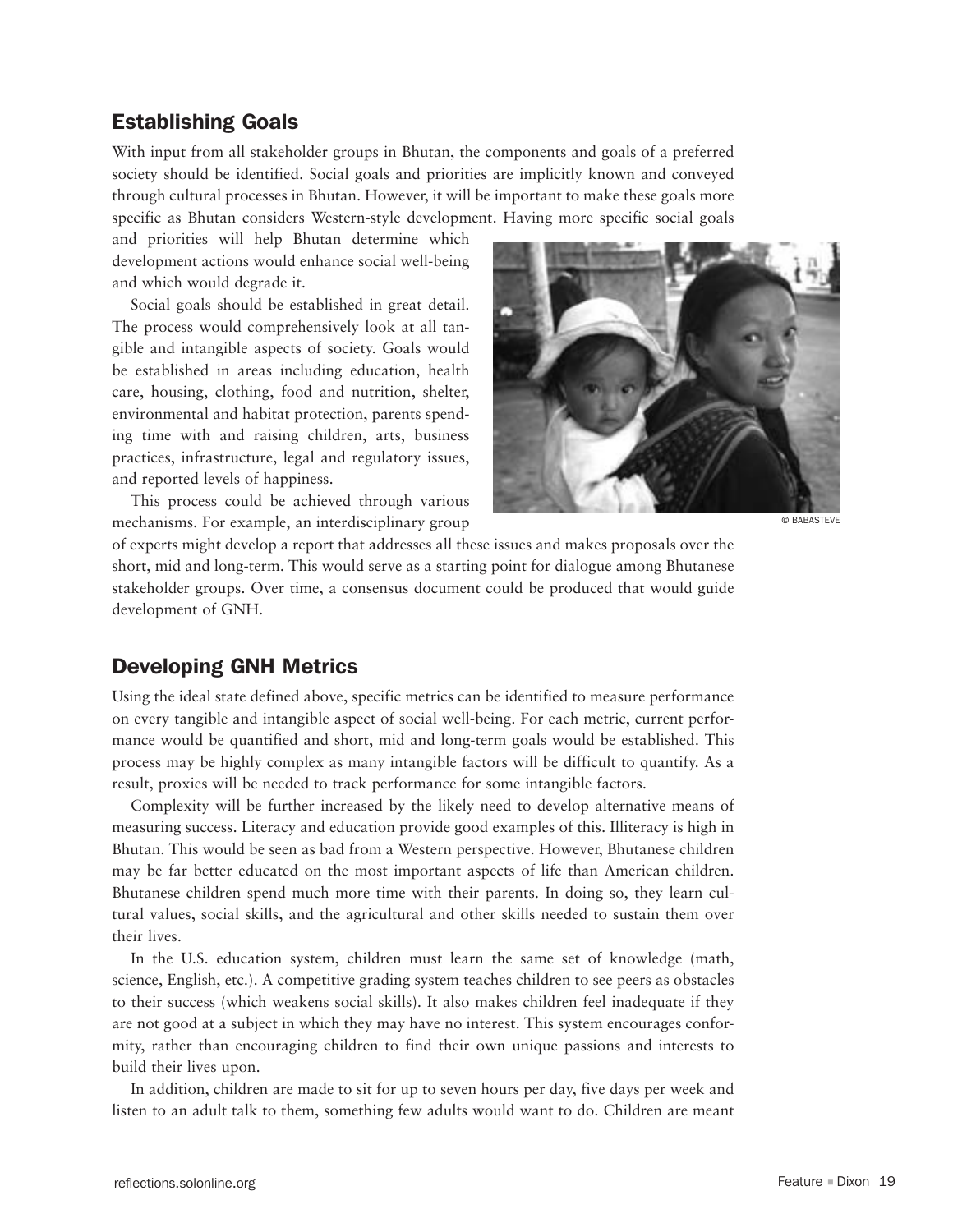## Establishing Goals

With input from all stakeholder groups in Bhutan, the components and goals of a preferred society should be identified. Social goals and priorities are implicitly known and conveyed through cultural processes in Bhutan. However, it will be important to make these goals more specific as Bhutan considers Western-style development. Having more specific social goals and priorities will help Bhutan determine which development actions would enhance social well-being and which would degrade it.

Social goals should be established in great detail. The process would comprehensively look at all tangible and intangible aspects of society. Goals would be established in areas including education, health care, housing, clothing, food and nutrition, shelter, environmental and habitat protection, parents spending time with and raising children, arts, business practices, infrastructure, legal and regulatory issues, and reported levels of happiness.

This process could be achieved through various mechanisms. For example, an interdisciplinary group of experts might develop a report that addresses all these issues and makes proposals over the short, mid and long-term. This would serve as a starting point for dialogue among Bhutanese stakeholder groups. Over time, a consensus document could be produced that would guide development of GNH.

© BABASTEVE

## Developing GNH Metrics

Using the ideal state defined above, specific metrics can be identified to measure performance on every tangible and intangible aspect of social well-being. For each metric, current performance would be quantified and short, mid and long-term goals would be established. This process may be highly complex as many intangible factors will be difficult to quantify. As a result, proxies will be needed to track performance for some intangible factors.

Complexity will be further increased by the likely need to develop alternative means of measuring success. Literacy and education provide good examples of this. Illiteracy is high in Bhutan. This would be seen as bad from a Western perspective. However, Bhutanese children may be far better educated on the most important aspects of life than American children. Bhutanese children spend much more time with their parents. In doing so, they learn cultural values, social skills, and the agricultural and other skills needed to sustain them over their lives.

In the U.S. education system, children must learn the same set of knowledge (math, science, English, etc.). A competitive grading system teaches children to see peers as obstacles to their success (which weakens social skills). It also makes children feel inadequate if they are not good at a subject in which they may have no interest. This system encourages conformity, rather than encouraging children to find their own unique passions and interests to build their lives upon.

In addition, children are made to sit for up to seven hours per day, five days per week and listen to an adult talk to them, something few adults would want to do. Children are meant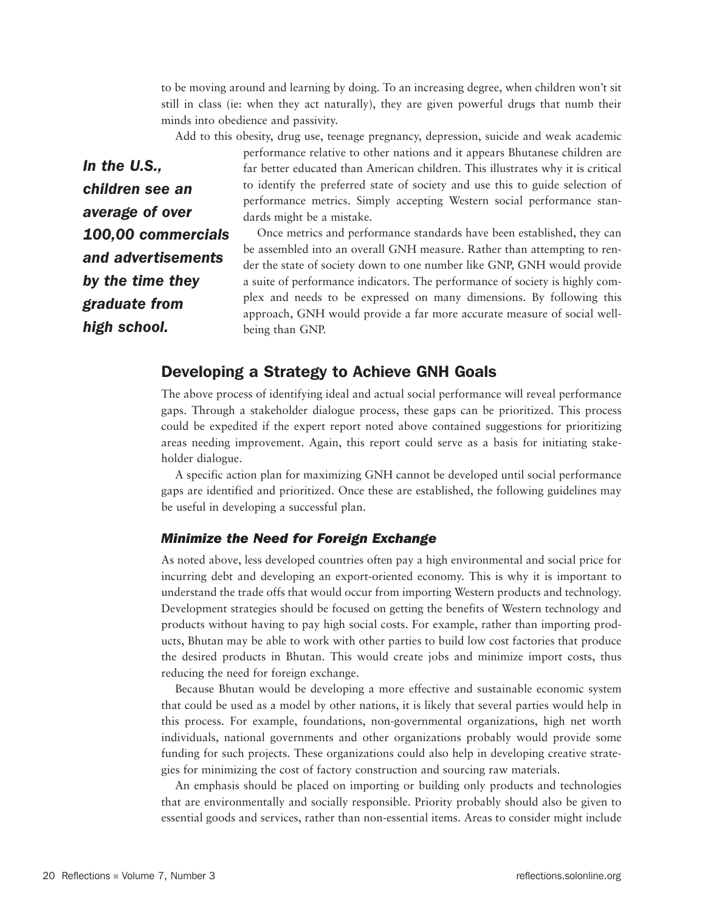to be moving around and learning by doing. To an increasing degree, when children won't sit still in class (ie: when they act naturally), they are given powerful drugs that numb their minds into obedience and passivity.

Add to this obesity, drug use, teenage pregnancy, depression, suicide and weak academic performance relative to other nations and it appears Bhutanese children are far better educated than American children. This illustrates why it is critical to identify the preferred state of society and use this to guide selection of performance metrics. Simply accepting Western social performance standards might be a mistake.

***In the U.S., children see an average of over 100,00 commercials and advertisements by the time they graduate from high school.***

Once metrics and performance standards have been established, they can be assembled into an overall GNH measure. Rather than attempting to render the state of society down to one number like GNP, GNH would provide a suite of performance indicators. The performance of society is highly complex and needs to be expressed on many dimensions. By following this approach, GNH would provide a far more accurate measure of social well-being than GNP.

## Developing a Strategy to Achieve GNH Goals

The above process of identifying ideal and actual social performance will reveal performance gaps. Through a stakeholder dialogue process, these gaps can be prioritized. This process could be expedited if the expert report noted above contained suggestions for prioritizing areas needing improvement. Again, this report could serve as a basis for initiating stakeholder dialogue.

A specific action plan for maximizing GNH cannot be developed until social performance gaps are identified and prioritized. Once these are established, the following guidelines may be useful in developing a successful plan.

### *Minimize the Need for Foreign Exchange*

As noted above, less developed countries often pay a high environmental and social price for incurring debt and developing an export-oriented economy. This is why it is important to understand the trade offs that would occur from importing Western products and technology. Development strategies should be focused on getting the benefits of Western technology and products without having to pay high social costs. For example, rather than importing products, Bhutan may be able to work with other parties to build low cost factories that produce the desired products in Bhutan. This would create jobs and minimize import costs, thus reducing the need for foreign exchange.

Because Bhutan would be developing a more effective and sustainable economic system that could be used as a model by other nations, it is likely that several parties would help in this process. For example, foundations, non-governmental organizations, high net worth individuals, national governments and other organizations probably would provide some funding for such projects. These organizations could also help in developing creative strategies for minimizing the cost of factory construction and sourcing raw materials.

An emphasis should be placed on importing or building only products and technologies that are environmentally and socially responsible. Priority probably should also be given to essential goods and services, rather than non-essential items. Areas to consider might include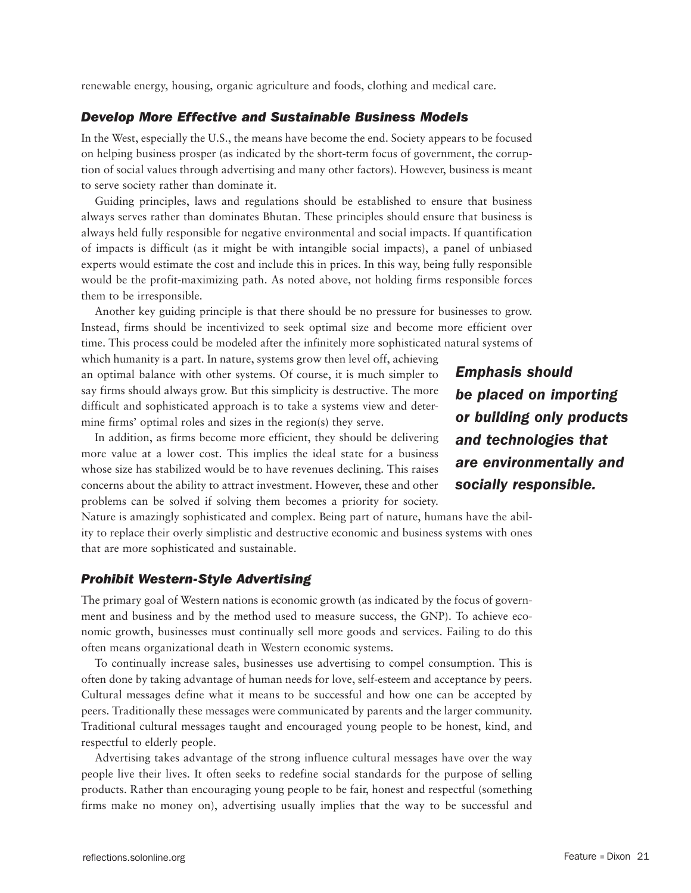renewable energy, housing, organic agriculture and foods, clothing and medical care.

### *Develop More Effective and Sustainable Business Models*

In the West, especially the U.S., the means have become the end. Society appears to be focused on helping business prosper (as indicated by the short-term focus of government, the corruption of social values through advertising and many other factors). However, business is meant to serve society rather than dominate it.

Guiding principles, laws and regulations should be established to ensure that business always serves rather than dominates Bhutan. These principles should ensure that business is always held fully responsible for negative environmental and social impacts. If quantification of impacts is difficult (as it might be with intangible social impacts), a panel of unbiased experts would estimate the cost and include this in prices. In this way, being fully responsible would be the profit-maximizing path. As noted above, not holding firms responsible forces them to be irresponsible.

Another key guiding principle is that there should be no pressure for businesses to grow. Instead, firms should be incentivized to seek optimal size and become more efficient over time. This process could be modeled after the infinitely more sophisticated natural systems of which humanity is a part. In nature, systems grow then level off, achieving an optimal balance with other systems. Of course, it is much simpler to say firms should always grow. But this simplicity is destructive. The more difficult and sophisticated approach is to take a systems view and determine firms' optimal roles and sizes in the region(s) they serve.

> ***Emphasis should be placed on importing or building only products and technologies that are environmentally and socially responsible.***

In addition, as firms become more efficient, they should be delivering more value at a lower cost. This implies the ideal state for a business whose size has stabilized would be to have revenues declining. This raises concerns about the ability to attract investment. However, these and other problems can be solved if solving them becomes a priority for society. Nature is amazingly sophisticated and complex. Being part of nature, humans have the ability to replace their overly simplistic and destructive economic and business systems with ones that are more sophisticated and sustainable.

### *Prohibit Western-Style Advertising*

The primary goal of Western nations is economic growth (as indicated by the focus of government and business and by the method used to measure success, the GNP). To achieve economic growth, businesses must continually sell more goods and services. Failing to do this often means organizational death in Western economic systems.

To continually increase sales, businesses use advertising to compel consumption. This is often done by taking advantage of human needs for love, self-esteem and acceptance by peers. Cultural messages define what it means to be successful and how one can be accepted by peers. Traditionally these messages were communicated by parents and the larger community. Traditional cultural messages taught and encouraged young people to be honest, kind, and respectful to elderly people.

Advertising takes advantage of the strong influence cultural messages have over the way people live their lives. It often seeks to redefine social standards for the purpose of selling products. Rather than encouraging young people to be fair, honest and respectful (something firms make no money on), advertising usually implies that the way to be successful and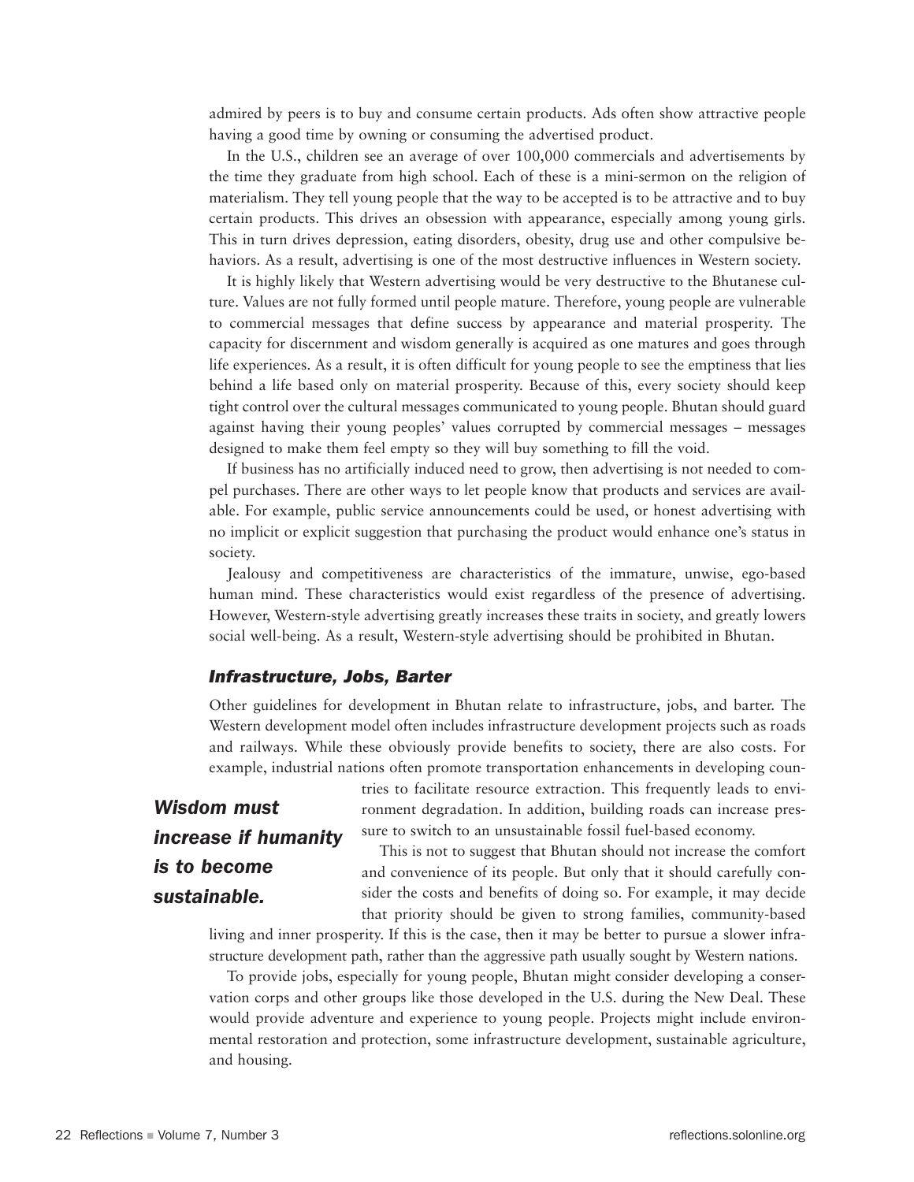admired by peers is to buy and consume certain products. Ads often show attractive people having a good time by owning or consuming the advertised product.

In the U.S., children see an average of over 100,000 commercials and advertisements by the time they graduate from high school. Each of these is a mini-sermon on the religion of materialism. They tell young people that the way to be accepted is to be attractive and to buy certain products. This drives an obsession with appearance, especially among young girls. This in turn drives depression, eating disorders, obesity, drug use and other compulsive behaviors. As a result, advertising is one of the most destructive influences in Western society.

It is highly likely that Western advertising would be very destructive to the Bhutanese culture. Values are not fully formed until people mature. Therefore, young people are vulnerable to commercial messages that define success by appearance and material prosperity. The capacity for discernment and wisdom generally is acquired as one matures and goes through life experiences. As a result, it is often difficult for young people to see the emptiness that lies behind a life based only on material prosperity. Because of this, every society should keep tight control over the cultural messages communicated to young people. Bhutan should guard against having their young peoples' values corrupted by commercial messages – messages designed to make them feel empty so they will buy something to fill the void.

If business has no artificially induced need to grow, then advertising is not needed to compel purchases. There are other ways to let people know that products and services are available. For example, public service announcements could be used, or honest advertising with no implicit or explicit suggestion that purchasing the product would enhance one's status in society.

Jealousy and competitiveness are characteristics of the immature, unwise, ego-based human mind. These characteristics would exist regardless of the presence of advertising. However, Western-style advertising greatly increases these traits in society, and greatly lowers social well-being. As a result, Western-style advertising should be prohibited in Bhutan.

### *Infrastructure, Jobs, Barter*

Other guidelines for development in Bhutan relate to infrastructure, jobs, and barter. The Western development model often includes infrastructure development projects such as roads and railways. While these obviously provide benefits to society, there are also costs. For example, industrial nations often promote transportation enhancements in developing countries to facilitate resource extraction. This frequently leads to environment degradation. In addition, building roads can increase pressure to switch to an unsustainable fossil fuel-based economy.

***Wisdom must increase if humanity is to become sustainable.***

This is not to suggest that Bhutan should not increase the comfort and convenience of its people. But only that it should carefully consider the costs and benefits of doing so. For example, it may decide that priority should be given to strong families, community-based living and inner prosperity. If this is the case, then it may be better to pursue a slower infrastructure development path, rather than the aggressive path usually sought by Western nations.

To provide jobs, especially for young people, Bhutan might consider developing a conservation corps and other groups like those developed in the U.S. during the New Deal. These would provide adventure and experience to young people. Projects might include environmental restoration and protection, some infrastructure development, sustainable agriculture, and housing.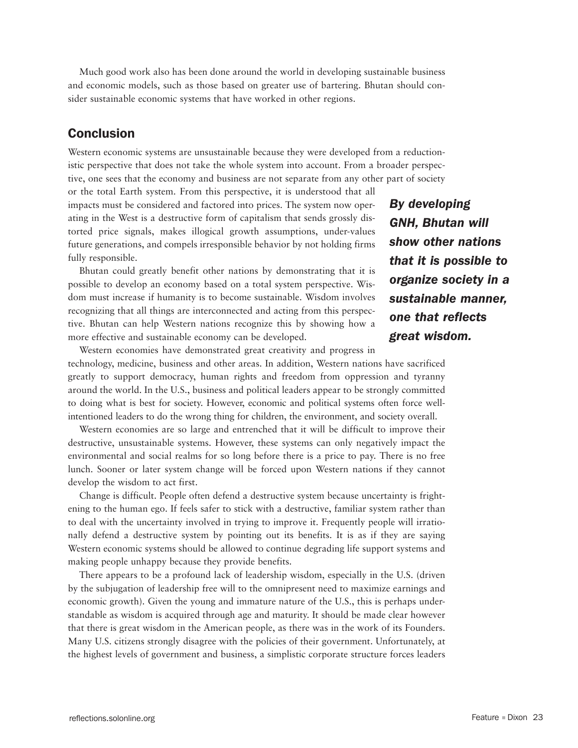Much good work also has been done around the world in developing sustainable business and economic models, such as those based on greater use of bartering. Bhutan should consider sustainable economic systems that have worked in other regions.

## Conclusion

Western economic systems are unsustainable because they were developed from a reductionistic perspective that does not take the whole system into account. From a broader perspective, one sees that the economy and business are not separate from any other part of society or the total Earth system. From this perspective, it is understood that all impacts must be considered and factored into prices. The system now operating in the West is a destructive form of capitalism that sends grossly distorted price signals, makes illogical growth assumptions, under-values future generations, and compels irresponsible behavior by not holding firms fully responsible.

Bhutan could greatly benefit other nations by demonstrating that it is possible to develop an economy based on a total system perspective. Wisdom must increase if humanity is to become sustainable. Wisdom involves recognizing that all things are interconnected and acting from this perspective. Bhutan can help Western nations recognize this by showing how a more effective and sustainable economy can be developed.

***By developing GNH, Bhutan will show other nations that it is possible to organize society in a sustainable manner, one that reflects great wisdom.***

Western economies have demonstrated great creativity and progress in technology, medicine, business and other areas. In addition, Western nations have sacrificed greatly to support democracy, human rights and freedom from oppression and tyranny around the world. In the U.S., business and political leaders appear to be strongly committed to doing what is best for society. However, economic and political systems often force well-intentioned leaders to do the wrong thing for children, the environment, and society overall.

Western economies are so large and entrenched that it will be difficult to improve their destructive, unsustainable systems. However, these systems can only negatively impact the environmental and social realms for so long before there is a price to pay. There is no free lunch. Sooner or later system change will be forced upon Western nations if they cannot develop the wisdom to act first.

Change is difficult. People often defend a destructive system because uncertainty is frightening to the human ego. If feels safer to stick with a destructive, familiar system rather than to deal with the uncertainty involved in trying to improve it. Frequently people will irrationally defend a destructive system by pointing out its benefits. It is as if they are saying Western economic systems should be allowed to continue degrading life support systems and making people unhappy because they provide benefits.

There appears to be a profound lack of leadership wisdom, especially in the U.S. (driven by the subjugation of leadership free will to the omnipresent need to maximize earnings and economic growth). Given the young and immature nature of the U.S., this is perhaps understandable as wisdom is acquired through age and maturity. It should be made clear however that there is great wisdom in the American people, as there was in the work of its Founders. Many U.S. citizens strongly disagree with the policies of their government. Unfortunately, at the highest levels of government and business, a simplistic corporate structure forces leaders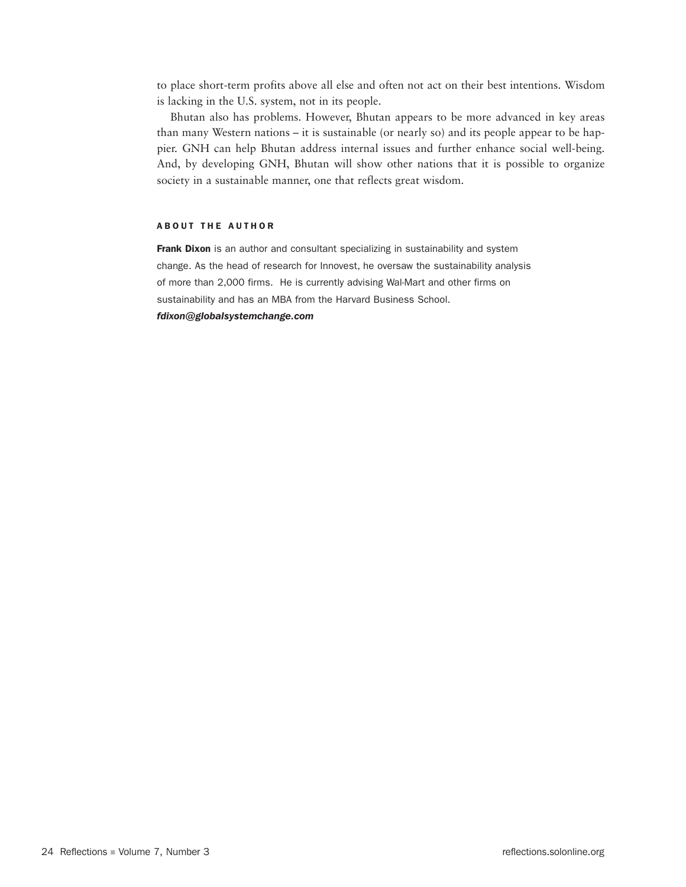to place short-term profits above all else and often not act on their best intentions. Wisdom is lacking in the U.S. system, not in its people.

Bhutan also has problems. However, Bhutan appears to be more advanced in key areas than many Western nations – it is sustainable (or nearly so) and its people appear to be happier. GNH can help Bhutan address internal issues and further enhance social well-being. And, by developing GNH, Bhutan will show other nations that it is possible to organize society in a sustainable manner, one that reflects great wisdom.

#### ABOUT THE AUTHOR

**Frank Dixon** is an author and consultant specializing in sustainability and system change. As the head of research for Innovest, he oversaw the sustainability analysis of more than 2,000 firms. He is currently advising Wal-Mart and other firms on sustainability and has an MBA from the Harvard Business School.
***fdixon@globalsystemchange.com***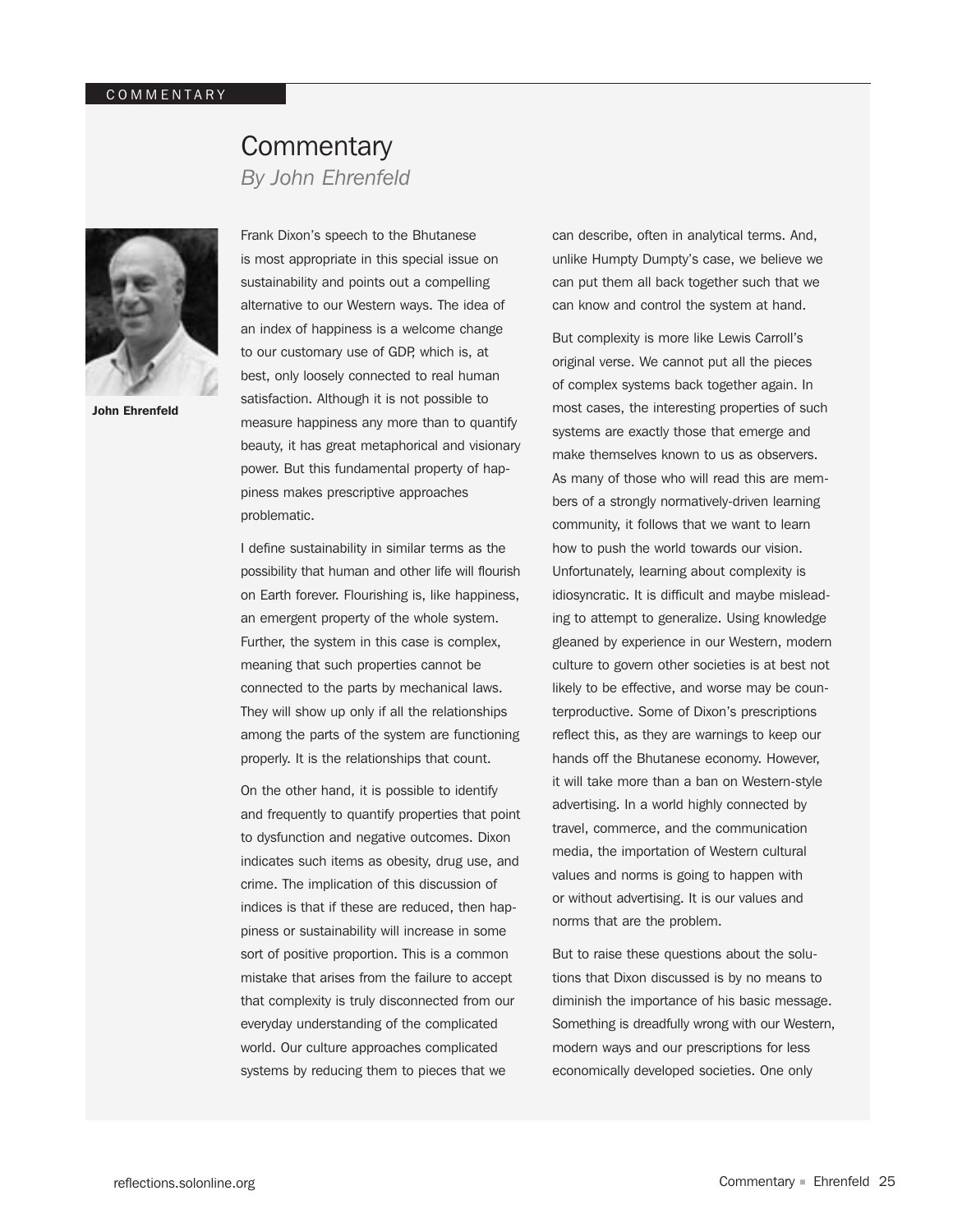COMMENTARY

# Commentary

*By John Ehrenfeld*

**John Ehrenfeld**

Frank Dixon's speech to the Bhutanese is most appropriate in this special issue on sustainability and points out a compelling alternative to our Western ways. The idea of an index of happiness is a welcome change to our customary use of GDP, which is, at best, only loosely connected to real human satisfaction. Although it is not possible to measure happiness any more than to quantify beauty, it has great metaphorical and visionary power. But this fundamental property of happiness makes prescriptive approaches problematic.

I define sustainability in similar terms as the possibility that human and other life will flourish on Earth forever. Flourishing is, like happiness, an emergent property of the whole system. Further, the system in this case is complex, meaning that such properties cannot be connected to the parts by mechanical laws. They will show up only if all the relationships among the parts of the system are functioning properly. It is the relationships that count.

On the other hand, it is possible to identify and frequently to quantify properties that point to dysfunction and negative outcomes. Dixon indicates such items as obesity, drug use, and crime. The implication of this discussion of indices is that if these are reduced, then happiness or sustainability will increase in some sort of positive proportion. This is a common mistake that arises from the failure to accept that complexity is truly disconnected from our everyday understanding of the complicated world. Our culture approaches complicated systems by reducing them to pieces that we can describe, often in analytical terms. And, unlike Humpty Dumpty's case, we believe we can put them all back together such that we can know and control the system at hand.

But complexity is more like Lewis Carroll's original verse. We cannot put all the pieces of complex systems back together again. In most cases, the interesting properties of such systems are exactly those that emerge and make themselves known to us as observers. As many of those who will read this are members of a strongly normatively-driven learning community, it follows that we want to learn how to push the world towards our vision. Unfortunately, learning about complexity is idiosyncratic. It is difficult and maybe misleading to attempt to generalize. Using knowledge gleaned by experience in our Western, modern culture to govern other societies is at best not likely to be effective, and worse may be counterproductive. Some of Dixon's prescriptions reflect this, as they are warnings to keep our hands off the Bhutanese economy. However, it will take more than a ban on Western-style advertising. In a world highly connected by travel, commerce, and the communication media, the importation of Western cultural values and norms is going to happen with or without advertising. It is our values and norms that are the problem.

But to raise these questions about the solutions that Dixon discussed is by no means to diminish the importance of his basic message. Something is dreadfully wrong with our Western, modern ways and our prescriptions for less economically developed societies. One only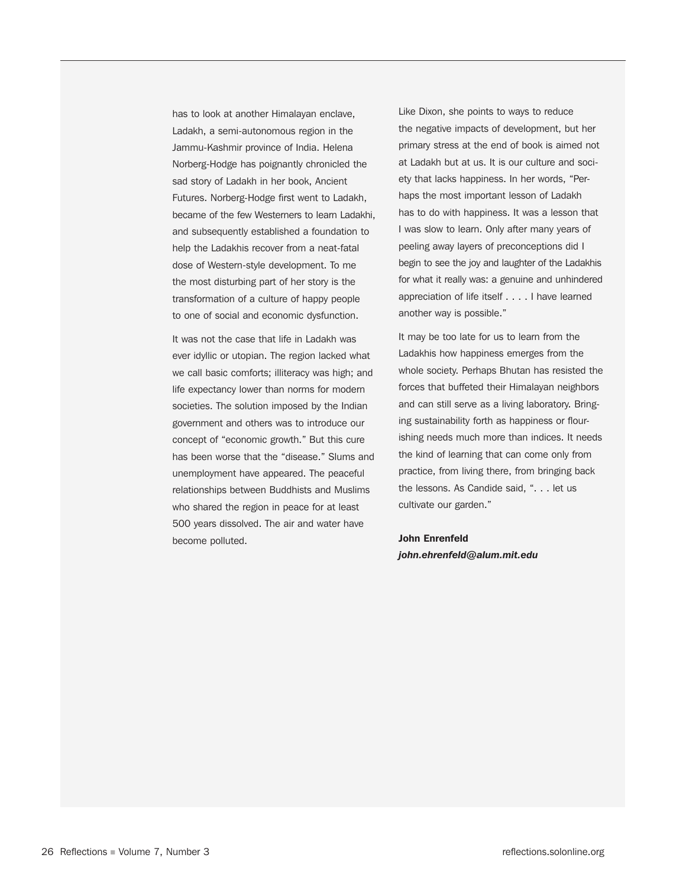has to look at another Himalayan enclave, Ladakh, a semi-autonomous region in the Jammu-Kashmir province of India. Helena Norberg-Hodge has poignantly chronicled the sad story of Ladakh in her book, Ancient Futures. Norberg-Hodge first went to Ladakh, became of the few Westerners to learn Ladakhi, and subsequently established a foundation to help the Ladakhis recover from a neat-fatal dose of Western-style development. To me the most disturbing part of her story is the transformation of a culture of happy people to one of social and economic dysfunction.

It was not the case that life in Ladakh was ever idyllic or utopian. The region lacked what we call basic comforts; illiteracy was high; and life expectancy lower than norms for modern societies. The solution imposed by the Indian government and others was to introduce our concept of "economic growth." But this cure has been worse that the "disease." Slums and unemployment have appeared. The peaceful relationships between Buddhists and Muslims who shared the region in peace for at least 500 years dissolved. The air and water have become polluted.

Like Dixon, she points to ways to reduce the negative impacts of development, but her primary stress at the end of book is aimed not at Ladakh but at us. It is our culture and society that lacks happiness. In her words, "Perhaps the most important lesson of Ladakh has to do with happiness. It was a lesson that I was slow to learn. Only after many years of peeling away layers of preconceptions did I begin to see the joy and laughter of the Ladakhis for what it really was: a genuine and unhindered appreciation of life itself . . . . I have learned another way is possible."

It may be too late for us to learn from the Ladakhis how happiness emerges from the whole society. Perhaps Bhutan has resisted the forces that buffeted their Himalayan neighbors and can still serve as a living laboratory. Bringing sustainability forth as happiness or flourishing needs much more than indices. It needs the kind of learning that can come only from practice, from living there, from bringing back the lessons. As Candide said, ". . . let us cultivate our garden."

**John Enrenfeld**
***john.ehrenfeld@alum.mit.edu***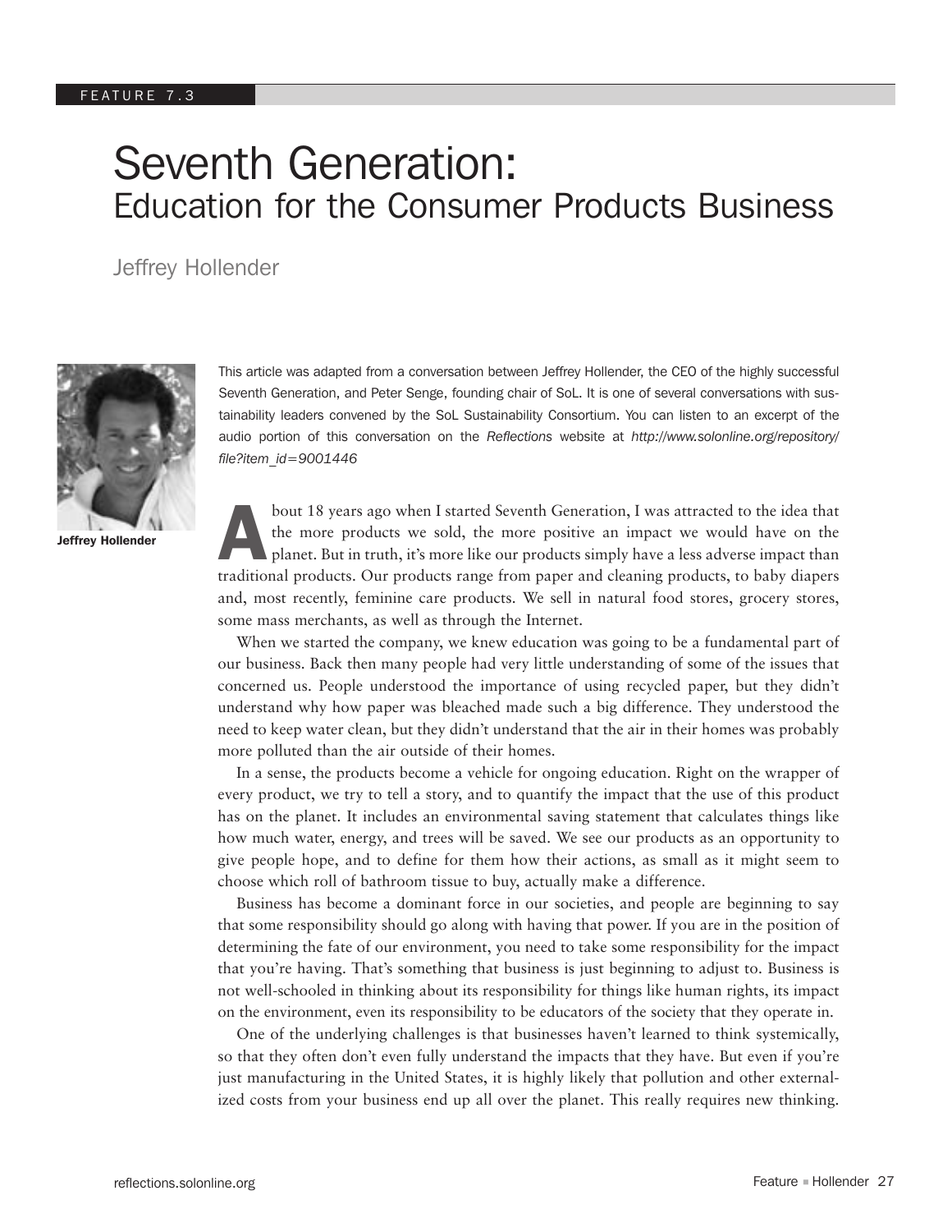FEATURE 7.3

# Seventh Generation:
## Education for the Consumer Products Business

Jeffrey Hollender

**Jeffrey Hollender**

This article was adapted from a conversation between Jeffrey Hollender, the CEO of the highly successful Seventh Generation, and Peter Senge, founding chair of SoL. It is one of several conversations with sustainability leaders convened by the SoL Sustainability Consortium. You can listen to an excerpt of the audio portion of this conversation on the *Reflections* website at *http://www.solonline.org/repository/file?item_id=9001446*

About 18 years ago when I started Seventh Generation, I was attracted to the idea that the more products we sold, the more positive an impact we would have on the planet. But in truth, it's more like our products simply have a less adverse impact than traditional products. Our products range from paper and cleaning products, to baby diapers and, most recently, feminine care products. We sell in natural food stores, grocery stores, some mass merchants, as well as through the Internet.

When we started the company, we knew education was going to be a fundamental part of our business. Back then many people had very little understanding of some of the issues that concerned us. People understood the importance of using recycled paper, but they didn't understand why how paper was bleached made such a big difference. They understood the need to keep water clean, but they didn't understand that the air in their homes was probably more polluted than the air outside of their homes.

In a sense, the products become a vehicle for ongoing education. Right on the wrapper of every product, we try to tell a story, and to quantify the impact that the use of this product has on the planet. It includes an environmental saving statement that calculates things like how much water, energy, and trees will be saved. We see our products as an opportunity to give people hope, and to define for them how their actions, as small as it might seem to choose which roll of bathroom tissue to buy, actually make a difference.

Business has become a dominant force in our societies, and people are beginning to say that some responsibility should go along with having that power. If you are in the position of determining the fate of our environment, you need to take some responsibility for the impact that you're having. That's something that business is just beginning to adjust to. Business is not well-schooled in thinking about its responsibility for things like human rights, its impact on the environment, even its responsibility to be educators of the society that they operate in.

One of the underlying challenges is that businesses haven't learned to think systemically, so that they often don't even fully understand the impacts that they have. But even if you're just manufacturing in the United States, it is highly likely that pollution and other externalized costs from your business end up all over the planet. This really requires new thinking.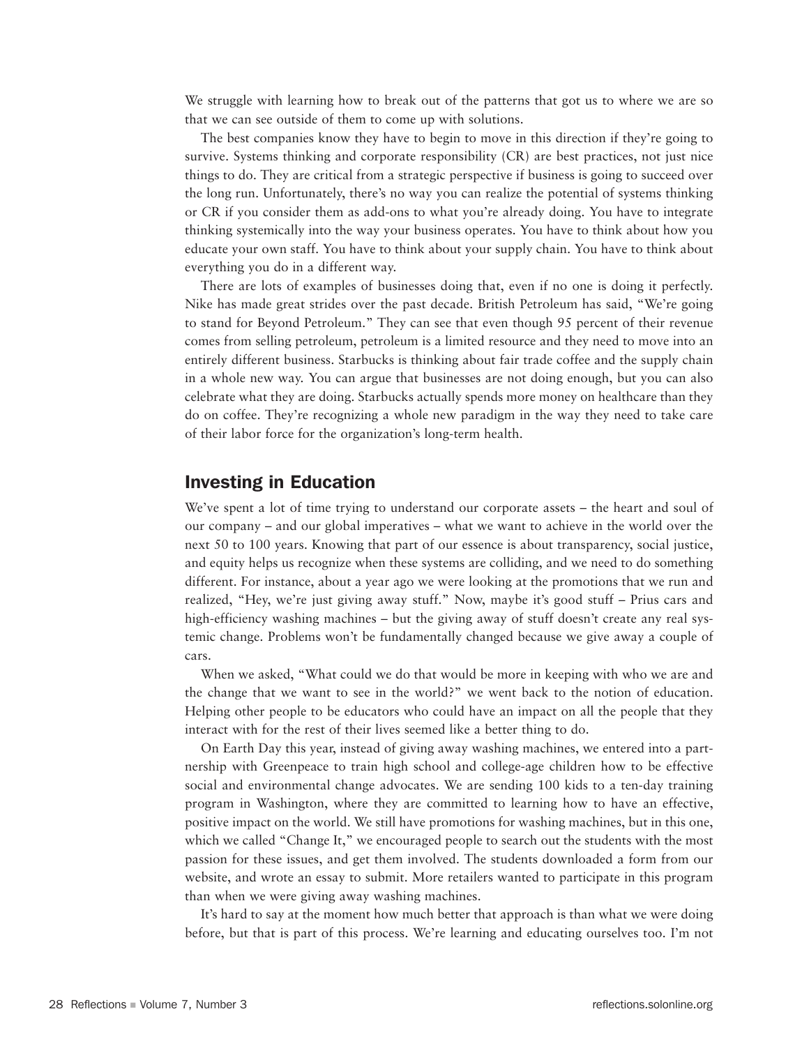We struggle with learning how to break out of the patterns that got us to where we are so that we can see outside of them to come up with solutions.

The best companies know they have to begin to move in this direction if they're going to survive. Systems thinking and corporate responsibility (CR) are best practices, not just nice things to do. They are critical from a strategic perspective if business is going to succeed over the long run. Unfortunately, there's no way you can realize the potential of systems thinking or CR if you consider them as add-ons to what you're already doing. You have to integrate thinking systemically into the way your business operates. You have to think about how you educate your own staff. You have to think about your supply chain. You have to think about everything you do in a different way.

There are lots of examples of businesses doing that, even if no one is doing it perfectly. Nike has made great strides over the past decade. British Petroleum has said, "We're going to stand for Beyond Petroleum." They can see that even though 95 percent of their revenue comes from selling petroleum, petroleum is a limited resource and they need to move into an entirely different business. Starbucks is thinking about fair trade coffee and the supply chain in a whole new way. You can argue that businesses are not doing enough, but you can also celebrate what they are doing. Starbucks actually spends more money on healthcare than they do on coffee. They're recognizing a whole new paradigm in the way they need to take care of their labor force for the organization's long-term health.

## Investing in Education

We've spent a lot of time trying to understand our corporate assets – the heart and soul of our company – and our global imperatives – what we want to achieve in the world over the next 50 to 100 years. Knowing that part of our essence is about transparency, social justice, and equity helps us recognize when these systems are colliding, and we need to do something different. For instance, about a year ago we were looking at the promotions that we run and realized, "Hey, we're just giving away stuff." Now, maybe it's good stuff – Prius cars and high-efficiency washing machines – but the giving away of stuff doesn't create any real systemic change. Problems won't be fundamentally changed because we give away a couple of cars.

When we asked, "What could we do that would be more in keeping with who we are and the change that we want to see in the world?" we went back to the notion of education. Helping other people to be educators who could have an impact on all the people that they interact with for the rest of their lives seemed like a better thing to do.

On Earth Day this year, instead of giving away washing machines, we entered into a partnership with Greenpeace to train high school and college-age children how to be effective social and environmental change advocates. We are sending 100 kids to a ten-day training program in Washington, where they are committed to learning how to have an effective, positive impact on the world. We still have promotions for washing machines, but in this one, which we called "Change It," we encouraged people to search out the students with the most passion for these issues, and get them involved. The students downloaded a form from our website, and wrote an essay to submit. More retailers wanted to participate in this program than when we were giving away washing machines.

It's hard to say at the moment how much better that approach is than what we were doing before, but that is part of this process. We're learning and educating ourselves too. I'm not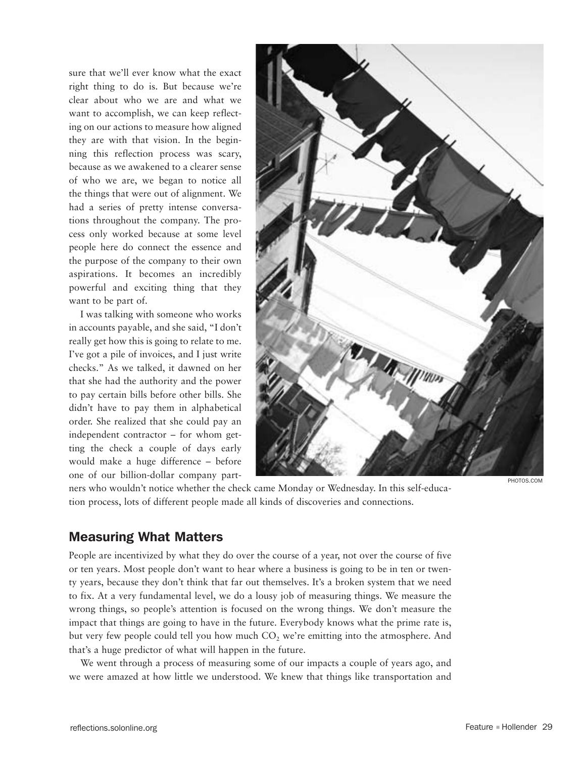sure that we'll ever know what the exact right thing to do is. But because we're clear about who we are and what we want to accomplish, we can keep reflecting on our actions to measure how aligned they are with that vision. In the beginning this reflection process was scary, because as we awakened to a clearer sense of who we are, we began to notice all the things that were out of alignment. We had a series of pretty intense conversations throughout the company. The process only worked because at some level people here do connect the essence and the purpose of the company to their own aspirations. It becomes an incredibly powerful and exciting thing that they want to be part of.

I was talking with someone who works in accounts payable, and she said, "I don't really get how this is going to relate to me. I've got a pile of invoices, and I just write checks." As we talked, it dawned on her that she had the authority and the power to pay certain bills before other bills. She didn't have to pay them in alphabetical order. She realized that she could pay an independent contractor – for whom getting the check a couple of days early would make a huge difference – before one of our billion-dollar company partners who wouldn't notice whether the check came Monday or Wednesday. In this self-education process, lots of different people made all kinds of discoveries and connections.

PHOTOS.COM

## Measuring What Matters

People are incentivized by what they do over the course of a year, not over the course of five or ten years. Most people don't want to hear where a business is going to be in ten or twenty years, because they don't think that far out themselves. It's a broken system that we need to fix. At a very fundamental level, we do a lousy job of measuring things. We measure the wrong things, so people's attention is focused on the wrong things. We don't measure the impact that things are going to have in the future. Everybody knows what the prime rate is, but very few people could tell you how much $CO_2$ we're emitting into the atmosphere. And that's a huge predictor of what will happen in the future.

We went through a process of measuring some of our impacts a couple of years ago, and we were amazed at how little we understood. We knew that things like transportation and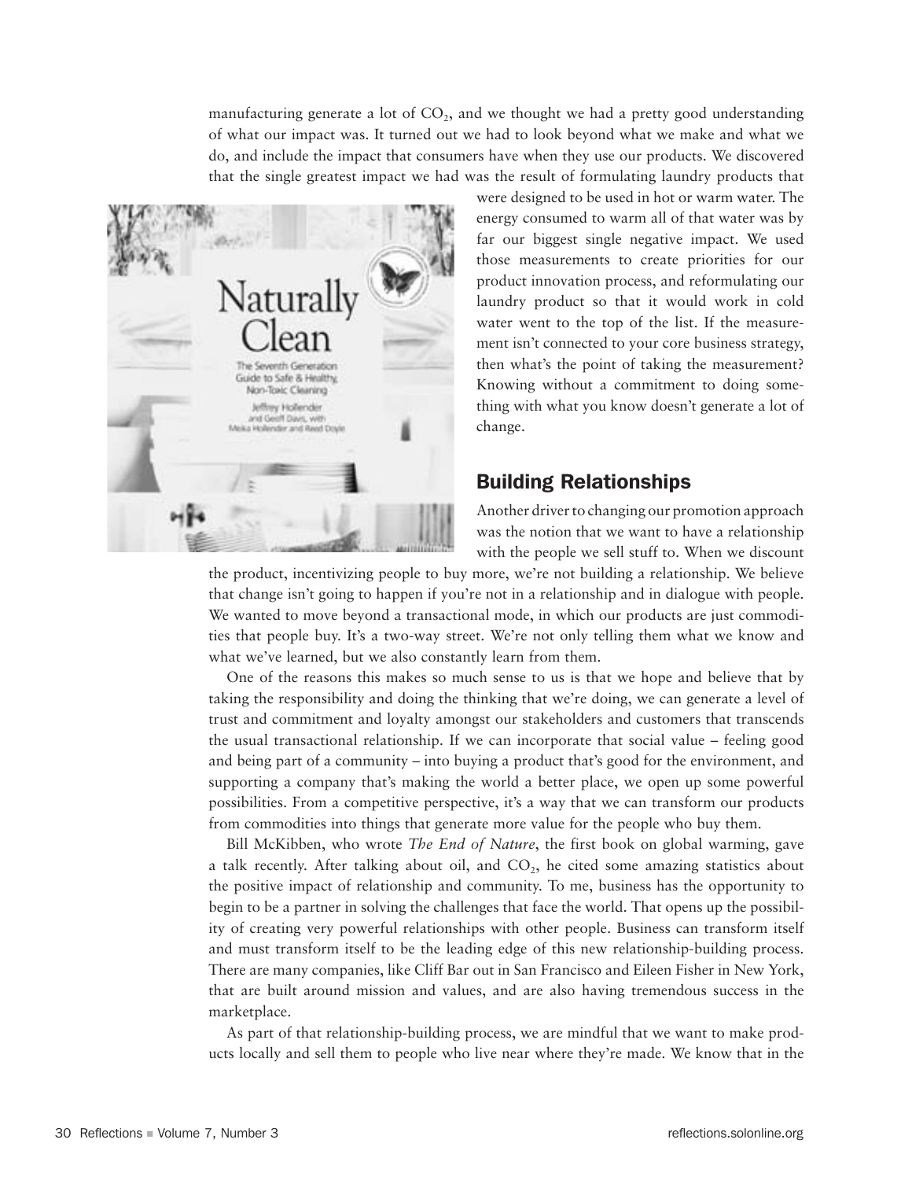manufacturing generate a lot of $CO_2$, and we thought we had a pretty good understanding of what our impact was. It turned out we had to look beyond what we make and what we do, and include the impact that consumers have when they use our products. We discovered that the single greatest impact we had was the result of formulating laundry products that were designed to be used in hot or warm water. The energy consumed to warm all of that water was by far our biggest single negative impact. We used those measurements to create priorities for our product innovation process, and reformulating our laundry product so that it would work in cold water went to the top of the list. If the measurement isn't connected to your core business strategy, then what's the point of taking the measurement? Knowing without a commitment to doing something with what you know doesn't generate a lot of change.

## Building Relationships

Another driver to changing our promotion approach was the notion that we want to have a relationship with the people we sell stuff to. When we discount the product, incentivizing people to buy more, we're not building a relationship. We believe that change isn't going to happen if you're not in a relationship and in dialogue with people. We wanted to move beyond a transactional mode, in which our products are just commodities that people buy. It's a two-way street. We're not only telling them what we know and what we've learned, but we also constantly learn from them.

One of the reasons this makes so much sense to us is that we hope and believe that by taking the responsibility and doing the thinking that we're doing, we can generate a level of trust and commitment and loyalty amongst our stakeholders and customers that transcends the usual transactional relationship. If we can incorporate that social value – feeling good and being part of a community – into buying a product that's good for the environment, and supporting a company that's making the world a better place, we open up some powerful possibilities. From a competitive perspective, it's a way that we can transform our products from commodities into things that generate more value for the people who buy them.

Bill McKibben, who wrote *The End of Nature*, the first book on global warming, gave a talk recently. After talking about oil, and $CO_2$, he cited some amazing statistics about the positive impact of relationship and community. To me, business has the opportunity to begin to be a partner in solving the challenges that face the world. That opens up the possibility of creating very powerful relationships with other people. Business can transform itself and must transform itself to be the leading edge of this new relationship-building process. There are many companies, like Cliff Bar out in San Francisco and Eileen Fisher in New York, that are built around mission and values, and are also having tremendous success in the marketplace.

As part of that relationship-building process, we are mindful that we want to make products locally and sell them to people who live near where they're made. We know that in the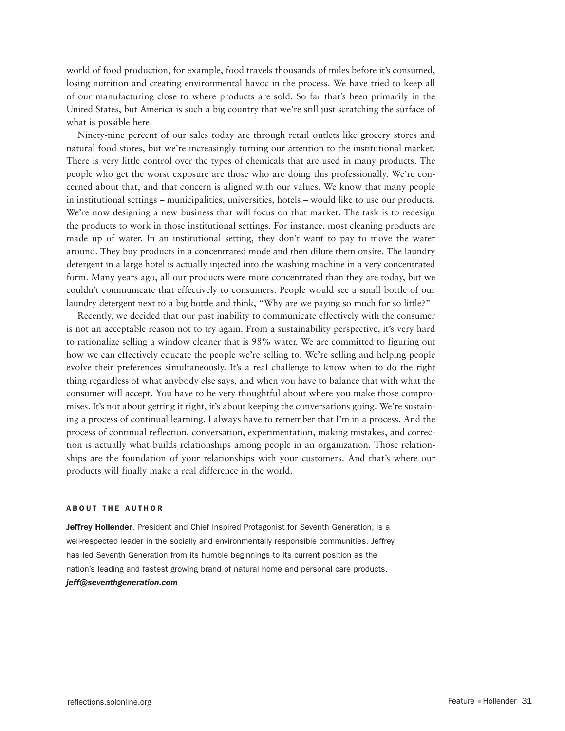world of food production, for example, food travels thousands of miles before it's consumed, losing nutrition and creating environmental havoc in the process. We have tried to keep all of our manufacturing close to where products are sold. So far that's been primarily in the United States, but America is such a big country that we're still just scratching the surface of what is possible here.

Ninety-nine percent of our sales today are through retail outlets like grocery stores and natural food stores, but we're increasingly turning our attention to the institutional market. There is very little control over the types of chemicals that are used in many products. The people who get the worst exposure are those who are doing this professionally. We're concerned about that, and that concern is aligned with our values. We know that many people in institutional settings – municipalities, universities, hotels – would like to use our products. We're now designing a new business that will focus on that market. The task is to redesign the products to work in those institutional settings. For instance, most cleaning products are made up of water. In an institutional setting, they don't want to pay to move the water around. They buy products in a concentrated mode and then dilute them onsite. The laundry detergent in a large hotel is actually injected into the washing machine in a very concentrated form. Many years ago, all our products were more concentrated than they are today, but we couldn't communicate that effectively to consumers. People would see a small bottle of our laundry detergent next to a big bottle and think, "Why are we paying so much for so little?"

Recently, we decided that our past inability to communicate effectively with the consumer is not an acceptable reason not to try again. From a sustainability perspective, it's very hard to rationalize selling a window cleaner that is 98% water. We are committed to figuring out how we can effectively educate the people we're selling to. We're selling and helping people evolve their preferences simultaneously. It's a real challenge to know when to do the right thing regardless of what anybody else says, and when you have to balance that with what the consumer will accept. You have to be very thoughtful about where you make those compromises. It's not about getting it right, it's about keeping the conversations going. We're sustaining a process of continual learning. I always have to remember that I'm in a process. And the process of continual reflection, conversation, experimentation, making mistakes, and correction is actually what builds relationships among people in an organization. Those relationships are the foundation of your relationships with your customers. And that's where our products will finally make a real difference in the world.

#### ABOUT THE AUTHOR

**Jeffrey Hollender**, President and Chief Inspired Protagonist for Seventh Generation, is a well-respected leader in the socially and environmentally responsible communities. Jeffrey has led Seventh Generation from its humble beginnings to its current position as the nation's leading and fastest growing brand of natural home and personal care products.
***jeff@seventhgeneration.com***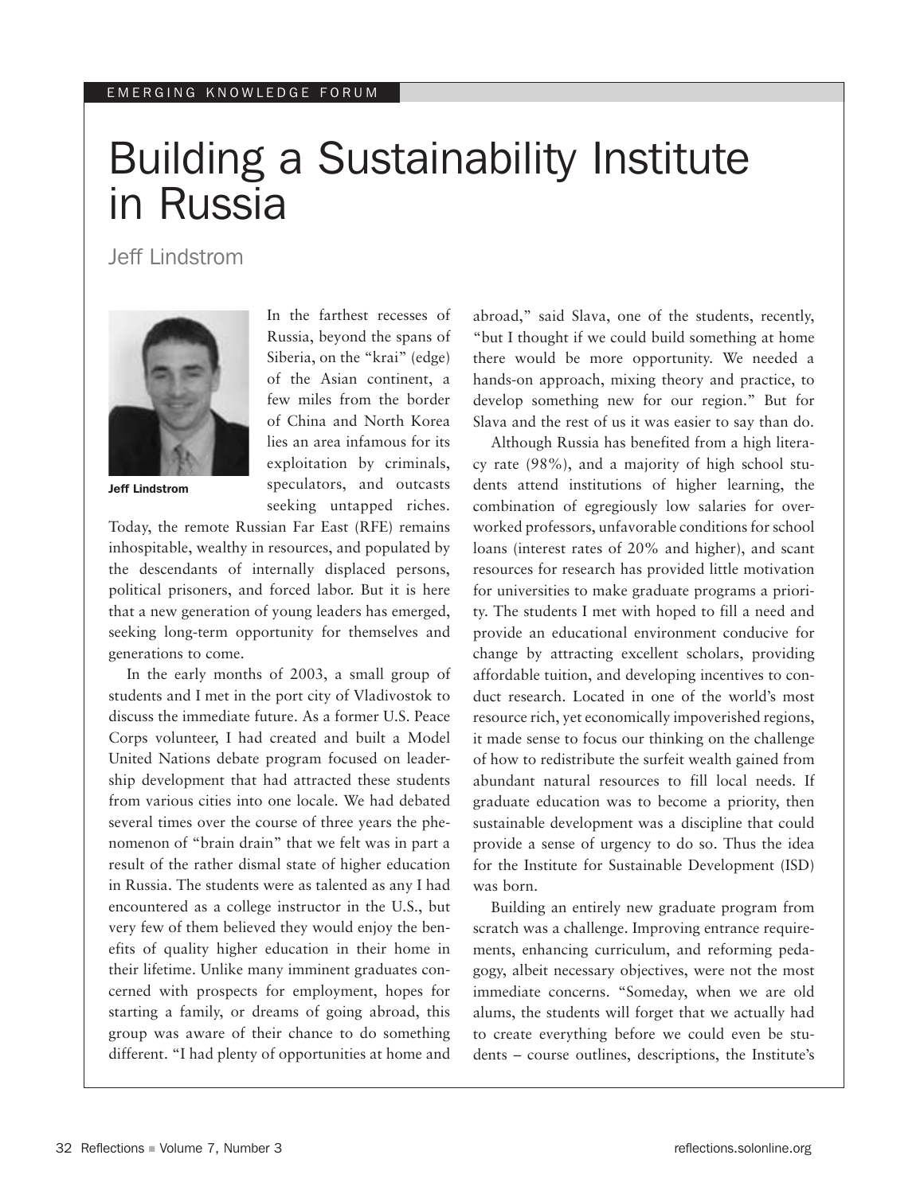EMERGING KNOWLEDGE FORUM

# Building a Sustainability Institute in Russia

Jeff Lindstrom

Jeff Lindstrom

In the farthest recesses of Russia, beyond the spans of Siberia, on the "krai" (edge) of the Asian continent, a few miles from the border of China and North Korea lies an area infamous for its exploitation by criminals, speculators, and outcasts seeking untapped riches. Today, the remote Russian Far East (RFE) remains inhospitable, wealthy in resources, and populated by the descendants of internally displaced persons, political prisoners, and forced labor. But it is here that a new generation of young leaders has emerged, seeking long-term opportunity for themselves and generations to come.

In the early months of 2003, a small group of students and I met in the port city of Vladivostok to discuss the immediate future. As a former U.S. Peace Corps volunteer, I had created and built a Model United Nations debate program focused on leadership development that had attracted these students from various cities into one locale. We had debated several times over the course of three years the phenomenon of "brain drain" that we felt was in part a result of the rather dismal state of higher education in Russia. The students were as talented as any I had encountered as a college instructor in the U.S., but very few of them believed they would enjoy the benefits of quality higher education in their home in their lifetime. Unlike many imminent graduates concerned with prospects for employment, hopes for starting a family, or dreams of going abroad, this group was aware of their chance to do something different. "I had plenty of opportunities at home and abroad," said Slava, one of the students, recently, "but I thought if we could build something at home there would be more opportunity. We needed a hands-on approach, mixing theory and practice, to develop something new for our region." But for Slava and the rest of us it was easier to say than do.

Although Russia has benefited from a high literacy rate (98%), and a majority of high school students attend institutions of higher learning, the combination of egregiously low salaries for overworked professors, unfavorable conditions for school loans (interest rates of 20% and higher), and scant resources for research has provided little motivation for universities to make graduate programs a priority. The students I met with hoped to fill a need and provide an educational environment conducive for change by attracting excellent scholars, providing affordable tuition, and developing incentives to conduct research. Located in one of the world's most resource rich, yet economically impoverished regions, it made sense to focus our thinking on the challenge of how to redistribute the surfeit wealth gained from abundant natural resources to fill local needs. If graduate education was to become a priority, then sustainable development was a discipline that could provide a sense of urgency to do so. Thus the idea for the Institute for Sustainable Development (ISD) was born.

Building an entirely new graduate program from scratch was a challenge. Improving entrance requirements, enhancing curriculum, and reforming pedagogy, albeit necessary objectives, were not the most immediate concerns. "Someday, when we are old alums, the students will forget that we actually had to create everything before we could even be students – course outlines, descriptions, the Institute's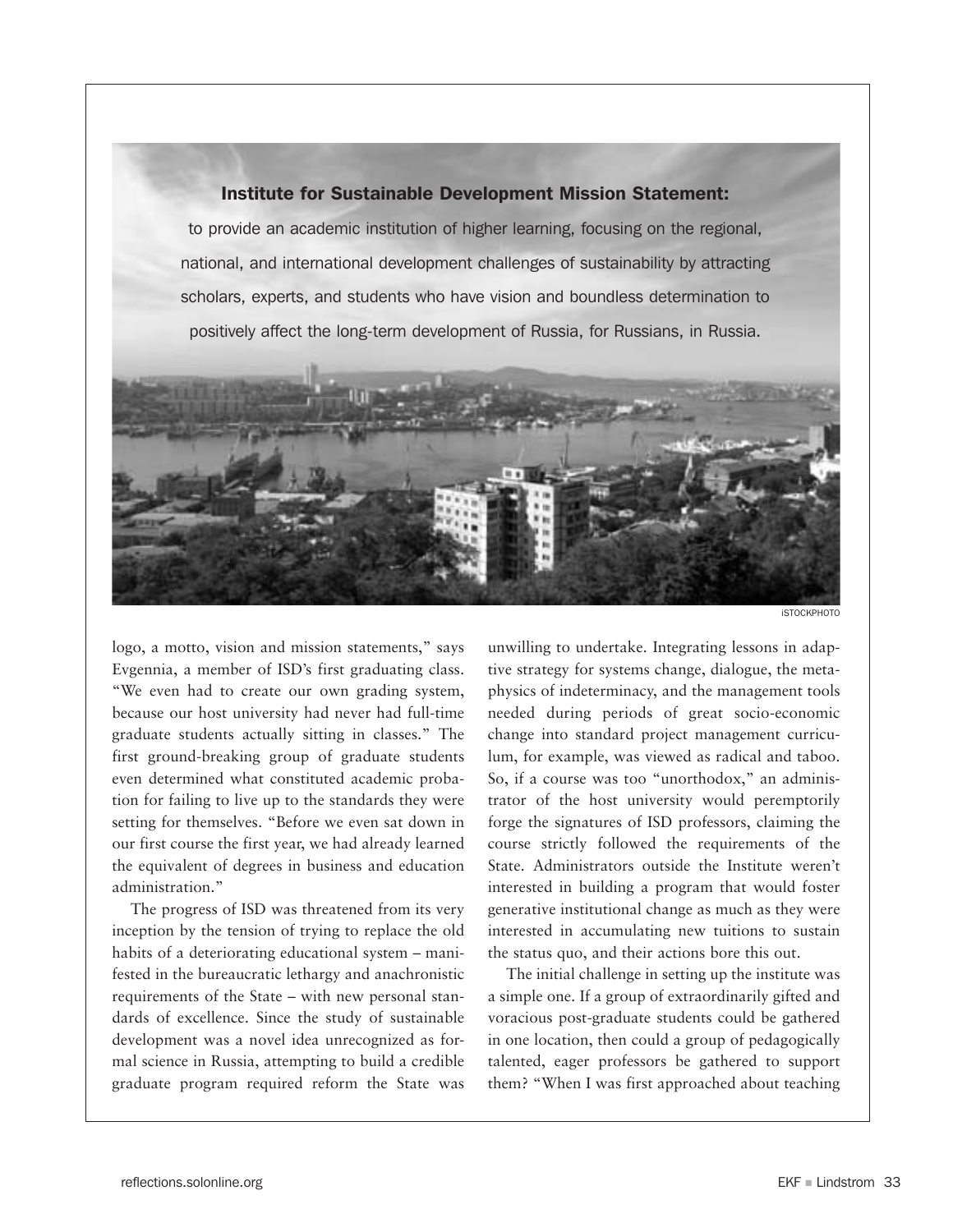**Institute for Sustainable Development Mission Statement:**

to provide an academic institution of higher learning, focusing on the regional, national, and international development challenges of sustainability by attracting scholars, experts, and students who have vision and boundless determination to positively affect the long-term development of Russia, for Russians, in Russia.

iSTOCKPHOTO

logo, a motto, vision and mission statements," says Evgennia, a member of ISD's first graduating class. "We even had to create our own grading system, because our host university had never had full-time graduate students actually sitting in classes." The first ground-breaking group of graduate students even determined what constituted academic probation for failing to live up to the standards they were setting for themselves. "Before we even sat down in our first course the first year, we had already learned the equivalent of degrees in business and education administration."

The progress of ISD was threatened from its very inception by the tension of trying to replace the old habits of a deteriorating educational system – manifested in the bureaucratic lethargy and anachronistic requirements of the State – with new personal standards of excellence. Since the study of sustainable development was a novel idea unrecognized as formal science in Russia, attempting to build a credible graduate program required reform the State was unwilling to undertake. Integrating lessons in adaptive strategy for systems change, dialogue, the metaphysics of indeterminacy, and the management tools needed during periods of great socio-economic change into standard project management curriculum, for example, was viewed as radical and taboo. So, if a course was too "unorthodox," an administrator of the host university would peremptorily forge the signatures of ISD professors, claiming the course strictly followed the requirements of the State. Administrators outside the Institute weren't interested in building a program that would foster generative institutional change as much as they were interested in accumulating new tuitions to sustain the status quo, and their actions bore this out.

The initial challenge in setting up the institute was a simple one. If a group of extraordinarily gifted and voracious post-graduate students could be gathered in one location, then could a group of pedagogically talented, eager professors be gathered to support them? "When I was first approached about teaching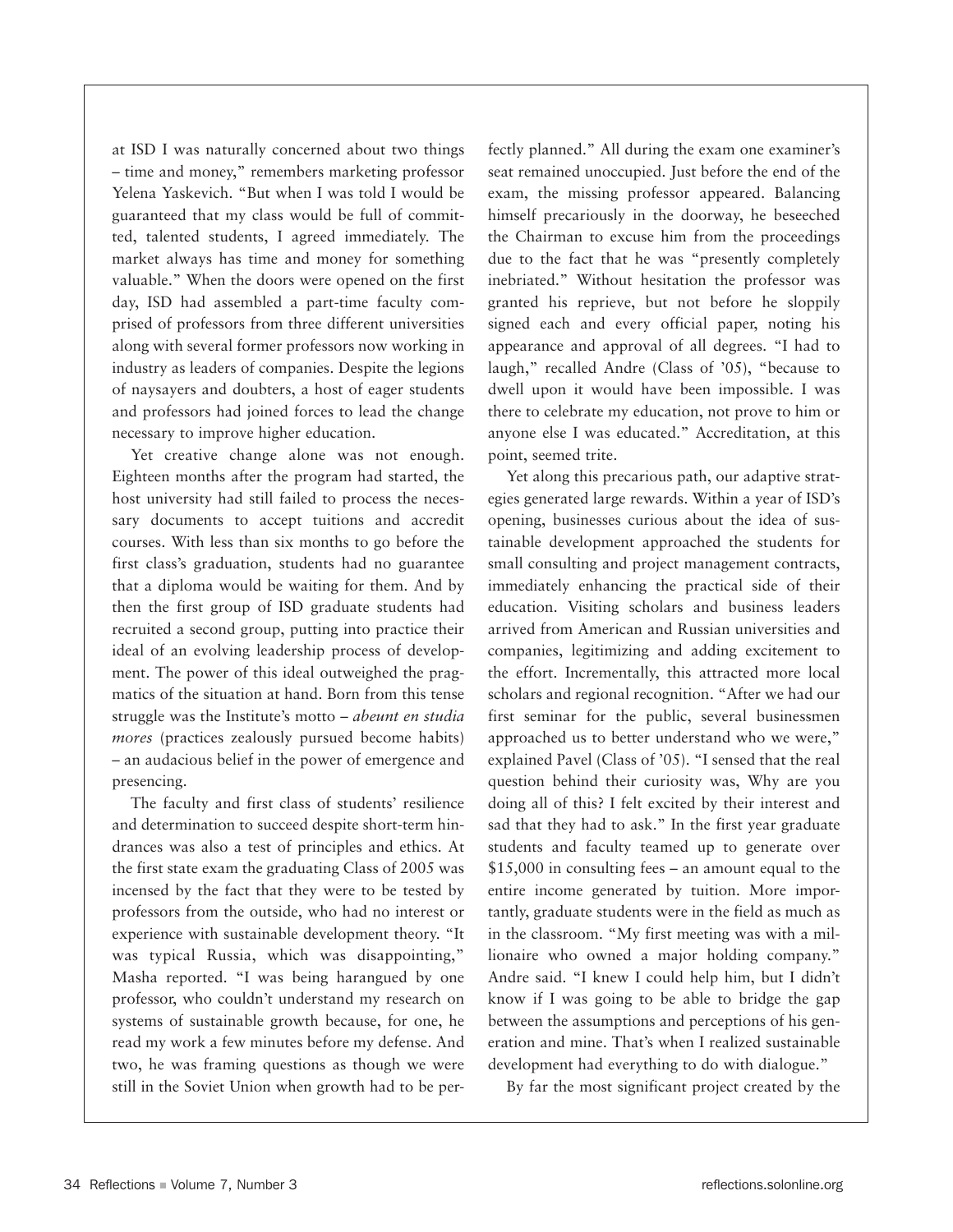at ISD I was naturally concerned about two things – time and money," remembers marketing professor Yelena Yaskevich. "But when I was told I would be guaranteed that my class would be full of committed, talented students, I agreed immediately. The market always has time and money for something valuable." When the doors were opened on the first day, ISD had assembled a part-time faculty comprised of professors from three different universities along with several former professors now working in industry as leaders of companies. Despite the legions of naysayers and doubters, a host of eager students and professors had joined forces to lead the change necessary to improve higher education.

Yet creative change alone was not enough. Eighteen months after the program had started, the host university had still failed to process the necessary documents to accept tuitions and accredit courses. With less than six months to go before the first class's graduation, students had no guarantee that a diploma would be waiting for them. And by then the first group of ISD graduate students had recruited a second group, putting into practice their ideal of an evolving leadership process of development. The power of this ideal outweighed the pragmatics of the situation at hand. Born from this tense struggle was the Institute's motto – *abeunt en studia mores* (practices zealously pursued become habits) – an audacious belief in the power of emergence and presencing.

The faculty and first class of students' resilience and determination to succeed despite short-term hindrances was also a test of principles and ethics. At the first state exam the graduating Class of 2005 was incensed by the fact that they were to be tested by professors from the outside, who had no interest or experience with sustainable development theory. "It was typical Russia, which was disappointing," Masha reported. "I was being harangued by one professor, who couldn't understand my research on systems of sustainable growth because, for one, he read my work a few minutes before my defense. And two, he was framing questions as though we were still in the Soviet Union when growth had to be perfectly planned." All during the exam one examiner's seat remained unoccupied. Just before the end of the exam, the missing professor appeared. Balancing himself precariously in the doorway, he beseeched the Chairman to excuse him from the proceedings due to the fact that he was "presently completely inebriated." Without hesitation the professor was granted his reprieve, but not before he sloppily signed each and every official paper, noting his appearance and approval of all degrees. "I had to laugh," recalled Andre (Class of '05), "because to dwell upon it would have been impossible. I was there to celebrate my education, not prove to him or anyone else I was educated." Accreditation, at this point, seemed trite.

Yet along this precarious path, our adaptive strategies generated large rewards. Within a year of ISD's opening, businesses curious about the idea of sustainable development approached the students for small consulting and project management contracts, immediately enhancing the practical side of their education. Visiting scholars and business leaders arrived from American and Russian universities and companies, legitimizing and adding excitement to the effort. Incrementally, this attracted more local scholars and regional recognition. "After we had our first seminar for the public, several businessmen approached us to better understand who we were," explained Pavel (Class of '05). "I sensed that the real question behind their curiosity was, Why are you doing all of this? I felt excited by their interest and sad that they had to ask." In the first year graduate students and faculty teamed up to generate over $15,000 in consulting fees – an amount equal to the entire income generated by tuition. More importantly, graduate students were in the field as much as in the classroom. "My first meeting was with a millionaire who owned a major holding company." Andre said. "I knew I could help him, but I didn't know if I was going to be able to bridge the gap between the assumptions and perceptions of his generation and mine. That's when I realized sustainable development had everything to do with dialogue."

By far the most significant project created by the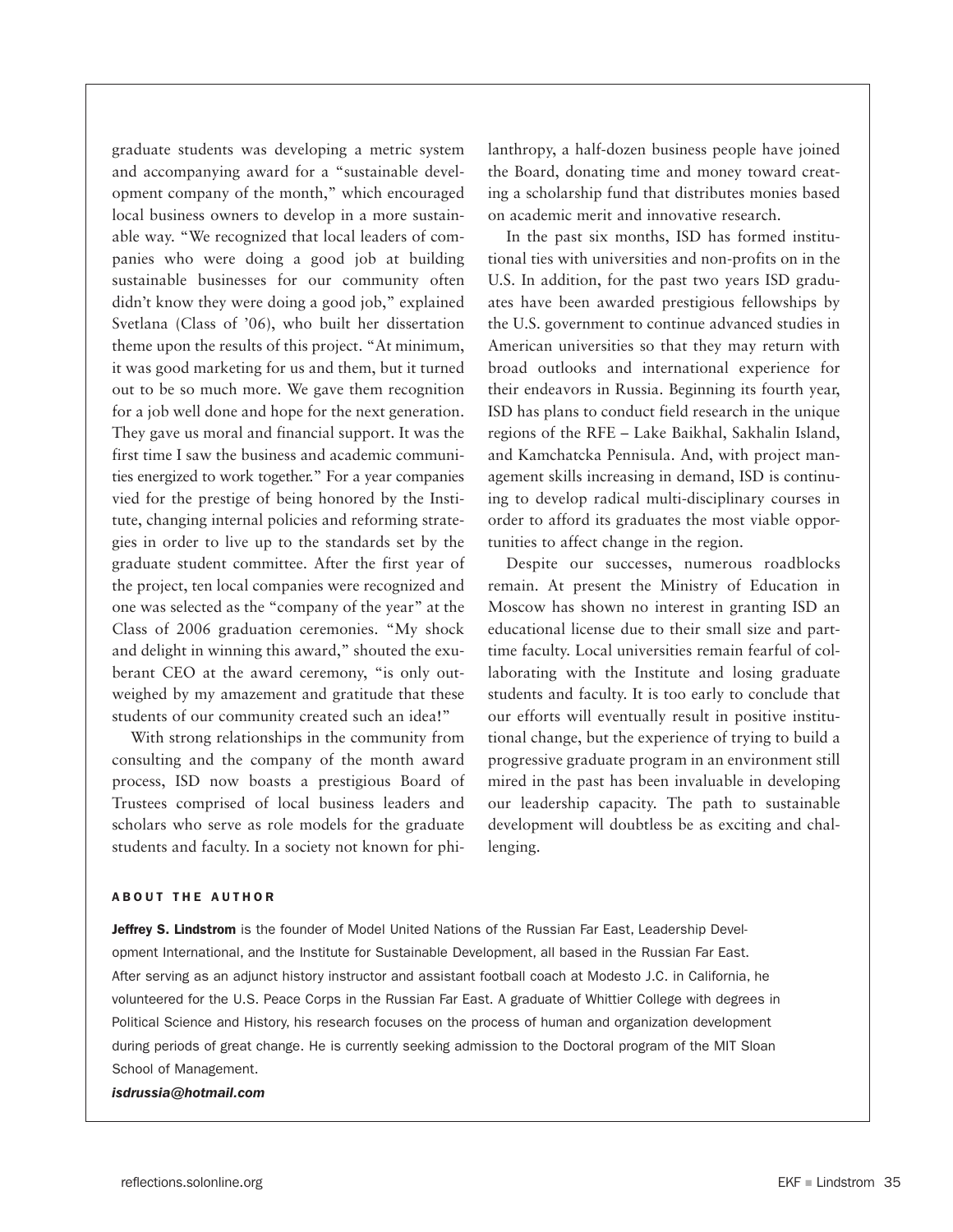graduate students was developing a metric system and accompanying award for a "sustainable development company of the month," which encouraged local business owners to develop in a more sustainable way. "We recognized that local leaders of companies who were doing a good job at building sustainable businesses for our community often didn't know they were doing a good job," explained Svetlana (Class of '06), who built her dissertation theme upon the results of this project. "At minimum, it was good marketing for us and them, but it turned out to be so much more. We gave them recognition for a job well done and hope for the next generation. They gave us moral and financial support. It was the first time I saw the business and academic communities energized to work together." For a year companies vied for the prestige of being honored by the Institute, changing internal policies and reforming strategies in order to live up to the standards set by the graduate student committee. After the first year of the project, ten local companies were recognized and one was selected as the "company of the year" at the Class of 2006 graduation ceremonies. "My shock and delight in winning this award," shouted the exuberant CEO at the award ceremony, "is only outweighed by my amazement and gratitude that these students of our community created such an idea!"

With strong relationships in the community from consulting and the company of the month award process, ISD now boasts a prestigious Board of Trustees comprised of local business leaders and scholars who serve as role models for the graduate students and faculty. In a society not known for philanthropy, a half-dozen business people have joined the Board, donating time and money toward creating a scholarship fund that distributes monies based on academic merit and innovative research.

In the past six months, ISD has formed institutional ties with universities and non-profits on in the U.S. In addition, for the past two years ISD graduates have been awarded prestigious fellowships by the U.S. government to continue advanced studies in American universities so that they may return with broad outlooks and international experience for their endeavors in Russia. Beginning its fourth year, ISD has plans to conduct field research in the unique regions of the RFE – Lake Baikhal, Sakhalin Island, and Kamchatcka Pennisula. And, with project management skills increasing in demand, ISD is continuing to develop radical multi-disciplinary courses in order to afford its graduates the most viable opportunities to affect change in the region.

Despite our successes, numerous roadblocks remain. At present the Ministry of Education in Moscow has shown no interest in granting ISD an educational license due to their small size and part-time faculty. Local universities remain fearful of collaborating with the Institute and losing graduate students and faculty. It is too early to conclude that our efforts will eventually result in positive institutional change, but the experience of trying to build a progressive graduate program in an environment still mired in the past has been invaluable in developing our leadership capacity. The path to sustainable development will doubtless be as exciting and challenging.

#### ABOUT THE AUTHOR

**Jeffrey S. Lindstrom** is the founder of Model United Nations of the Russian Far East, Leadership Development International, and the Institute for Sustainable Development, all based in the Russian Far East. After serving as an adjunct history instructor and assistant football coach at Modesto J.C. in California, he volunteered for the U.S. Peace Corps in the Russian Far East. A graduate of Whittier College with degrees in Political Science and History, his research focuses on the process of human and organization development during periods of great change. He is currently seeking admission to the Doctoral program of the MIT Sloan School of Management.

***isdrussia@hotmail.com***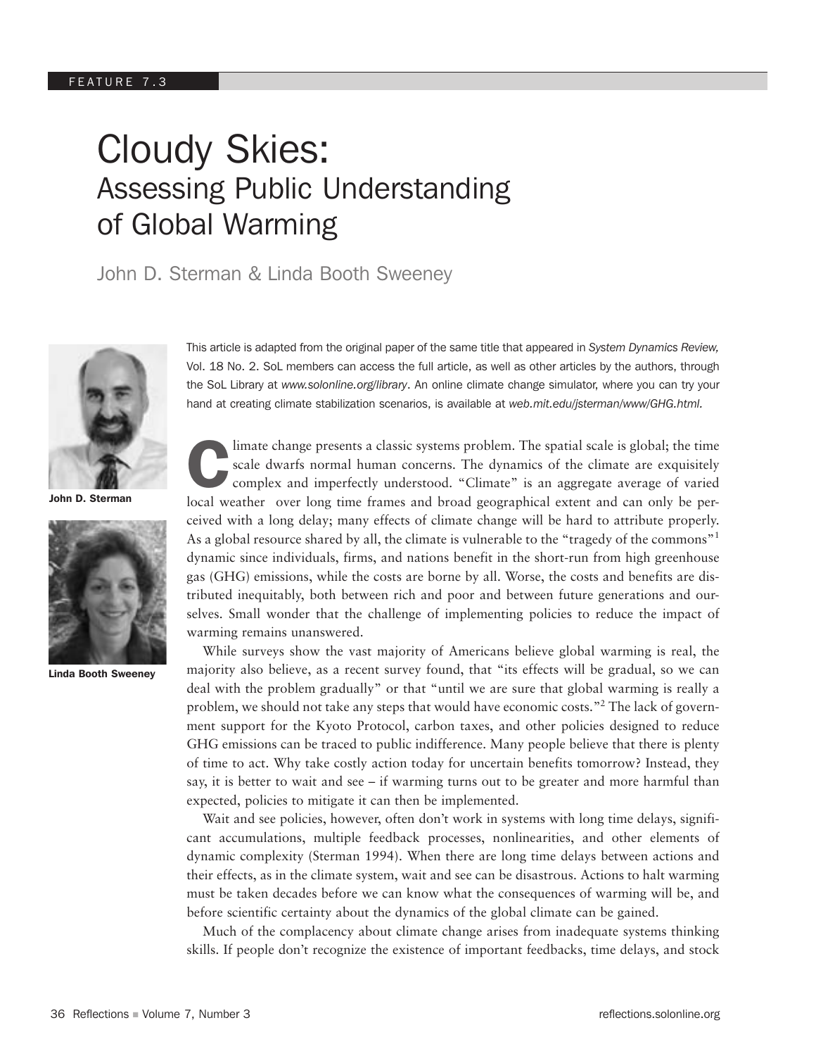FEATURE 7.3

# Cloudy Skies:
## Assessing Public Understanding of Global Warming

John D. Sterman & Linda Booth Sweeney

**John D. Sterman**

**Linda Booth Sweeney**

This article is adapted from the original paper of the same title that appeared in *System Dynamics Review,* Vol. 18 No. 2. SoL members can access the full article, as well as other articles by the authors, through the SoL Library at *www.solonline.org/library*. An online climate change simulator, where you can try your hand at creating climate stabilization scenarios, is available at *web.mit.edu/jsterman/www/GHG.html.*

Climate change presents a classic systems problem. The spatial scale is global; the time scale dwarfs normal human concerns. The dynamics of the climate are exquisitely complex and imperfectly understood. "Climate" is an aggregate average of varied local weather over long time frames and broad geographical extent and can only be perceived with a long delay; many effects of climate change will be hard to attribute properly. As a global resource shared by all, the climate is vulnerable to the "tragedy of the commons"[1] dynamic since individuals, firms, and nations benefit in the short-run from high greenhouse gas (GHG) emissions, while the costs are borne by all. Worse, the costs and benefits are distributed inequitably, both between rich and poor and between future generations and ourselves. Small wonder that the challenge of implementing policies to reduce the impact of warming remains unanswered.

While surveys show the vast majority of Americans believe global warming is real, the majority also believe, as a recent survey found, that "its effects will be gradual, so we can deal with the problem gradually" or that "until we are sure that global warming is really a problem, we should not take any steps that would have economic costs."[2] The lack of government support for the Kyoto Protocol, carbon taxes, and other policies designed to reduce GHG emissions can be traced to public indifference. Many people believe that there is plenty of time to act. Why take costly action today for uncertain benefits tomorrow? Instead, they say, it is better to wait and see – if warming turns out to be greater and more harmful than expected, policies to mitigate it can then be implemented.

Wait and see policies, however, often don't work in systems with long time delays, significant accumulations, multiple feedback processes, nonlinearities, and other elements of dynamic complexity (Sterman 1994). When there are long time delays between actions and their effects, as in the climate system, wait and see can be disastrous. Actions to halt warming must be taken decades before we can know what the consequences of warming will be, and before scientific certainty about the dynamics of the global climate can be gained.

Much of the complacency about climate change arises from inadequate systems thinking skills. If people don't recognize the existence of important feedbacks, time delays, and stock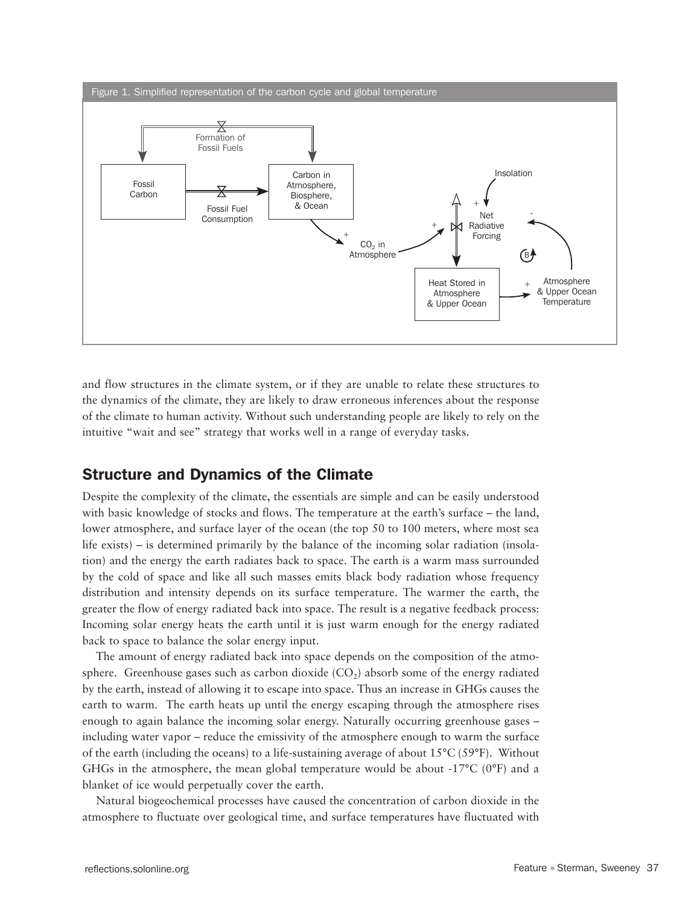Figure 1. Simplified representation of the carbon cycle and global temperature

Formation of Fossil Fuels

Fossil Carbon

Fossil Fuel Consumption

Carbon in Atmosphere, Biosphere, & Ocean

+

$CO_2$ in Atmosphere

+

Insolation

+

Net Radiative Forcing

-

B

Heat Stored in Atmosphere & Upper Ocean

+

Atmosphere & Upper Ocean Temperature

and flow structures in the climate system, or if they are unable to relate these structures to the dynamics of the climate, they are likely to draw erroneous inferences about the response of the climate to human activity. Without such understanding people are likely to rely on the intuitive "wait and see" strategy that works well in a range of everyday tasks.

## Structure and Dynamics of the Climate

Despite the complexity of the climate, the essentials are simple and can be easily understood with basic knowledge of stocks and flows. The temperature at the earth's surface – the land, lower atmosphere, and surface layer of the ocean (the top 50 to 100 meters, where most sea life exists) – is determined primarily by the balance of the incoming solar radiation (insolation) and the energy the earth radiates back to space. The earth is a warm mass surrounded by the cold of space and like all such masses emits black body radiation whose frequency distribution and intensity depends on its surface temperature. The warmer the earth, the greater the flow of energy radiated back into space. The result is a negative feedback process: Incoming solar energy heats the earth until it is just warm enough for the energy radiated back to space to balance the solar energy input.

The amount of energy radiated back into space depends on the composition of the atmosphere. Greenhouse gases such as carbon dioxide ($CO_2$) absorb some of the energy radiated by the earth, instead of allowing it to escape into space. Thus an increase in GHGs causes the earth to warm. The earth heats up until the energy escaping through the atmosphere rises enough to again balance the incoming solar energy. Naturally occurring greenhouse gases – including water vapor – reduce the emissivity of the atmosphere enough to warm the surface of the earth (including the oceans) to a life-sustaining average of about 15°C (59°F). Without GHGs in the atmosphere, the mean global temperature would be about -17°C (0°F) and a blanket of ice would perpetually cover the earth.

Natural biogeochemical processes have caused the concentration of carbon dioxide in the atmosphere to fluctuate over geological time, and surface temperatures have fluctuated with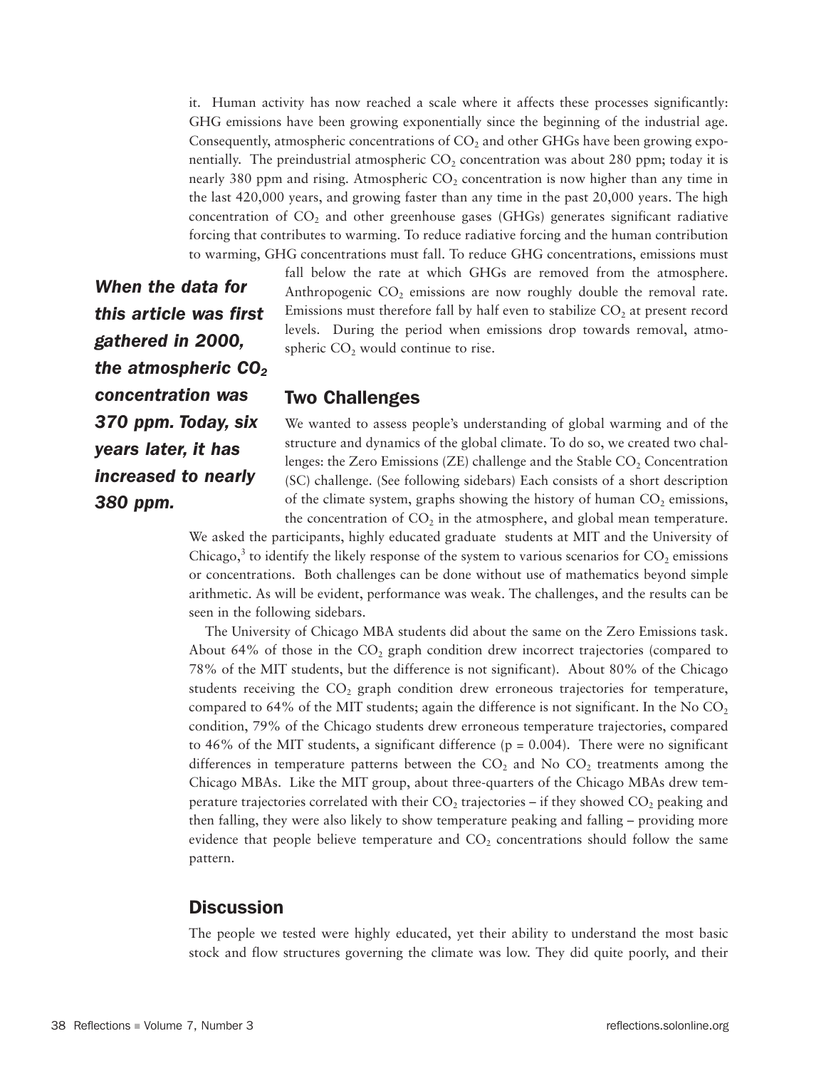it. Human activity has now reached a scale where it affects these processes significantly: GHG emissions have been growing exponentially since the beginning of the industrial age. Consequently, atmospheric concentrations of $CO_2$ and other GHGs have been growing exponentially. The preindustrial atmospheric $CO_2$ concentration was about 280 ppm; today it is nearly 380 ppm and rising. Atmospheric $CO_2$ concentration is now higher than any time in the last 420,000 years, and growing faster than any time in the past 20,000 years. The high concentration of $CO_2$ and other greenhouse gases (GHGs) generates significant radiative forcing that contributes to warming. To reduce radiative forcing and the human contribution to warming, GHG concentrations must fall. To reduce GHG concentrations, emissions must fall below the rate at which GHGs are removed from the atmosphere. Anthropogenic $CO_2$ emissions are now roughly double the removal rate. Emissions must therefore fall by half even to stabilize $CO_2$ at present record levels. During the period when emissions drop towards removal, atmospheric $CO_2$ would continue to rise.

***When the data for this article was first gathered in 2000, the atmospheric $CO_2$ concentration was 370 ppm. Today, six years later, it has increased to nearly 380 ppm.***

## Two Challenges

We wanted to assess people's understanding of global warming and of the structure and dynamics of the global climate. To do so, we created two challenges: the Zero Emissions (ZE) challenge and the Stable $CO_2$ Concentration (SC) challenge. (See following sidebars) Each consists of a short description of the climate system, graphs showing the history of human $CO_2$ emissions, the concentration of $CO_2$ in the atmosphere, and global mean temperature. We asked the participants, highly educated graduate students at MIT and the University of Chicago,[3] to identify the likely response of the system to various scenarios for $CO_2$ emissions or concentrations. Both challenges can be done without use of mathematics beyond simple arithmetic. As will be evident, performance was weak. The challenges, and the results can be seen in the following sidebars.

The University of Chicago MBA students did about the same on the Zero Emissions task. About 64% of those in the $CO_2$ graph condition drew incorrect trajectories (compared to 78% of the MIT students, but the difference is not significant). About 80% of the Chicago students receiving the $CO_2$ graph condition drew erroneous trajectories for temperature, compared to 64% of the MIT students; again the difference is not significant. In the No $CO_2$ condition, 79% of the Chicago students drew erroneous temperature trajectories, compared to 46% of the MIT students, a significant difference ($p = 0.004$). There were no significant differences in temperature patterns between the $CO_2$ and No $CO_2$ treatments among the Chicago MBAs. Like the MIT group, about three-quarters of the Chicago MBAs drew temperature trajectories correlated with their $CO_2$ trajectories – if they showed $CO_2$ peaking and then falling, they were also likely to show temperature peaking and falling – providing more evidence that people believe temperature and $CO_2$ concentrations should follow the same pattern.

## Discussion

The people we tested were highly educated, yet their ability to understand the most basic stock and flow structures governing the climate was low. They did quite poorly, and their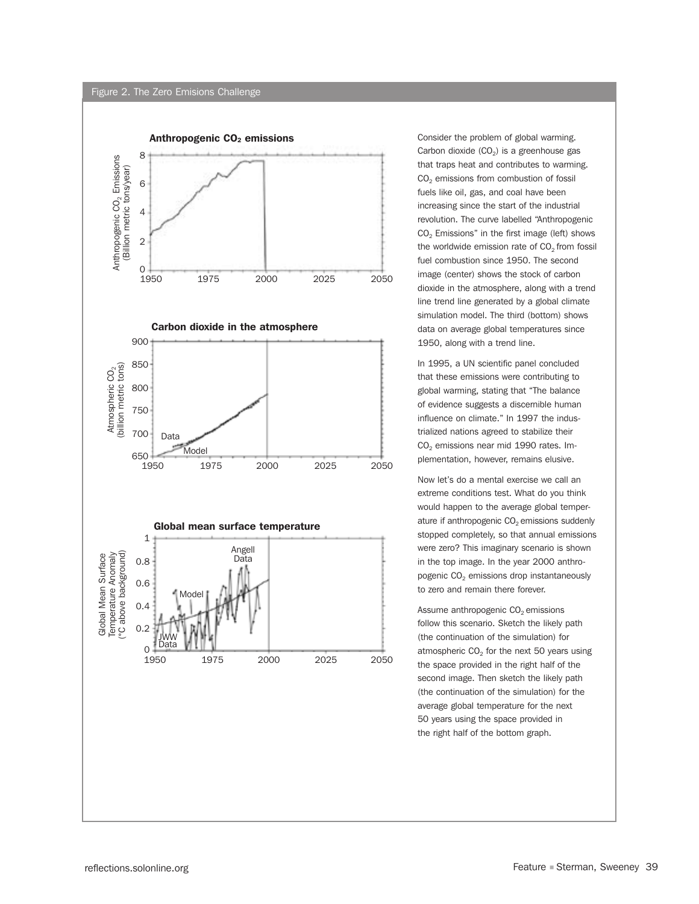Figure 2. The Zero Emisions Challenge

Consider the problem of global warming. Carbon dioxide ($CO_2$) is a greenhouse gas that traps heat and contributes to warming. $CO_2$ emissions from combustion of fossil fuels like oil, gas, and coal have been increasing since the start of the industrial revolution. The curve labelled "Anthropogenic $CO_2$ Emissions" in the first image (left) shows the worldwide emission rate of $CO_2$ from fossil fuel combustion since 1950. The second image (center) shows the stock of carbon dioxide in the atmosphere, along with a trend line trend line generated by a global climate simulation model. The third (bottom) shows data on average global temperatures since 1950, along with a trend line.

In 1995, a UN scientific panel concluded that these emissions were contributing to global warming, stating that "The balance of evidence suggests a discernible human influence on climate." In 1997 the industrialized nations agreed to stabilize their $CO_2$ emissions near mid 1990 rates. Implementation, however, remains elusive.

Now let's do a mental exercise we call an extreme conditions test. What do you think would happen to the average global temperature if anthropogenic $CO_2$ emissions suddenly stopped completely, so that annual emissions were zero? This imaginary scenario is shown in the top image. In the year 2000 anthropogenic $CO_2$ emissions drop instantaneously to zero and remain there forever.

Assume anthropogenic $CO_2$ emissions follow this scenario. Sketch the likely path (the continuation of the simulation) for atmospheric $CO_2$ for the next 50 years using the space provided in the right half of the second image. Then sketch the likely path (the continuation of the simulation) for the average global temperature for the next 50 years using the space provided in the right half of the bottom graph.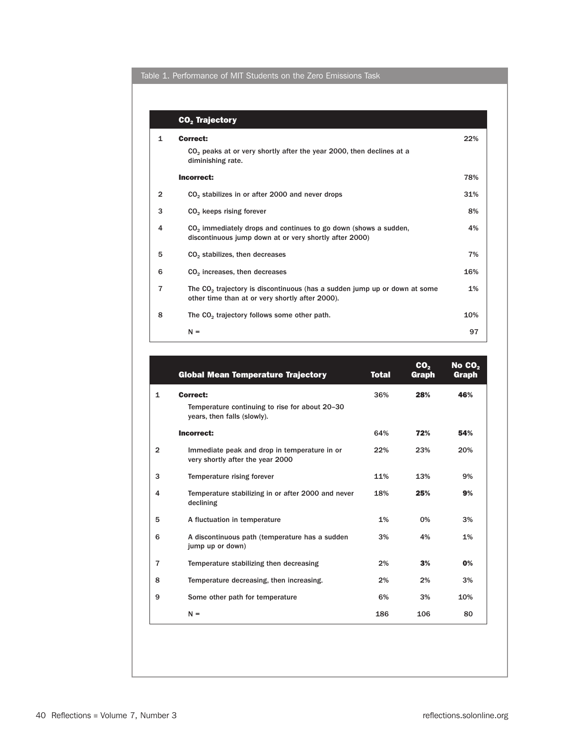Table 1. Performance of MIT Students on the Zero Emissions Task

| | $CO_2$ Trajectory | |
|---|---|---|
| 1 | **Correct:** $CO_2$ peaks at or very shortly after the year 2000, then declines at a diminishing rate. | 22% |
| | **Incorrect:** | 78% |
| 2 | $CO_2$ stabilizes in or after 2000 and never drops | 31% |
| 3 | $CO_2$ keeps rising forever | 8% |
| 4 | $CO_2$ immediately drops and continues to go down (shows a sudden, discontinuous jump down at or very shortly after 2000) | 4% |
| 5 | $CO_2$ stabilizes, then decreases | 7% |
| 6 | $CO_2$ increases, then decreases | 16% |
| 7 | The $CO_2$ trajectory is discontinuous (has a sudden jump up or down at some other time than at or very shortly after 2000). | 1% |
| 8 | The $CO_2$ trajectory follows some other path. | 10% |
| | N = | 97 |

| | Global Mean Temperature Trajectory | Total | $CO_2$ Graph | No $CO_2$ Graph |
|---|---|---|---|---|
| 1 | **Correct:** Temperature continuing to rise for about 20–30 years, then falls (slowly). | 36% | **28%** | **46%** |
| | **Incorrect:** | 64% | **72%** | **54%** |
| 2 | Immediate peak and drop in temperature in or very shortly after the year 2000 | 22% | 23% | 20% |
| 3 | Temperature rising forever | 11% | 13% | 9% |
| 4 | Temperature stabilizing in or after 2000 and never declining | 18% | **25%** | **9%** |
| 5 | A fluctuation in temperature | 1% | 0% | 3% |
| 6 | A discontinuous path (temperature has a sudden jump up or down) | 3% | 4% | 1% |
| 7 | Temperature stabilizing then decreasing | 2% | **3%** | **0%** |
| 8 | Temperature decreasing, then increasing. | 2% | 2% | 3% |
| 9 | Some other path for temperature | 6% | 3% | 10% |
| | N = | 186 | 106 | 80 |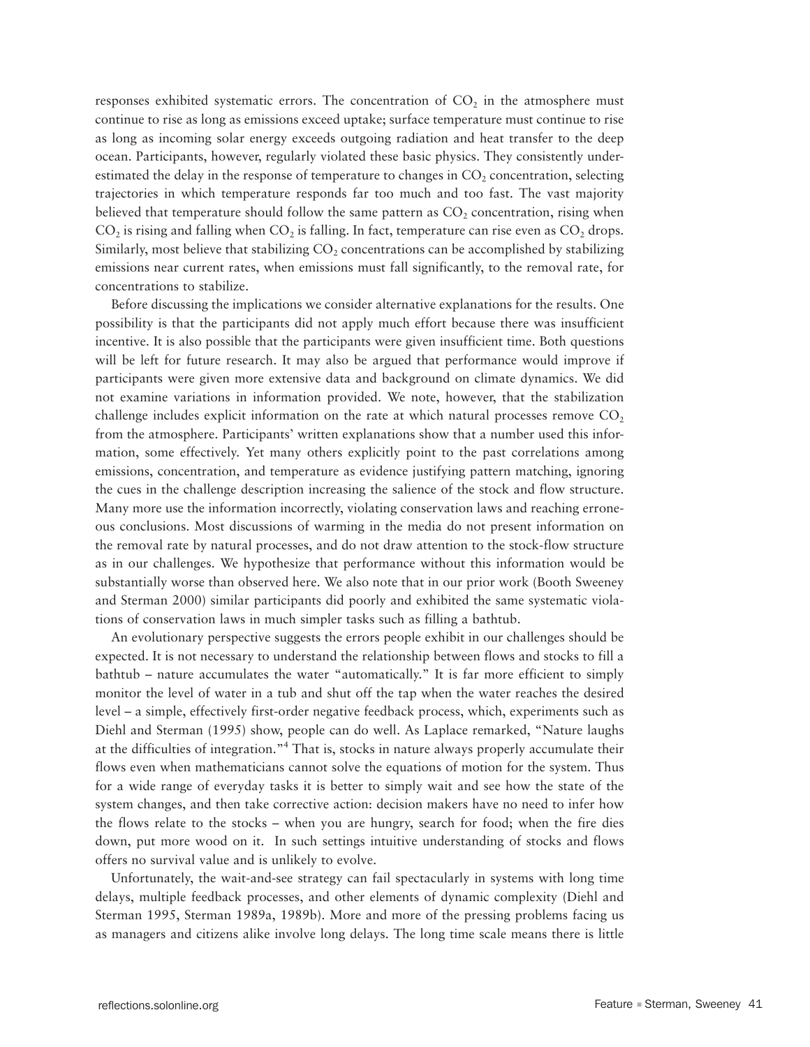responses exhibited systematic errors. The concentration of $CO_2$ in the atmosphere must continue to rise as long as emissions exceed uptake; surface temperature must continue to rise as long as incoming solar energy exceeds outgoing radiation and heat transfer to the deep ocean. Participants, however, regularly violated these basic physics. They consistently underestimated the delay in the response of temperature to changes in $CO_2$ concentration, selecting trajectories in which temperature responds far too much and too fast. The vast majority believed that temperature should follow the same pattern as $CO_2$ concentration, rising when $CO_2$ is rising and falling when $CO_2$ is falling. In fact, temperature can rise even as $CO_2$ drops. Similarly, most believe that stabilizing $CO_2$ concentrations can be accomplished by stabilizing emissions near current rates, when emissions must fall significantly, to the removal rate, for concentrations to stabilize.

Before discussing the implications we consider alternative explanations for the results. One possibility is that the participants did not apply much effort because there was insufficient incentive. It is also possible that the participants were given insufficient time. Both questions will be left for future research. It may also be argued that performance would improve if participants were given more extensive data and background on climate dynamics. We did not examine variations in information provided. We note, however, that the stabilization challenge includes explicit information on the rate at which natural processes remove $CO_2$ from the atmosphere. Participants' written explanations show that a number used this information, some effectively. Yet many others explicitly point to the past correlations among emissions, concentration, and temperature as evidence justifying pattern matching, ignoring the cues in the challenge description increasing the salience of the stock and flow structure. Many more use the information incorrectly, violating conservation laws and reaching erroneous conclusions. Most discussions of warming in the media do not present information on the removal rate by natural processes, and do not draw attention to the stock-flow structure as in our challenges. We hypothesize that performance without this information would be substantially worse than observed here. We also note that in our prior work (Booth Sweeney and Sterman 2000) similar participants did poorly and exhibited the same systematic violations of conservation laws in much simpler tasks such as filling a bathtub.

An evolutionary perspective suggests the errors people exhibit in our challenges should be expected. It is not necessary to understand the relationship between flows and stocks to fill a bathtub – nature accumulates the water "automatically." It is far more efficient to simply monitor the level of water in a tub and shut off the tap when the water reaches the desired level – a simple, effectively first-order negative feedback process, which, experiments such as Diehl and Sterman (1995) show, people can do well. As Laplace remarked, "Nature laughs at the difficulties of integration."[4] That is, stocks in nature always properly accumulate their flows even when mathematicians cannot solve the equations of motion for the system. Thus for a wide range of everyday tasks it is better to simply wait and see how the state of the system changes, and then take corrective action: decision makers have no need to infer how the flows relate to the stocks – when you are hungry, search for food; when the fire dies down, put more wood on it. In such settings intuitive understanding of stocks and flows offers no survival value and is unlikely to evolve.

Unfortunately, the wait-and-see strategy can fail spectacularly in systems with long time delays, multiple feedback processes, and other elements of dynamic complexity (Diehl and Sterman 1995, Sterman 1989a, 1989b). More and more of the pressing problems facing us as managers and citizens alike involve long delays. The long time scale means there is little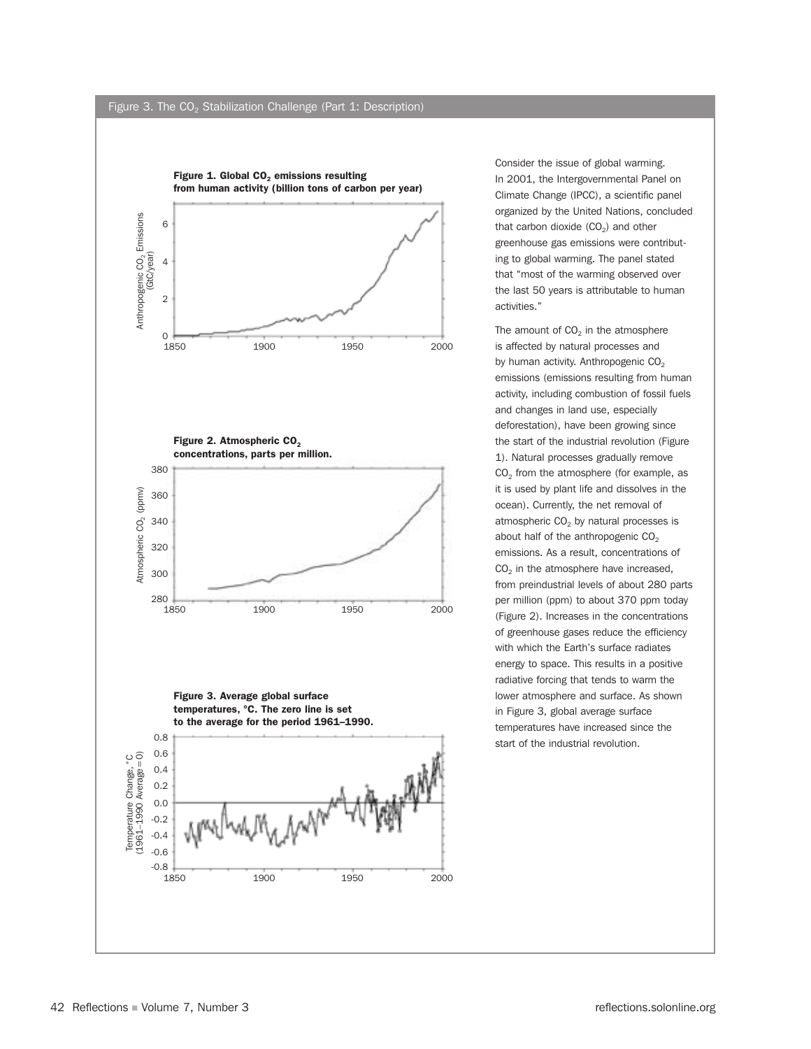Figure 3. The $CO_2$ Stabilization Challenge (Part 1: Description)

**Figure 1. Global $CO_2$ emissions resulting from human activity (billion tons of carbon per year)**

**Figure 2. Atmospheric $CO_2$ concentrations, parts per million.**

**Figure 3. Average global surface temperatures, °C. The zero line is set to the average for the period 1961–1990.**

Consider the issue of global warming. In 2001, the Intergovernmental Panel on Climate Change (IPCC), a scientific panel organized by the United Nations, concluded that carbon dioxide ($CO_2$) and other greenhouse gas emissions were contributing to global warming. The panel stated that "most of the warming observed over the last 50 years is attributable to human activities."

The amount of $CO_2$ in the atmosphere is affected by natural processes and by human activity. Anthropogenic $CO_2$ emissions (emissions resulting from human activity, including combustion of fossil fuels and changes in land use, especially deforestation), have been growing since the start of the industrial revolution (Figure 1). Natural processes gradually remove $CO_2$ from the atmosphere (for example, as it is used by plant life and dissolves in the ocean). Currently, the net removal of atmospheric $CO_2$ by natural processes is about half of the anthropogenic $CO_2$ emissions. As a result, concentrations of $CO_2$ in the atmosphere have increased, from preindustrial levels of about 280 parts per million (ppm) to about 370 ppm today (Figure 2). Increases in the concentrations of greenhouse gases reduce the efficiency with which the Earth's surface radiates energy to space. This results in a positive radiative forcing that tends to warm the lower atmosphere and surface. As shown in Figure 3, global average surface temperatures have increased since the start of the industrial revolution.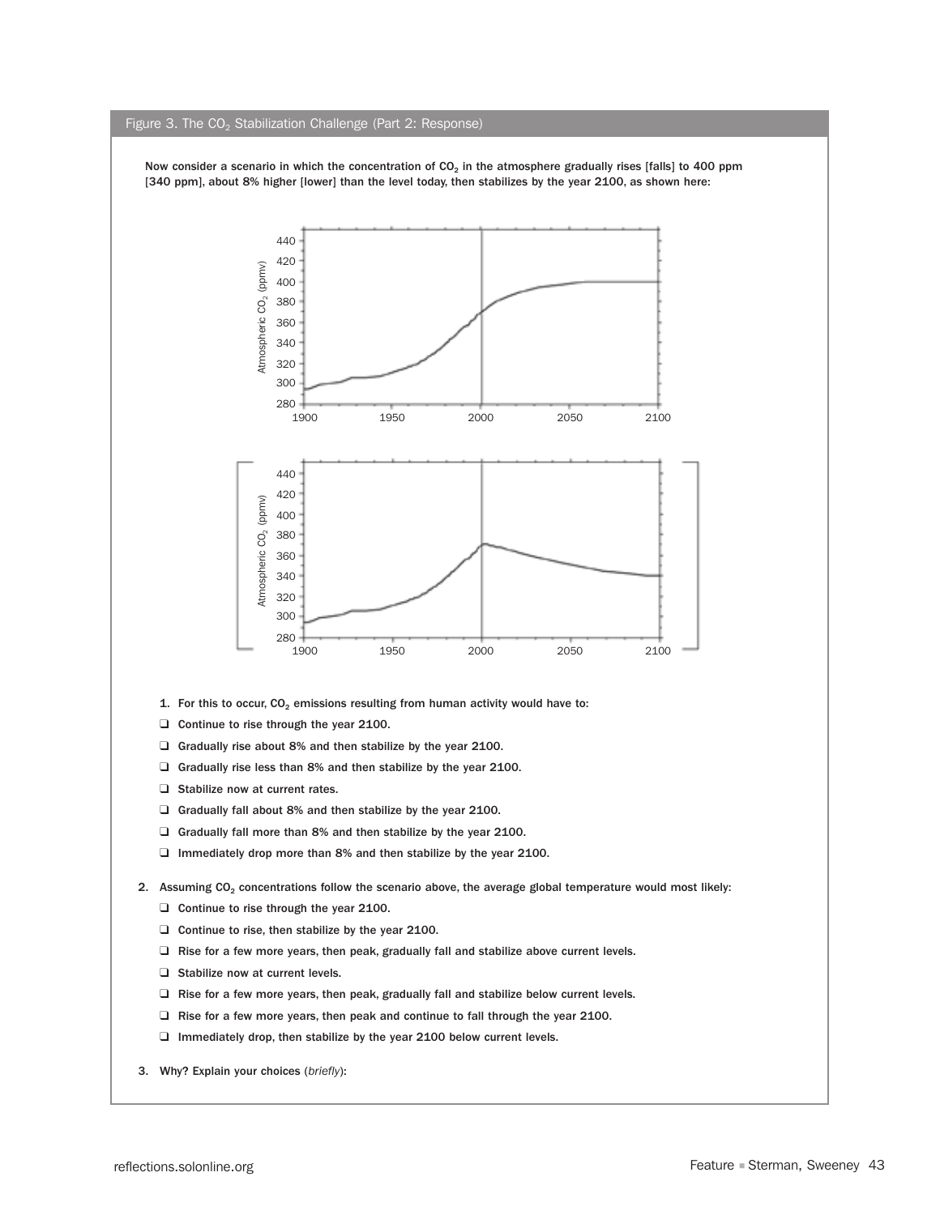## Figure 3. The $CO_2$ Stabilization Challenge (Part 2: Response)

**Now consider a scenario in which the concentration of $CO_2$ in the atmosphere gradually rises [falls] to 400 ppm [340 ppm], about 8% higher [lower] than the level today, then stabilizes by the year 2100, as shown here:**

1. **For this to occur, $CO_2$ emissions resulting from human activity would have to:**
   - ❑ Continue to rise through the year 2100.
   - ❑ Gradually rise about 8% and then stabilize by the year 2100.
   - ❑ Gradually rise less than 8% and then stabilize by the year 2100.
   - ❑ Stabilize now at current rates.
   - ❑ Gradually fall about 8% and then stabilize by the year 2100.
   - ❑ Gradually fall more than 8% and then stabilize by the year 2100.
   - ❑ Immediately drop more than 8% and then stabilize by the year 2100.

2. **Assuming $CO_2$ concentrations follow the scenario above, the average global temperature would most likely:**
   - ❑ Continue to rise through the year 2100.
   - ❑ Continue to rise, then stabilize by the year 2100.
   - ❑ Rise for a few more years, then peak, gradually fall and stabilize above current levels.
   - ❑ Stabilize now at current levels.
   - ❑ Rise for a few more years, then peak, gradually fall and stabilize below current levels.
   - ❑ Rise for a few more years, then peak and continue to fall through the year 2100.
   - ❑ Immediately drop, then stabilize by the year 2100 below current levels.

3. **Why? Explain your choices (*briefly*):**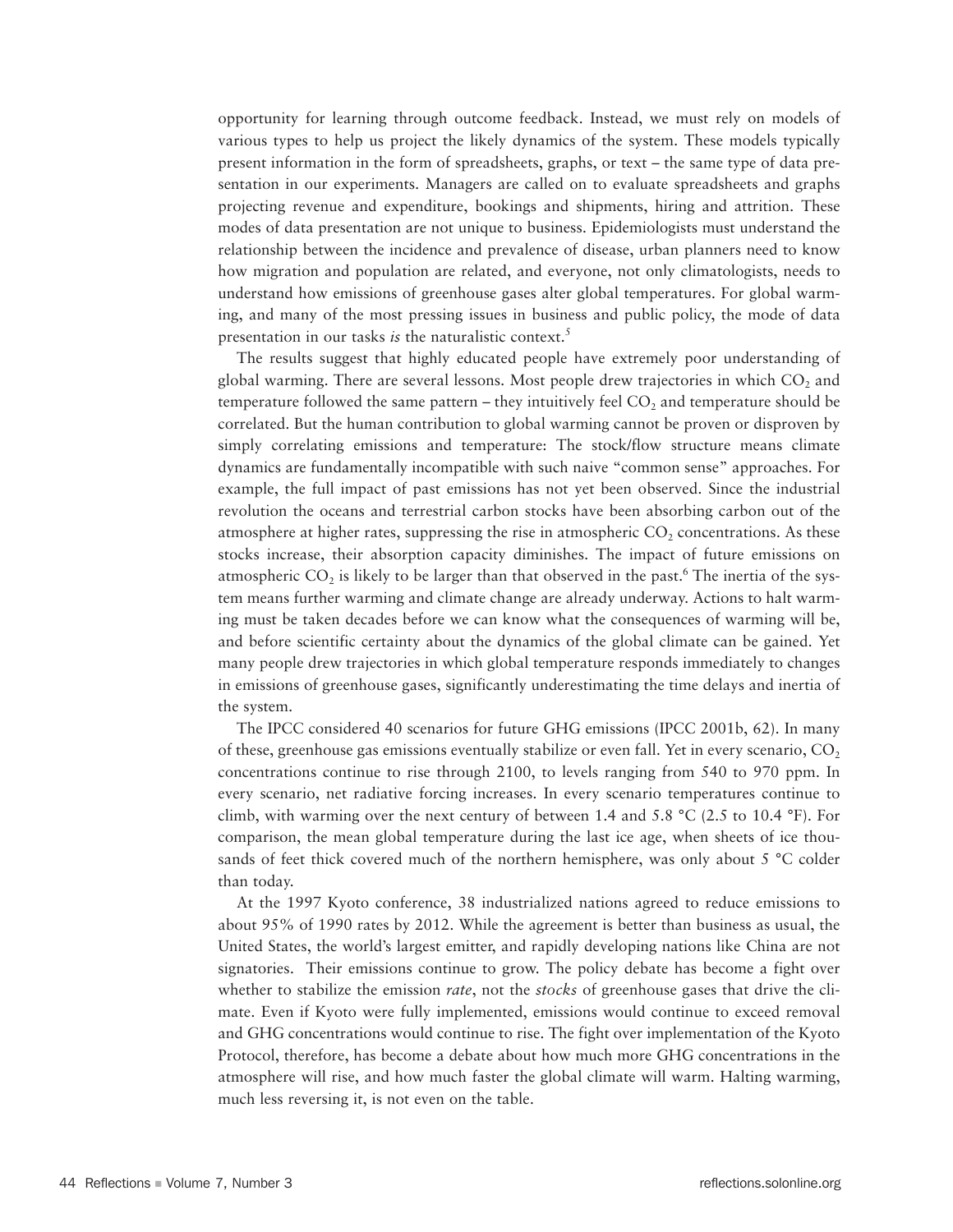opportunity for learning through outcome feedback. Instead, we must rely on models of various types to help us project the likely dynamics of the system. These models typically present information in the form of spreadsheets, graphs, or text – the same type of data presentation in our experiments. Managers are called on to evaluate spreadsheets and graphs projecting revenue and expenditure, bookings and shipments, hiring and attrition. These modes of data presentation are not unique to business. Epidemiologists must understand the relationship between the incidence and prevalence of disease, urban planners need to know how migration and population are related, and everyone, not only climatologists, needs to understand how emissions of greenhouse gases alter global temperatures. For global warming, and many of the most pressing issues in business and public policy, the mode of data presentation in our tasks *is* the naturalistic context.[5]

The results suggest that highly educated people have extremely poor understanding of global warming. There are several lessons. Most people drew trajectories in which $CO_2$ and temperature followed the same pattern – they intuitively feel $CO_2$ and temperature should be correlated. But the human contribution to global warming cannot be proven or disproven by simply correlating emissions and temperature: The stock/flow structure means climate dynamics are fundamentally incompatible with such naive "common sense" approaches. For example, the full impact of past emissions has not yet been observed. Since the industrial revolution the oceans and terrestrial carbon stocks have been absorbing carbon out of the atmosphere at higher rates, suppressing the rise in atmospheric $CO_2$ concentrations. As these stocks increase, their absorption capacity diminishes. The impact of future emissions on atmospheric $CO_2$ is likely to be larger than that observed in the past.[6] The inertia of the system means further warming and climate change are already underway. Actions to halt warming must be taken decades before we can know what the consequences of warming will be, and before scientific certainty about the dynamics of the global climate can be gained. Yet many people drew trajectories in which global temperature responds immediately to changes in emissions of greenhouse gases, significantly underestimating the time delays and inertia of the system.

The IPCC considered 40 scenarios for future GHG emissions (IPCC 2001b, 62). In many of these, greenhouse gas emissions eventually stabilize or even fall. Yet in every scenario, $CO_2$ concentrations continue to rise through 2100, to levels ranging from 540 to 970 ppm. In every scenario, net radiative forcing increases. In every scenario temperatures continue to climb, with warming over the next century of between 1.4 and 5.8 °C (2.5 to 10.4 °F). For comparison, the mean global temperature during the last ice age, when sheets of ice thousands of feet thick covered much of the northern hemisphere, was only about 5 °C colder than today.

At the 1997 Kyoto conference, 38 industrialized nations agreed to reduce emissions to about 95% of 1990 rates by 2012. While the agreement is better than business as usual, the United States, the world's largest emitter, and rapidly developing nations like China are not signatories. Their emissions continue to grow. The policy debate has become a fight over whether to stabilize the emission *rate*, not the *stocks* of greenhouse gases that drive the climate. Even if Kyoto were fully implemented, emissions would continue to exceed removal and GHG concentrations would continue to rise. The fight over implementation of the Kyoto Protocol, therefore, has become a debate about how much more GHG concentrations in the atmosphere will rise, and how much faster the global climate will warm. Halting warming, much less reversing it, is not even on the table.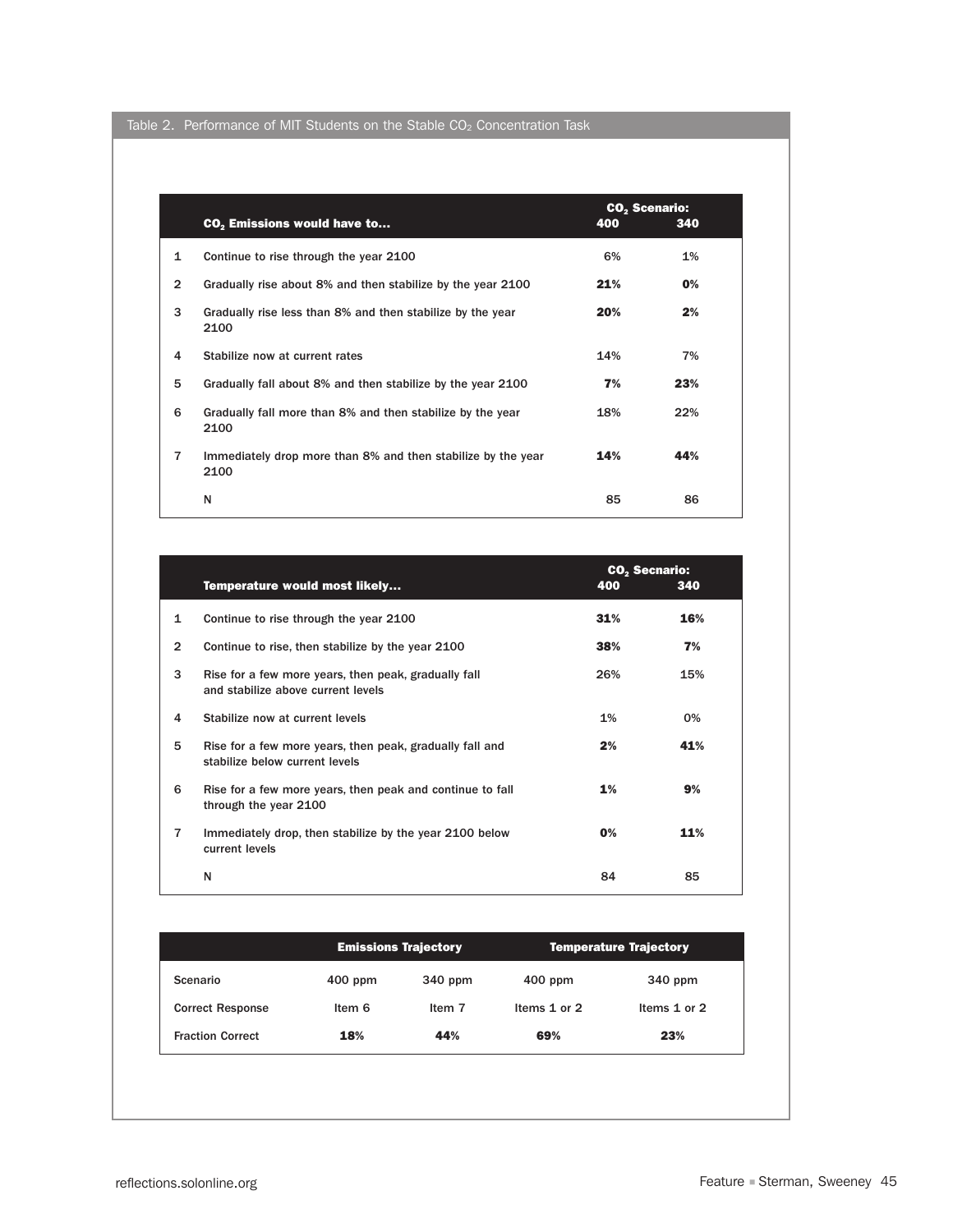Table 2. Performance of MIT Students on the Stable $CO_2$ Concentration Task

| | $CO_2$ Emissions would have to… | $CO_2$ Scenario: 400 | 340 |
|---|---|---|---|
| 1 | Continue to rise through the year 2100 | 6% | 1% |
| 2 | Gradually rise about 8% and then stabilize by the year 2100 | **21%** | **0%** |
| 3 | Gradually rise less than 8% and then stabilize by the year 2100 | **20%** | **2%** |
| 4 | Stabilize now at current rates | 14% | 7% |
| 5 | Gradually fall about 8% and then stabilize by the year 2100 | **7%** | **23%** |
| 6 | Gradually fall more than 8% and then stabilize by the year 2100 | 18% | 22% |
| 7 | Immediately drop more than 8% and then stabilize by the year 2100 | **14%** | **44%** |
| | N | 85 | 86 |

| | Temperature would most likely… | $CO_2$ Secnario: 400 | 340 |
|---|---|---|---|
| 1 | Continue to rise through the year 2100 | **31%** | **16%** |
| 2 | Continue to rise, then stabilize by the year 2100 | **38%** | **7%** |
| 3 | Rise for a few more years, then peak, gradually fall and stabilize above current levels | 26% | 15% |
| 4 | Stabilize now at current levels | 1% | 0% |
| 5 | Rise for a few more years, then peak, gradually fall and stabilize below current levels | **2%** | **41%** |
| 6 | Rise for a few more years, then peak and continue to fall through the year 2100 | **1%** | **9%** |
| 7 | Immediately drop, then stabilize by the year 2100 below current levels | **0%** | **11%** |
| | N | 84 | 85 |

| | Emissions Trajectory | | Temperature Trajectory | |
|---|---|---|---|---|
| Scenario | 400 ppm | 340 ppm | 400 ppm | 340 ppm |
| Correct Response | Item 6 | Item 7 | Items 1 or 2 | Items 1 or 2 |
| Fraction Correct | **18%** | **44%** | **69%** | **23%** |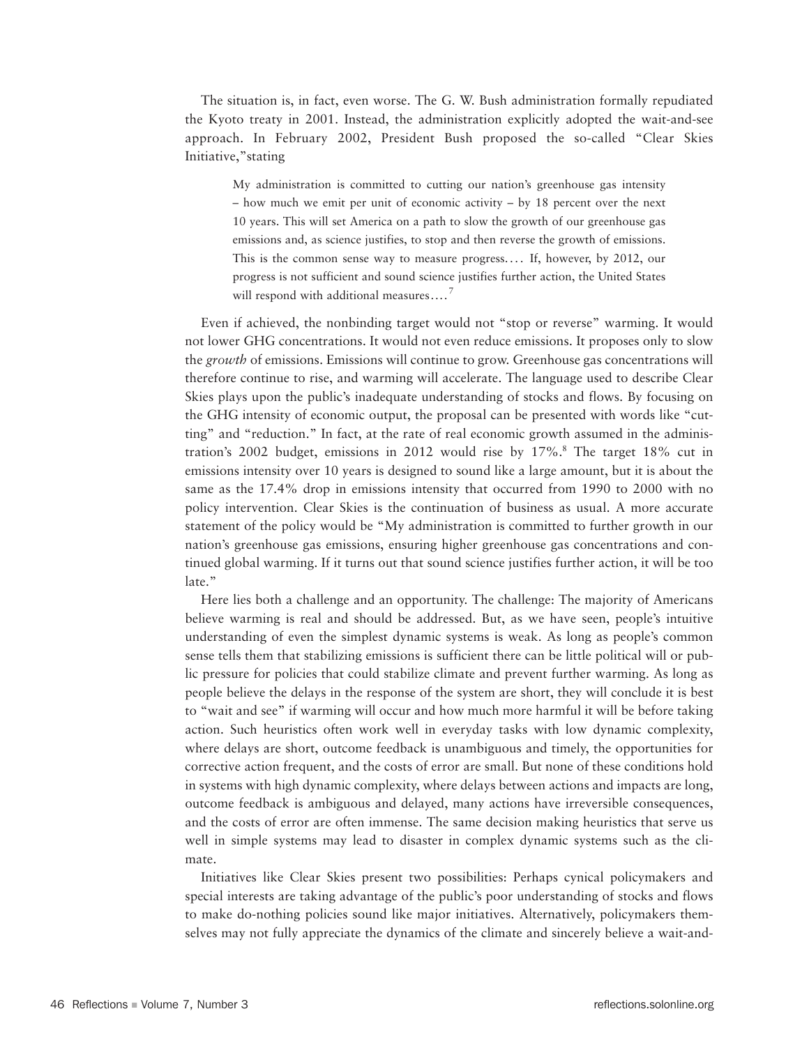The situation is, in fact, even worse. The G. W. Bush administration formally repudiated the Kyoto treaty in 2001. Instead, the administration explicitly adopted the wait-and-see approach. In February 2002, President Bush proposed the so-called "Clear Skies Initiative,"stating

> My administration is committed to cutting our nation's greenhouse gas intensity – how much we emit per unit of economic activity – by 18 percent over the next 10 years. This will set America on a path to slow the growth of our greenhouse gas emissions and, as science justifies, to stop and then reverse the growth of emissions. This is the common sense way to measure progress.... If, however, by 2012, our progress is not sufficient and sound science justifies further action, the United States will respond with additional measures....[7]

Even if achieved, the nonbinding target would not "stop or reverse" warming. It would not lower GHG concentrations. It would not even reduce emissions. It proposes only to slow the *growth* of emissions. Emissions will continue to grow. Greenhouse gas concentrations will therefore continue to rise, and warming will accelerate. The language used to describe Clear Skies plays upon the public's inadequate understanding of stocks and flows. By focusing on the GHG intensity of economic output, the proposal can be presented with words like "cutting" and "reduction." In fact, at the rate of real economic growth assumed in the administration's 2002 budget, emissions in 2012 would rise by 17%.[8] The target 18% cut in emissions intensity over 10 years is designed to sound like a large amount, but it is about the same as the 17.4% drop in emissions intensity that occurred from 1990 to 2000 with no policy intervention. Clear Skies is the continuation of business as usual. A more accurate statement of the policy would be "My administration is committed to further growth in our nation's greenhouse gas emissions, ensuring higher greenhouse gas concentrations and continued global warming. If it turns out that sound science justifies further action, it will be too late."

Here lies both a challenge and an opportunity. The challenge: The majority of Americans believe warming is real and should be addressed. But, as we have seen, people's intuitive understanding of even the simplest dynamic systems is weak. As long as people's common sense tells them that stabilizing emissions is sufficient there can be little political will or public pressure for policies that could stabilize climate and prevent further warming. As long as people believe the delays in the response of the system are short, they will conclude it is best to "wait and see" if warming will occur and how much more harmful it will be before taking action. Such heuristics often work well in everyday tasks with low dynamic complexity, where delays are short, outcome feedback is unambiguous and timely, the opportunities for corrective action frequent, and the costs of error are small. But none of these conditions hold in systems with high dynamic complexity, where delays between actions and impacts are long, outcome feedback is ambiguous and delayed, many actions have irreversible consequences, and the costs of error are often immense. The same decision making heuristics that serve us well in simple systems may lead to disaster in complex dynamic systems such as the climate.

Initiatives like Clear Skies present two possibilities: Perhaps cynical policymakers and special interests are taking advantage of the public's poor understanding of stocks and flows to make do-nothing policies sound like major initiatives. Alternatively, policymakers themselves may not fully appreciate the dynamics of the climate and sincerely believe a wait-and-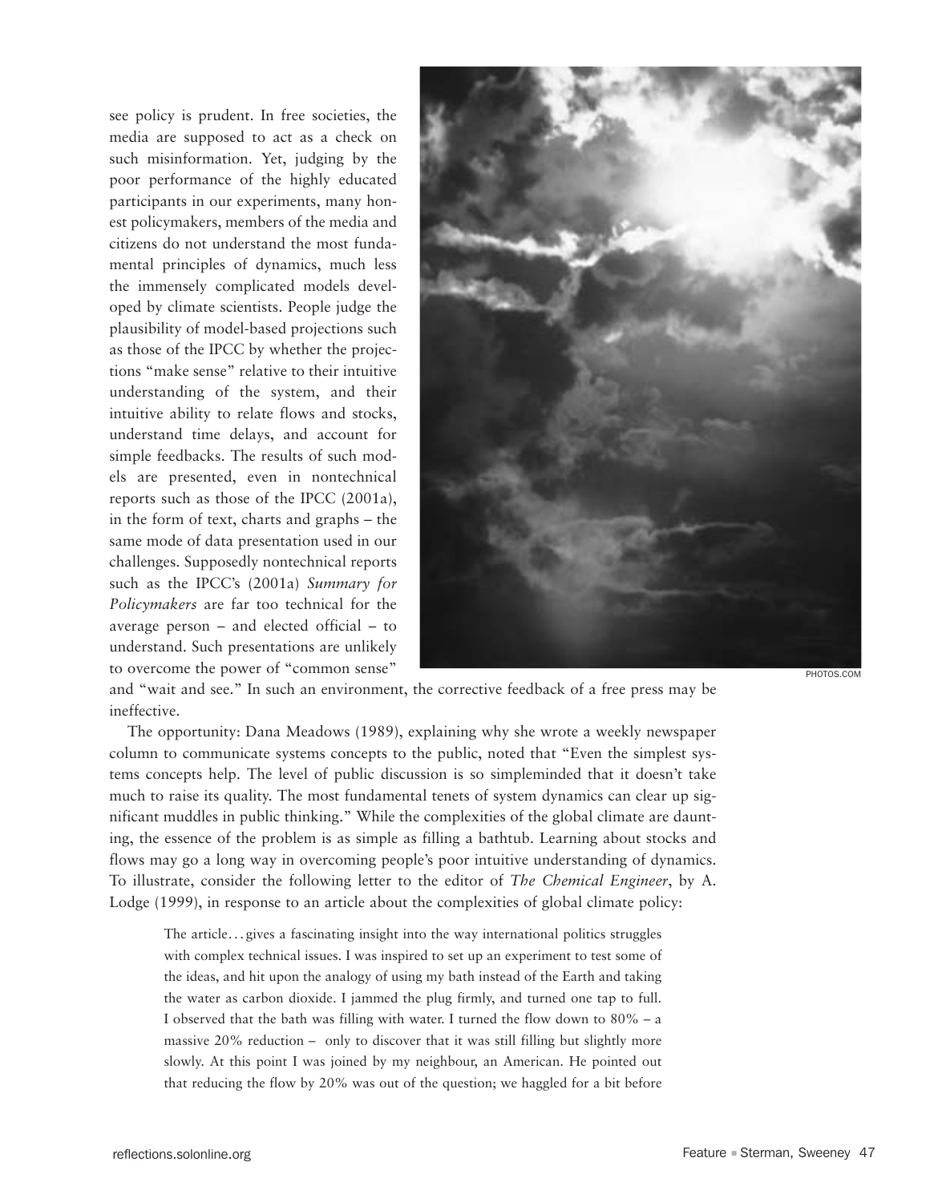see policy is prudent. In free societies, the media are supposed to act as a check on such misinformation. Yet, judging by the poor performance of the highly educated participants in our experiments, many honest policymakers, members of the media and citizens do not understand the most fundamental principles of dynamics, much less the immensely complicated models developed by climate scientists. People judge the plausibility of model-based projections such as those of the IPCC by whether the projections "make sense" relative to their intuitive understanding of the system, and their intuitive ability to relate flows and stocks, understand time delays, and account for simple feedbacks. The results of such models are presented, even in nontechnical reports such as those of the IPCC (2001a), in the form of text, charts and graphs – the same mode of data presentation used in our challenges. Supposedly nontechnical reports such as the IPCC's (2001a) *Summary for Policymakers* are far too technical for the average person – and elected official – to understand. Such presentations are unlikely to overcome the power of "common sense" and "wait and see." In such an environment, the corrective feedback of a free press may be ineffective.

PHOTOS.COM

The opportunity: Dana Meadows (1989), explaining why she wrote a weekly newspaper column to communicate systems concepts to the public, noted that "Even the simplest systems concepts help. The level of public discussion is so simpleminded that it doesn't take much to raise its quality. The most fundamental tenets of system dynamics can clear up significant muddles in public thinking." While the complexities of the global climate are daunting, the essence of the problem is as simple as filling a bathtub. Learning about stocks and flows may go a long way in overcoming people's poor intuitive understanding of dynamics. To illustrate, consider the following letter to the editor of *The Chemical Engineer*, by A. Lodge (1999), in response to an article about the complexities of global climate policy:

> The article…gives a fascinating insight into the way international politics struggles with complex technical issues. I was inspired to set up an experiment to test some of the ideas, and hit upon the analogy of using my bath instead of the Earth and taking the water as carbon dioxide. I jammed the plug firmly, and turned one tap to full. I observed that the bath was filling with water. I turned the flow down to 80% – a massive 20% reduction – only to discover that it was still filling but slightly more slowly. At this point I was joined by my neighbour, an American. He pointed out that reducing the flow by 20% was out of the question; we haggled for a bit before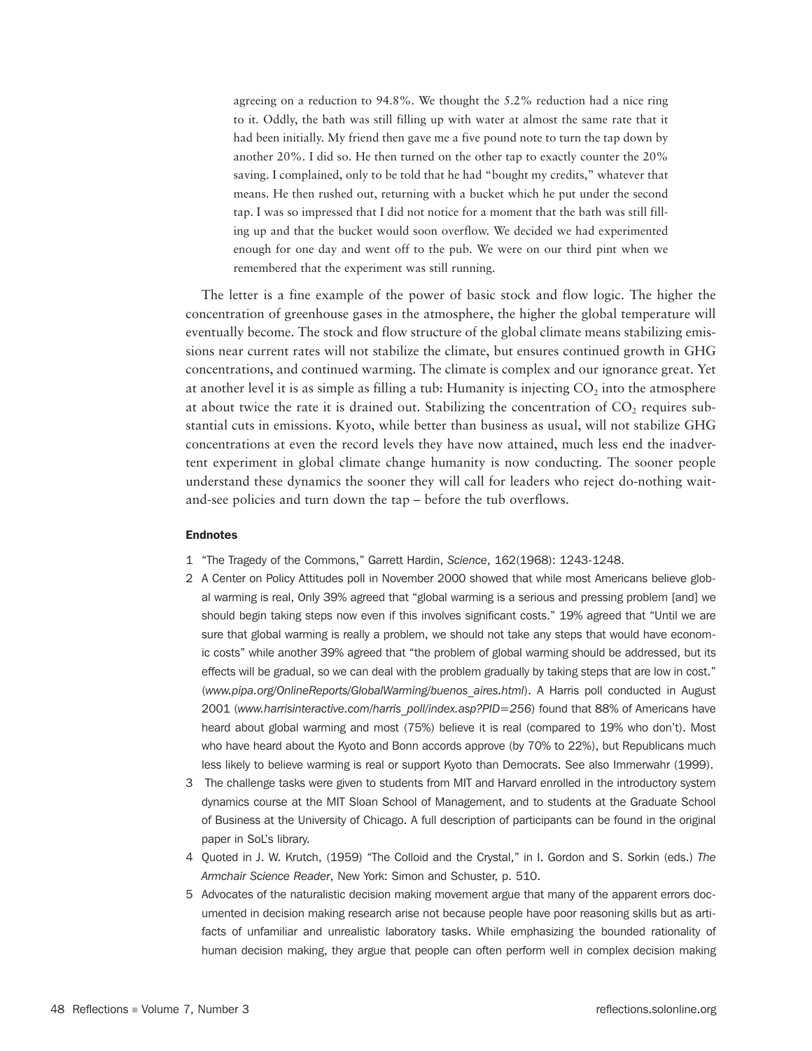agreeing on a reduction to 94.8%. We thought the 5.2% reduction had a nice ring to it. Oddly, the bath was still filling up with water at almost the same rate that it had been initially. My friend then gave me a five pound note to turn the tap down by another 20%. I did so. He then turned on the other tap to exactly counter the 20% saving. I complained, only to be told that he had "bought my credits," whatever that means. He then rushed out, returning with a bucket which he put under the second tap. I was so impressed that I did not notice for a moment that the bath was still filling up and that the bucket would soon overflow. We decided we had experimented enough for one day and went off to the pub. We were on our third pint when we remembered that the experiment was still running.

The letter is a fine example of the power of basic stock and flow logic. The higher the concentration of greenhouse gases in the atmosphere, the higher the global temperature will eventually become. The stock and flow structure of the global climate means stabilizing emissions near current rates will not stabilize the climate, but ensures continued growth in GHG concentrations, and continued warming. The climate is complex and our ignorance great. Yet at another level it is as simple as filling a tub: Humanity is injecting $CO_2$ into the atmosphere at about twice the rate it is drained out. Stabilizing the concentration of $CO_2$ requires substantial cuts in emissions. Kyoto, while better than business as usual, will not stabilize GHG concentrations at even the record levels they have now attained, much less end the inadvertent experiment in global climate change humanity is now conducting. The sooner people understand these dynamics the sooner they will call for leaders who reject do-nothing wait-and-see policies and turn down the tap – before the tub overflows.

#### Endnotes

1 "The Tragedy of the Commons," Garrett Hardin, *Science*, 162(1968): 1243-1248.

2 A Center on Policy Attitudes poll in November 2000 showed that while most Americans believe global warming is real, Only 39% agreed that "global warming is a serious and pressing problem [and] we should begin taking steps now even if this involves significant costs." 19% agreed that "Until we are sure that global warming is really a problem, we should not take any steps that would have economic costs" while another 39% agreed that "the problem of global warming should be addressed, but its effects will be gradual, so we can deal with the problem gradually by taking steps that are low in cost." (*www.pipa.org/OnlineReports/GlobalWarming/buenos_aires.html*). A Harris poll conducted in August 2001 (*www.harrisinteractive.com/harris_poll/index.asp?PID=256*) found that 88% of Americans have heard about global warming and most (75%) believe it is real (compared to 19% who don't). Most who have heard about the Kyoto and Bonn accords approve (by 70% to 22%), but Republicans much less likely to believe warming is real or support Kyoto than Democrats. See also Immerwahr (1999).

3 The challenge tasks were given to students from MIT and Harvard enrolled in the introductory system dynamics course at the MIT Sloan School of Management, and to students at the Graduate School of Business at the University of Chicago. A full description of participants can be found in the original paper in SoL's library.

4 Quoted in J. W. Krutch, (1959) "The Colloid and the Crystal," in I. Gordon and S. Sorkin (eds.) *The Armchair Science Reader*, New York: Simon and Schuster, p. 510.

5 Advocates of the naturalistic decision making movement argue that many of the apparent errors documented in decision making research arise not because people have poor reasoning skills but as artifacts of unfamiliar and unrealistic laboratory tasks. While emphasizing the bounded rationality of human decision making, they argue that people can often perform well in complex decision making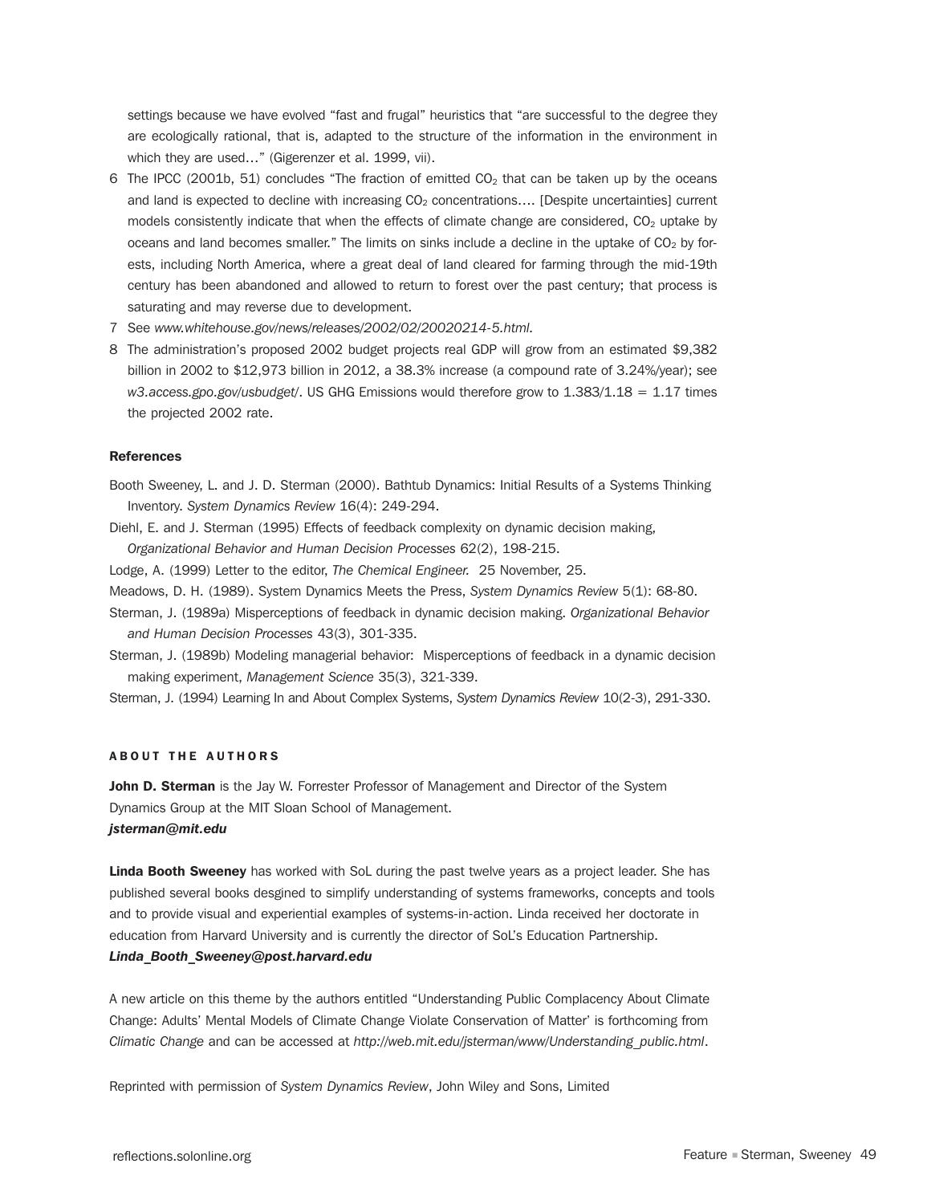settings because we have evolved "fast and frugal" heuristics that "are successful to the degree they are ecologically rational, that is, adapted to the structure of the information in the environment in which they are used…" (Gigerenzer et al. 1999, vii).

6 The IPCC (2001b, 51) concludes "The fraction of emitted $CO_2$ that can be taken up by the oceans and land is expected to decline with increasing $CO_2$ concentrations…. [Despite uncertainties] current models consistently indicate that when the effects of climate change are considered, $CO_2$ uptake by oceans and land becomes smaller." The limits on sinks include a decline in the uptake of $CO_2$ by forests, including North America, where a great deal of land cleared for farming through the mid-19th century has been abandoned and allowed to return to forest over the past century; that process is saturating and may reverse due to development.

7 See *www.whitehouse.gov/news/releases/2002/02/20020214-5.html*.

8 The administration's proposed 2002 budget projects real GDP will grow from an estimated $9,382 billion in 2002 to $12,973 billion in 2012, a 38.3% increase (a compound rate of 3.24%/year); see *w3.access.gpo.gov/usbudget/*. US GHG Emissions would therefore grow to 1.383/1.18 = 1.17 times the projected 2002 rate.

### References

Booth Sweeney, L. and J. D. Sterman (2000). Bathtub Dynamics: Initial Results of a Systems Thinking Inventory. *System Dynamics Review* 16(4): 249-294.

Diehl, E. and J. Sterman (1995) Effects of feedback complexity on dynamic decision making, *Organizational Behavior and Human Decision Processes* 62(2), 198-215.

Lodge, A. (1999) Letter to the editor, *The Chemical Engineer.* 25 November, 25.

Meadows, D. H. (1989). System Dynamics Meets the Press, *System Dynamics Review* 5(1): 68-80.

Sterman, J. (1989a) Misperceptions of feedback in dynamic decision making. *Organizational Behavior and Human Decision Processes* 43(3), 301-335.

Sterman, J. (1989b) Modeling managerial behavior: Misperceptions of feedback in a dynamic decision making experiment, *Management Science* 35(3), 321-339.

Sterman, J. (1994) Learning In and About Complex Systems, *System Dynamics Review* 10(2-3), 291-330.

### ABOUT THE AUTHORS

**John D. Sterman** is the Jay W. Forrester Professor of Management and Director of the System Dynamics Group at the MIT Sloan School of Management.
***jsterman@mit.edu***

**Linda Booth Sweeney** has worked with SoL during the past twelve years as a project leader. She has published several books desgined to simplify understanding of systems frameworks, concepts and tools and to provide visual and experiential examples of systems-in-action. Linda received her doctorate in education from Harvard University and is currently the director of SoL's Education Partnership.
***Linda_Booth_Sweeney@post.harvard.edu***

A new article on this theme by the authors entitled "Understanding Public Complacency About Climate Change: Adults' Mental Models of Climate Change Violate Conservation of Matter' is forthcoming from *Climatic Change* and can be accessed at *http://web.mit.edu/jsterman/www/Understanding_public.html*.

Reprinted with permission of *System Dynamics Review*, John Wiley and Sons, Limited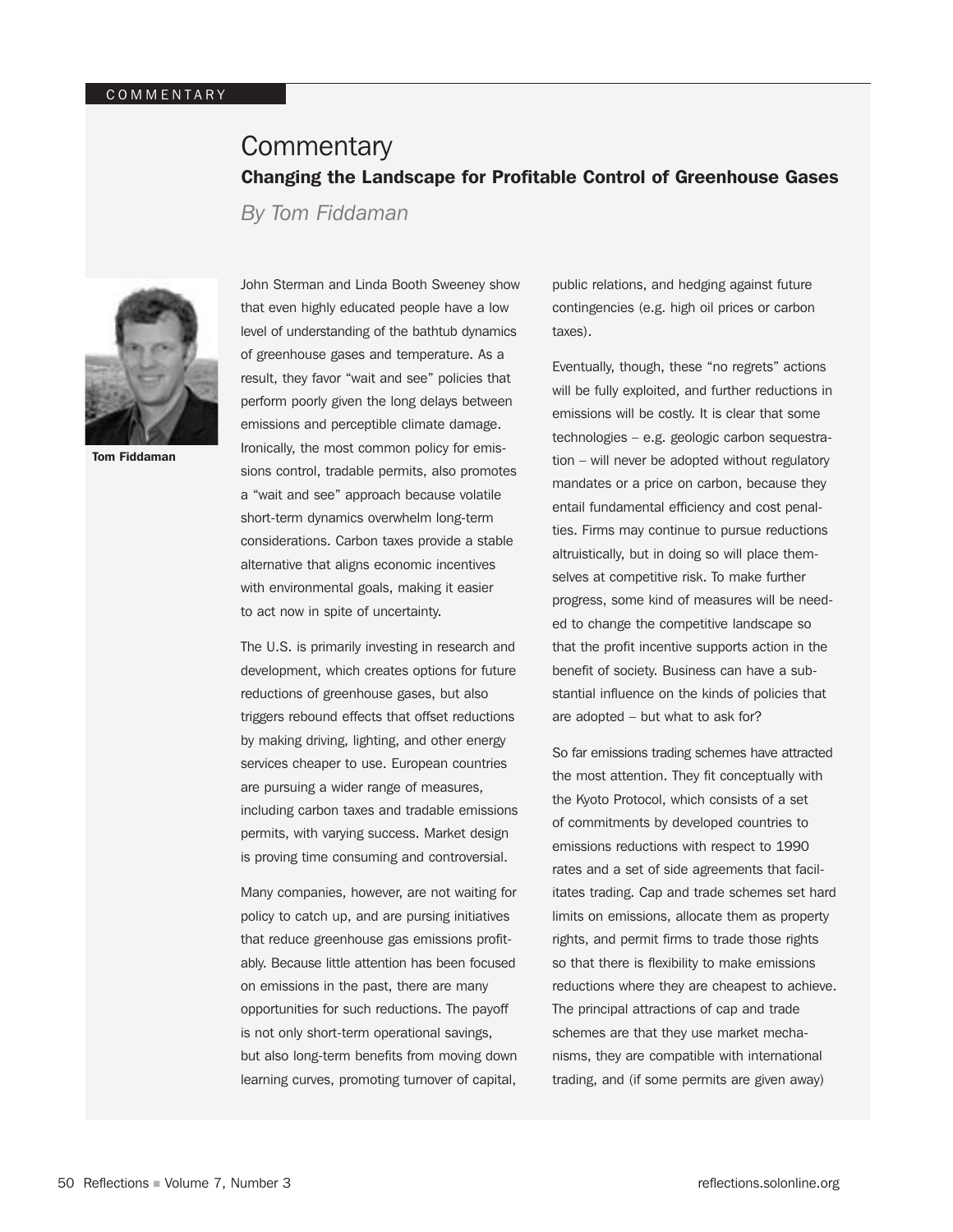# Commentary

## Changing the Landscape for Profitable Control of Greenhouse Gases

*By Tom Fiddaman*

**Tom Fiddaman**

John Sterman and Linda Booth Sweeney show that even highly educated people have a low level of understanding of the bathtub dynamics of greenhouse gases and temperature. As a result, they favor "wait and see" policies that perform poorly given the long delays between emissions and perceptible climate damage. Ironically, the most common policy for emissions control, tradable permits, also promotes a "wait and see" approach because volatile short-term dynamics overwhelm long-term considerations. Carbon taxes provide a stable alternative that aligns economic incentives with environmental goals, making it easier to act now in spite of uncertainty.

The U.S. is primarily investing in research and development, which creates options for future reductions of greenhouse gases, but also triggers rebound effects that offset reductions by making driving, lighting, and other energy services cheaper to use. European countries are pursuing a wider range of measures, including carbon taxes and tradable emissions permits, with varying success. Market design is proving time consuming and controversial.

Many companies, however, are not waiting for policy to catch up, and are pursing initiatives that reduce greenhouse gas emissions profitably. Because little attention has been focused on emissions in the past, there are many opportunities for such reductions. The payoff is not only short-term operational savings, but also long-term benefits from moving down learning curves, promoting turnover of capital, public relations, and hedging against future contingencies (e.g. high oil prices or carbon taxes).

Eventually, though, these "no regrets" actions will be fully exploited, and further reductions in emissions will be costly. It is clear that some technologies – e.g. geologic carbon sequestration – will never be adopted without regulatory mandates or a price on carbon, because they entail fundamental efficiency and cost penalties. Firms may continue to pursue reductions altruistically, but in doing so will place themselves at competitive risk. To make further progress, some kind of measures will be needed to change the competitive landscape so that the profit incentive supports action in the benefit of society. Business can have a substantial influence on the kinds of policies that are adopted – but what to ask for?

So far emissions trading schemes have attracted the most attention. They fit conceptually with the Kyoto Protocol, which consists of a set of commitments by developed countries to emissions reductions with respect to 1990 rates and a set of side agreements that facilitates trading. Cap and trade schemes set hard limits on emissions, allocate them as property rights, and permit firms to trade those rights so that there is flexibility to make emissions reductions where they are cheapest to achieve. The principal attractions of cap and trade schemes are that they use market mechanisms, they are compatible with international trading, and (if some permits are given away)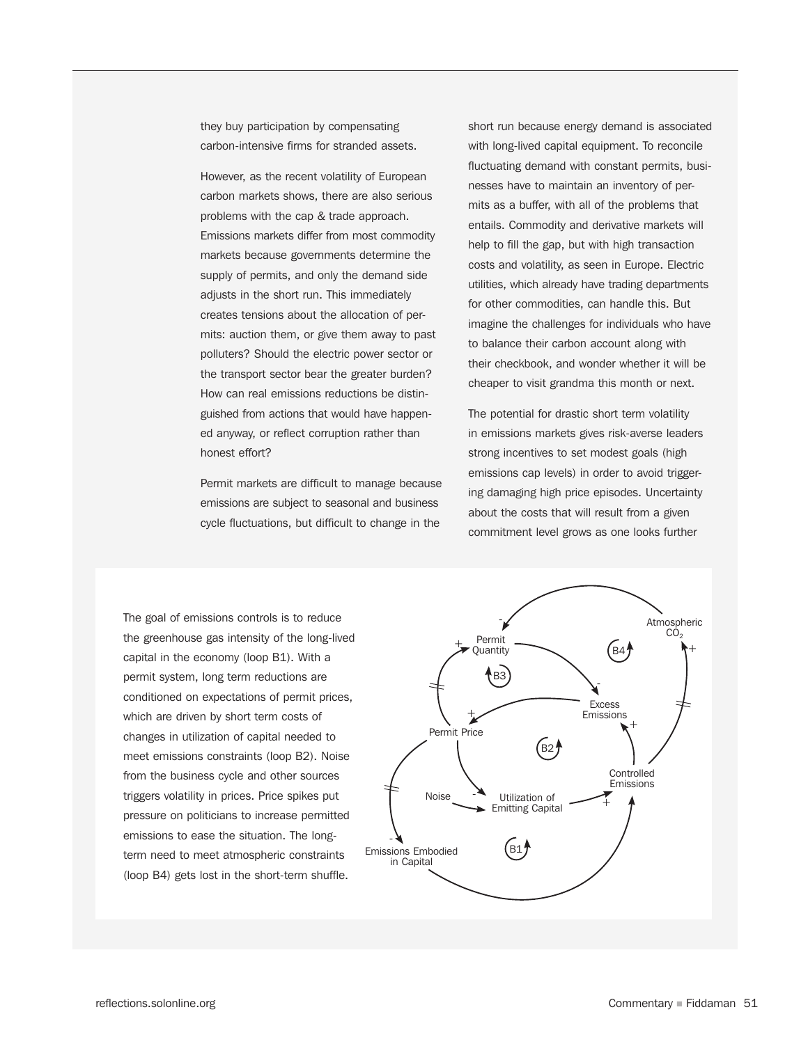they buy participation by compensating carbon-intensive firms for stranded assets.

However, as the recent volatility of European carbon markets shows, there are also serious problems with the cap & trade approach. Emissions markets differ from most commodity markets because governments determine the supply of permits, and only the demand side adjusts in the short run. This immediately creates tensions about the allocation of permits: auction them, or give them away to past polluters? Should the electric power sector or the transport sector bear the greater burden? How can real emissions reductions be distinguished from actions that would have happened anyway, or reflect corruption rather than honest effort?

Permit markets are difficult to manage because emissions are subject to seasonal and business cycle fluctuations, but difficult to change in the short run because energy demand is associated with long-lived capital equipment. To reconcile fluctuating demand with constant permits, businesses have to maintain an inventory of permits as a buffer, with all of the problems that entails. Commodity and derivative markets will help to fill the gap, but with high transaction costs and volatility, as seen in Europe. Electric utilities, which already have trading departments for other commodities, can handle this. But imagine the challenges for individuals who have to balance their carbon account along with their checkbook, and wonder whether it will be cheaper to visit grandma this month or next.

The potential for drastic short term volatility in emissions markets gives risk-averse leaders strong incentives to set modest goals (high emissions cap levels) in order to avoid triggering damaging high price episodes. Uncertainty about the costs that will result from a given commitment level grows as one looks further

The goal of emissions controls is to reduce the greenhouse gas intensity of the long-lived capital in the economy (loop B1). With a permit system, long term reductions are conditioned on expectations of permit prices, which are driven by short term costs of changes in utilization of capital needed to meet emissions constraints (loop B2). Noise from the business cycle and other sources triggers volatility in prices. Price spikes put pressure on politicians to increase permitted emissions to ease the situation. The long-term need to meet atmospheric constraints (loop B4) gets lost in the short-term shuffle.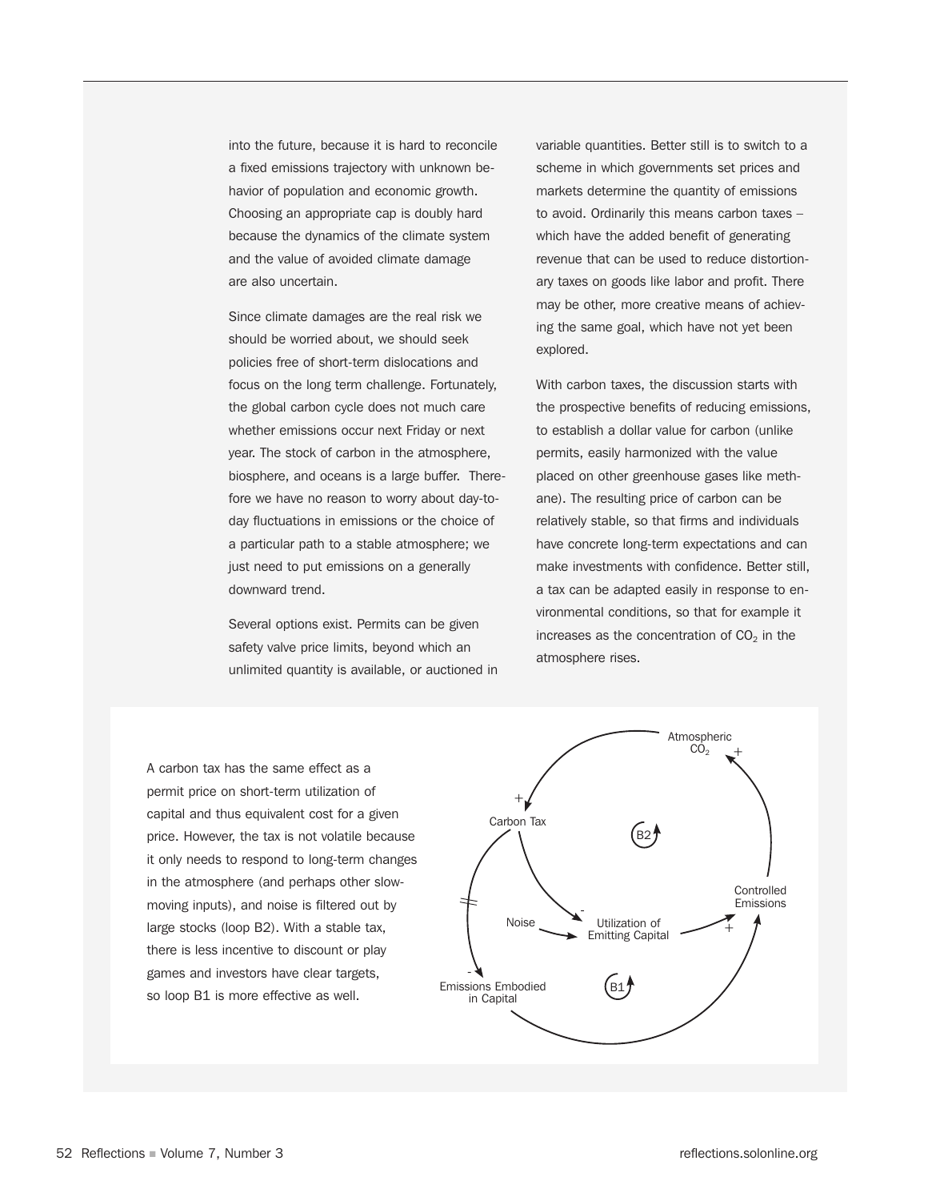into the future, because it is hard to reconcile a fixed emissions trajectory with unknown behavior of population and economic growth. Choosing an appropriate cap is doubly hard because the dynamics of the climate system and the value of avoided climate damage are also uncertain.

Since climate damages are the real risk we should be worried about, we should seek policies free of short-term dislocations and focus on the long term challenge. Fortunately, the global carbon cycle does not much care whether emissions occur next Friday or next year. The stock of carbon in the atmosphere, biosphere, and oceans is a large buffer. Therefore we have no reason to worry about day-to-day fluctuations in emissions or the choice of a particular path to a stable atmosphere; we just need to put emissions on a generally downward trend.

Several options exist. Permits can be given safety valve price limits, beyond which an unlimited quantity is available, or auctioned in variable quantities. Better still is to switch to a scheme in which governments set prices and markets determine the quantity of emissions to avoid. Ordinarily this means carbon taxes – which have the added benefit of generating revenue that can be used to reduce distortionary taxes on goods like labor and profit. There may be other, more creative means of achieving the same goal, which have not yet been explored.

With carbon taxes, the discussion starts with the prospective benefits of reducing emissions, to establish a dollar value for carbon (unlike permits, easily harmonized with the value placed on other greenhouse gases like methane). The resulting price of carbon can be relatively stable, so that firms and individuals have concrete long-term expectations and can make investments with confidence. Better still, a tax can be adapted easily in response to environmental conditions, so that for example it increases as the concentration of $CO_2$ in the atmosphere rises.

A carbon tax has the same effect as a permit price on short-term utilization of capital and thus equivalent cost for a given price. However, the tax is not volatile because it only needs to respond to long-term changes in the atmosphere (and perhaps other slow-moving inputs), and noise is filtered out by large stocks (loop B2). With a stable tax, there is less incentive to discount or play games and investors have clear targets, so loop B1 is more effective as well.

Atmospheric $CO_2$ · Carbon Tax · B2 · Controlled Emissions · Noise · Utilization of Emitting Capital · Emissions Embodied in Capital · B1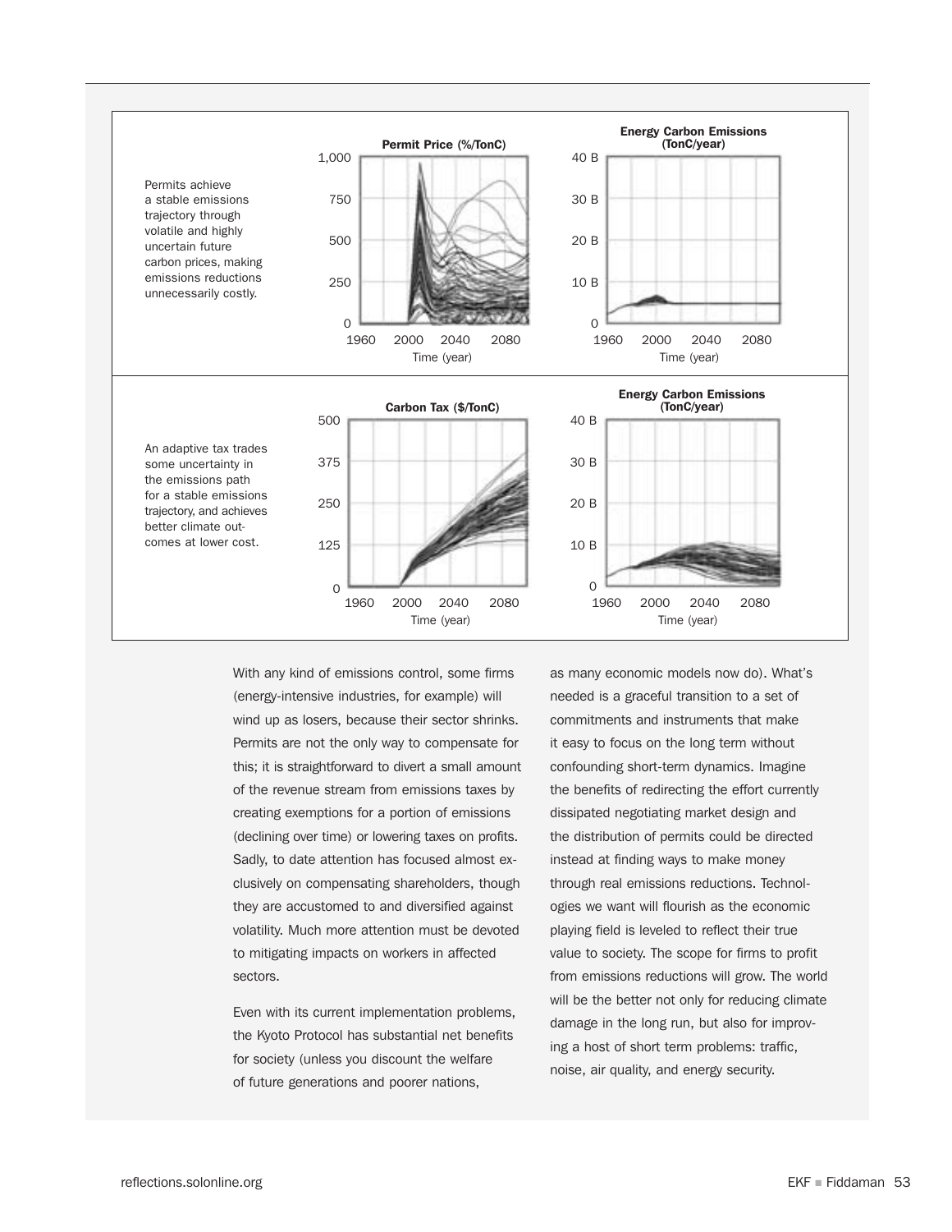Permits achieve a stable emissions trajectory through volatile and highly uncertain future carbon prices, making emissions reductions unnecessarily costly.

**Permit Price (%/TonC)**

**Energy Carbon Emissions (TonC/year)**

An adaptive tax trades some uncertainty in the emissions path for a stable emissions trajectory, and achieves better climate outcomes at lower cost.

**Carbon Tax ($/TonC)**

**Energy Carbon Emissions (TonC/year)**

With any kind of emissions control, some firms (energy-intensive industries, for example) will wind up as losers, because their sector shrinks. Permits are not the only way to compensate for this; it is straightforward to divert a small amount of the revenue stream from emissions taxes by creating exemptions for a portion of emissions (declining over time) or lowering taxes on profits. Sadly, to date attention has focused almost exclusively on compensating shareholders, though they are accustomed to and diversified against volatility. Much more attention must be devoted to mitigating impacts on workers in affected sectors.

Even with its current implementation problems, the Kyoto Protocol has substantial net benefits for society (unless you discount the welfare of future generations and poorer nations, as many economic models now do). What's needed is a graceful transition to a set of commitments and instruments that make it easy to focus on the long term without confounding short-term dynamics. Imagine the benefits of redirecting the effort currently dissipated negotiating market design and the distribution of permits could be directed instead at finding ways to make money through real emissions reductions. Technologies we want will flourish as the economic playing field is leveled to reflect their true value to society. The scope for firms to profit from emissions reductions will grow. The world will be the better not only for reducing climate damage in the long run, but also for improving a host of short term problems: traffic, noise, air quality, and energy security.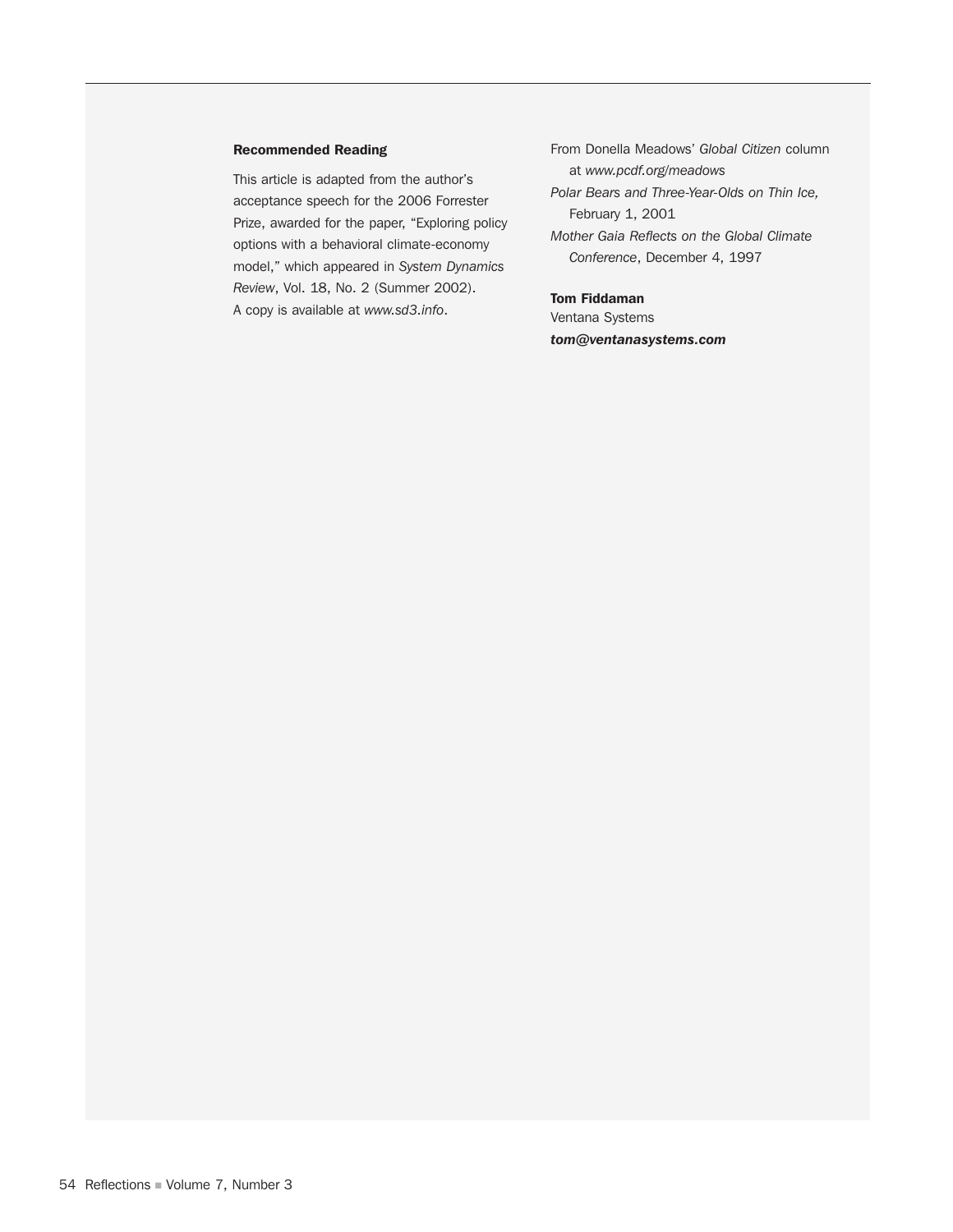**Recommended Reading**

This article is adapted from the author's acceptance speech for the 2006 Forrester Prize, awarded for the paper, "Exploring policy options with a behavioral climate-economy model," which appeared in *System Dynamics Review*, Vol. 18, No. 2 (Summer 2002). A copy is available at *www.sd3.info*.

From Donella Meadows' *Global Citizen* column at *www.pcdf.org/meadows*

*Polar Bears and Three-Year-Olds on Thin Ice,* February 1, 2001

*Mother Gaia Reflects on the Global Climate Conference*, December 4, 1997

**Tom Fiddaman**
Ventana Systems
***tom@ventanasystems.com***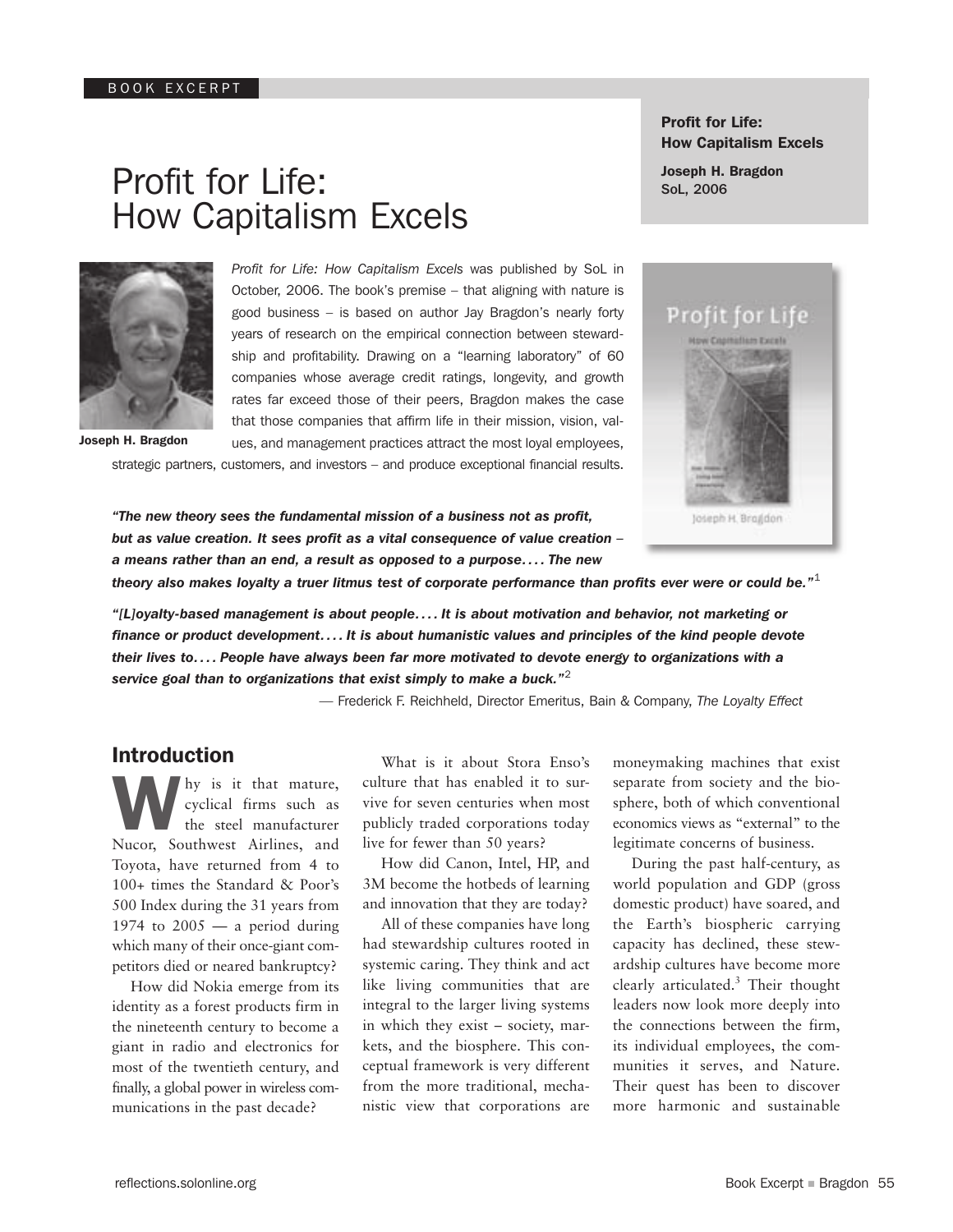BOOK EXCERPT

# Profit for Life: How Capitalism Excels

**Profit for Life: How Capitalism Excels**

**Joseph H. Bragdon**
**SoL, 2006**

**Joseph H. Bragdon**

*Profit for Life: How Capitalism Excels* was published by SoL in October, 2006. The book's premise – that aligning with nature is good business – is based on author Jay Bragdon's nearly forty years of research on the empirical connection between stewardship and profitability. Drawing on a "learning laboratory" of 60 companies whose average credit ratings, longevity, and growth rates far exceed those of their peers, Bragdon makes the case that those companies that affirm life in their mission, vision, values, and management practices attract the most loyal employees, strategic partners, customers, and investors – and produce exceptional financial results.

***"The new theory sees the fundamental mission of a business not as profit, but as value creation. It sees profit as a vital consequence of value creation – a means rather than an end, a result as opposed to a purpose. . . . The new theory also makes loyalty a truer litmus test of corporate performance than profits ever were or could be."*** [1]

***"[L]oyalty-based management is about people. . . . It is about motivation and behavior, not marketing or finance or product development. . . . It is about humanistic values and principles of the kind people devote their lives to. . . . People have always been far more motivated to devote energy to organizations with a service goal than to organizations that exist simply to make a buck."*** [2]

— Frederick F. Reichheld, Director Emeritus, Bain & Company, *The Loyalty Effect*

## Introduction

Why is it that mature, cyclical firms such as the steel manufacturer Nucor, Southwest Airlines, and Toyota, have returned from 4 to 100+ times the Standard & Poor's 500 Index during the 31 years from 1974 to 2005 — a period during which many of their once-giant competitors died or neared bankruptcy?

How did Nokia emerge from its identity as a forest products firm in the nineteenth century to become a giant in radio and electronics for most of the twentieth century, and finally, a global power in wireless communications in the past decade?

What is it about Stora Enso's culture that has enabled it to survive for seven centuries when most publicly traded corporations today live for fewer than 50 years?

How did Canon, Intel, HP, and 3M become the hotbeds of learning and innovation that they are today?

All of these companies have long had stewardship cultures rooted in systemic caring. They think and act like living communities that are integral to the larger living systems in which they exist – society, markets, and the biosphere. This conceptual framework is very different from the more traditional, mechanistic view that corporations are moneymaking machines that exist separate from society and the biosphere, both of which conventional economics views as "external" to the legitimate concerns of business.

During the past half-century, as world population and GDP (gross domestic product) have soared, and the Earth's biospheric carrying capacity has declined, these stewardship cultures have become more clearly articulated.[3] Their thought leaders now look more deeply into the connections between the firm, its individual employees, the communities it serves, and Nature. Their quest has been to discover more harmonic and sustainable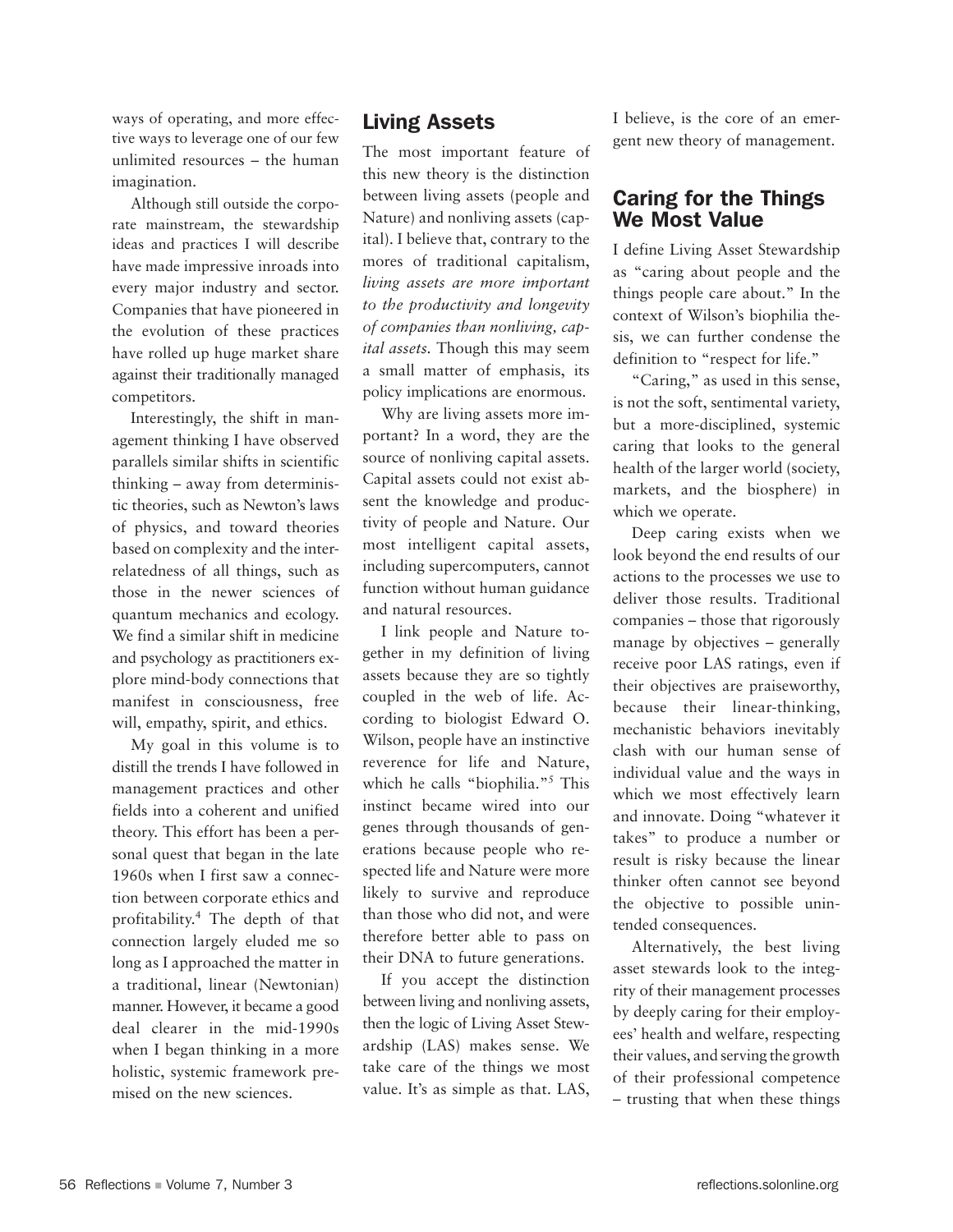ways of operating, and more effective ways to leverage one of our few unlimited resources – the human imagination.

Although still outside the corporate mainstream, the stewardship ideas and practices I will describe have made impressive inroads into every major industry and sector. Companies that have pioneered in the evolution of these practices have rolled up huge market share against their traditionally managed competitors.

Interestingly, the shift in management thinking I have observed parallels similar shifts in scientific thinking – away from deterministic theories, such as Newton's laws of physics, and toward theories based on complexity and the interrelatedness of all things, such as those in the newer sciences of quantum mechanics and ecology. We find a similar shift in medicine and psychology as practitioners explore mind-body connections that manifest in consciousness, free will, empathy, spirit, and ethics.

My goal in this volume is to distill the trends I have followed in management practices and other fields into a coherent and unified theory. This effort has been a personal quest that began in the late 1960s when I first saw a connection between corporate ethics and profitability.[4] The depth of that connection largely eluded me so long as I approached the matter in a traditional, linear (Newtonian) manner. However, it became a good deal clearer in the mid-1990s when I began thinking in a more holistic, systemic framework premised on the new sciences.

## Living Assets

The most important feature of this new theory is the distinction between living assets (people and Nature) and nonliving assets (capital). I believe that, contrary to the mores of traditional capitalism, *living assets are more important to the productivity and longevity of companies than nonliving, capital assets.* Though this may seem a small matter of emphasis, its policy implications are enormous.

Why are living assets more important? In a word, they are the source of nonliving capital assets. Capital assets could not exist absent the knowledge and productivity of people and Nature. Our most intelligent capital assets, including supercomputers, cannot function without human guidance and natural resources.

I link people and Nature together in my definition of living assets because they are so tightly coupled in the web of life. According to biologist Edward O. Wilson, people have an instinctive reverence for life and Nature, which he calls "biophilia."[5] This instinct became wired into our genes through thousands of generations because people who respected life and Nature were more likely to survive and reproduce than those who did not, and were therefore better able to pass on their DNA to future generations.

If you accept the distinction between living and nonliving assets, then the logic of Living Asset Stewardship (LAS) makes sense. We take care of the things we most value. It's as simple as that. LAS, I believe, is the core of an emergent new theory of management.

## Caring for the Things We Most Value

I define Living Asset Stewardship as "caring about people and the things people care about." In the context of Wilson's biophilia thesis, we can further condense the definition to "respect for life."

"Caring," as used in this sense, is not the soft, sentimental variety, but a more-disciplined, systemic caring that looks to the general health of the larger world (society, markets, and the biosphere) in which we operate.

Deep caring exists when we look beyond the end results of our actions to the processes we use to deliver those results. Traditional companies – those that rigorously manage by objectives – generally receive poor LAS ratings, even if their objectives are praiseworthy, because their linear-thinking, mechanistic behaviors inevitably clash with our human sense of individual value and the ways in which we most effectively learn and innovate. Doing "whatever it takes" to produce a number or result is risky because the linear thinker often cannot see beyond the objective to possible unintended consequences.

Alternatively, the best living asset stewards look to the integrity of their management processes by deeply caring for their employees' health and welfare, respecting their values, and serving the growth of their professional competence – trusting that when these things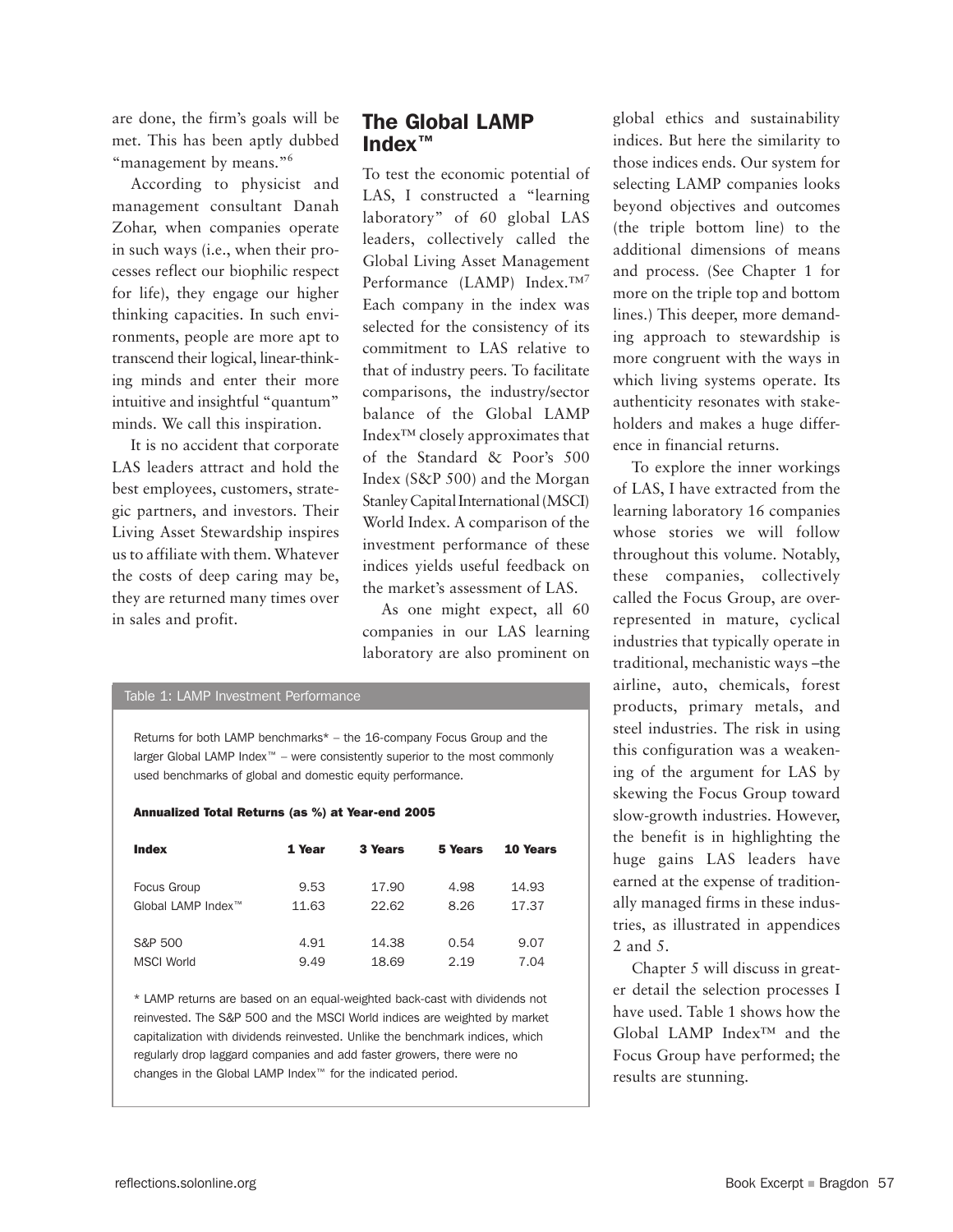are done, the firm's goals will be met. This has been aptly dubbed "management by means."[6]

According to physicist and management consultant Danah Zohar, when companies operate in such ways (i.e., when their processes reflect our biophilic respect for life), they engage our higher thinking capacities. In such environments, people are more apt to transcend their logical, linear-thinking minds and enter their more intuitive and insightful "quantum" minds. We call this inspiration.

It is no accident that corporate LAS leaders attract and hold the best employees, customers, strategic partners, and investors. Their Living Asset Stewardship inspires us to affiliate with them. Whatever the costs of deep caring may be, they are returned many times over in sales and profit.

## The Global LAMP Index™

To test the economic potential of LAS, I constructed a "learning laboratory" of 60 global LAS leaders, collectively called the Global Living Asset Management Performance (LAMP) Index.™[7] Each company in the index was selected for the consistency of its commitment to LAS relative to that of industry peers. To facilitate comparisons, the industry/sector balance of the Global LAMP Index™ closely approximates that of the Standard & Poor's 500 Index (S&P 500) and the Morgan Stanley Capital International (MSCI) World Index. A comparison of the investment performance of these indices yields useful feedback on the market's assessment of LAS.

As one might expect, all 60 companies in our LAS learning laboratory are also prominent on global ethics and sustainability indices. But here the similarity to those indices ends. Our system for selecting LAMP companies looks beyond objectives and outcomes (the triple bottom line) to the additional dimensions of means and process. (See Chapter 1 for more on the triple top and bottom lines.) This deeper, more demanding approach to stewardship is more congruent with the ways in which living systems operate. Its authenticity resonates with stakeholders and makes a huge difference in financial returns.

To explore the inner workings of LAS, I have extracted from the learning laboratory 16 companies whose stories we will follow throughout this volume. Notably, these companies, collectively called the Focus Group, are over-represented in mature, cyclical industries that typically operate in traditional, mechanistic ways –the airline, auto, chemicals, forest products, primary metals, and steel industries. The risk in using this configuration was a weakening of the argument for LAS by skewing the Focus Group toward slow-growth industries. However, the benefit is in highlighting the huge gains LAS leaders have earned at the expense of traditionally managed firms in these industries, as illustrated in appendices 2 and 5.

Chapter 5 will discuss in greater detail the selection processes I have used. Table 1 shows how the Global LAMP Index™ and the Focus Group have performed; the results are stunning.

Table 1: LAMP Investment Performance

Returns for both LAMP benchmarks* – the 16-company Focus Group and the larger Global LAMP Index™ – were consistently superior to the most commonly used benchmarks of global and domestic equity performance.

**Annualized Total Returns (as %) at Year-end 2005**

| Index | 1 Year | 3 Years | 5 Years | 10 Years |
|---|---|---|---|---|
| Focus Group | 9.53 | 17.90 | 4.98 | 14.93 |
| Global LAMP Index™ | 11.63 | 22.62 | 8.26 | 17.37 |
| S&P 500 | 4.91 | 14.38 | 0.54 | 9.07 |
| MSCI World | 9.49 | 18.69 | 2.19 | 7.04 |

\* LAMP returns are based on an equal-weighted back-cast with dividends not reinvested. The S&P 500 and the MSCI World indices are weighted by market capitalization with dividends reinvested. Unlike the benchmark indices, which regularly drop laggard companies and add faster growers, there were no changes in the Global LAMP Index™ for the indicated period.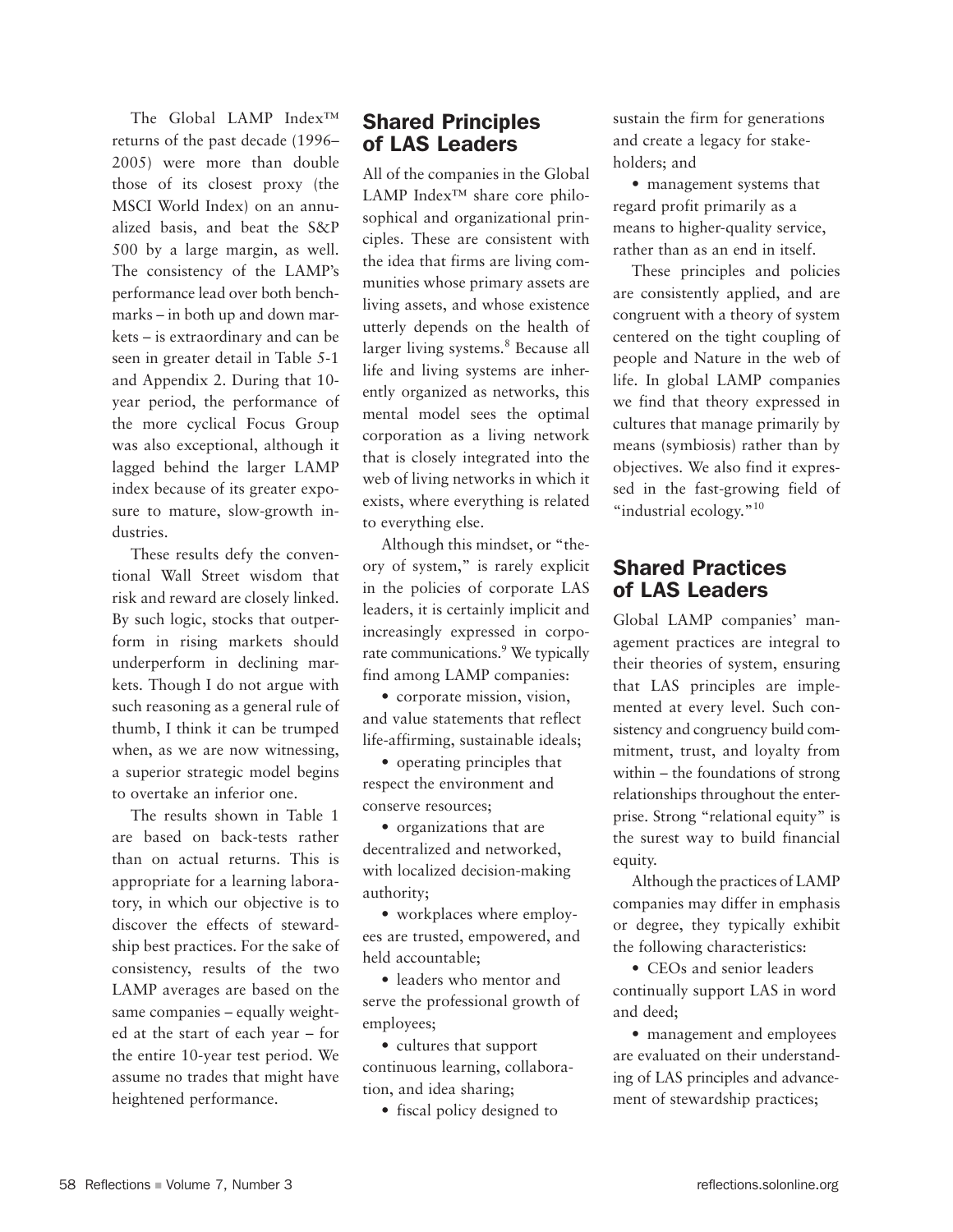The Global LAMP Index™ returns of the past decade (1996–2005) were more than double those of its closest proxy (the MSCI World Index) on an annualized basis, and beat the S&P 500 by a large margin, as well. The consistency of the LAMP's performance lead over both benchmarks – in both up and down markets – is extraordinary and can be seen in greater detail in Table 5-1 and Appendix 2. During that 10-year period, the performance of the more cyclical Focus Group was also exceptional, although it lagged behind the larger LAMP index because of its greater exposure to mature, slow-growth industries.

These results defy the conventional Wall Street wisdom that risk and reward are closely linked. By such logic, stocks that outperform in rising markets should underperform in declining markets. Though I do not argue with such reasoning as a general rule of thumb, I think it can be trumped when, as we are now witnessing, a superior strategic model begins to overtake an inferior one.

The results shown in Table 1 are based on back-tests rather than on actual returns. This is appropriate for a learning laboratory, in which our objective is to discover the effects of stewardship best practices. For the sake of consistency, results of the two LAMP averages are based on the same companies – equally weighted at the start of each year – for the entire 10-year test period. We assume no trades that might have heightened performance.

## Shared Principles of LAS Leaders

All of the companies in the Global LAMP Index™ share core philosophical and organizational principles. These are consistent with the idea that firms are living communities whose primary assets are living assets, and whose existence utterly depends on the health of larger living systems.[8] Because all life and living systems are inherently organized as networks, this mental model sees the optimal corporation as a living network that is closely integrated into the web of living networks in which it exists, where everything is related to everything else.

Although this mindset, or "theory of system," is rarely explicit in the policies of corporate LAS leaders, it is certainly implicit and increasingly expressed in corporate communications.[9] We typically find among LAMP companies:

- corporate mission, vision, and value statements that reflect life-affirming, sustainable ideals;
- operating principles that respect the environment and conserve resources;
- organizations that are decentralized and networked, with localized decision-making authority;
- workplaces where employees are trusted, empowered, and held accountable;
- leaders who mentor and serve the professional growth of employees;
- cultures that support continuous learning, collaboration, and idea sharing;
- fiscal policy designed to sustain the firm for generations and create a legacy for stakeholders; and
- management systems that regard profit primarily as a means to higher-quality service, rather than as an end in itself.

These principles and policies are consistently applied, and are congruent with a theory of system centered on the tight coupling of people and Nature in the web of life. In global LAMP companies we find that theory expressed in cultures that manage primarily by means (symbiosis) rather than by objectives. We also find it expressed in the fast-growing field of "industrial ecology."[10]

## Shared Practices of LAS Leaders

Global LAMP companies' management practices are integral to their theories of system, ensuring that LAS principles are implemented at every level. Such consistency and congruency build commitment, trust, and loyalty from within – the foundations of strong relationships throughout the enterprise. Strong "relational equity" is the surest way to build financial equity.

Although the practices of LAMP companies may differ in emphasis or degree, they typically exhibit the following characteristics:

- CEOs and senior leaders continually support LAS in word and deed;
- management and employees are evaluated on their understanding of LAS principles and advancement of stewardship practices;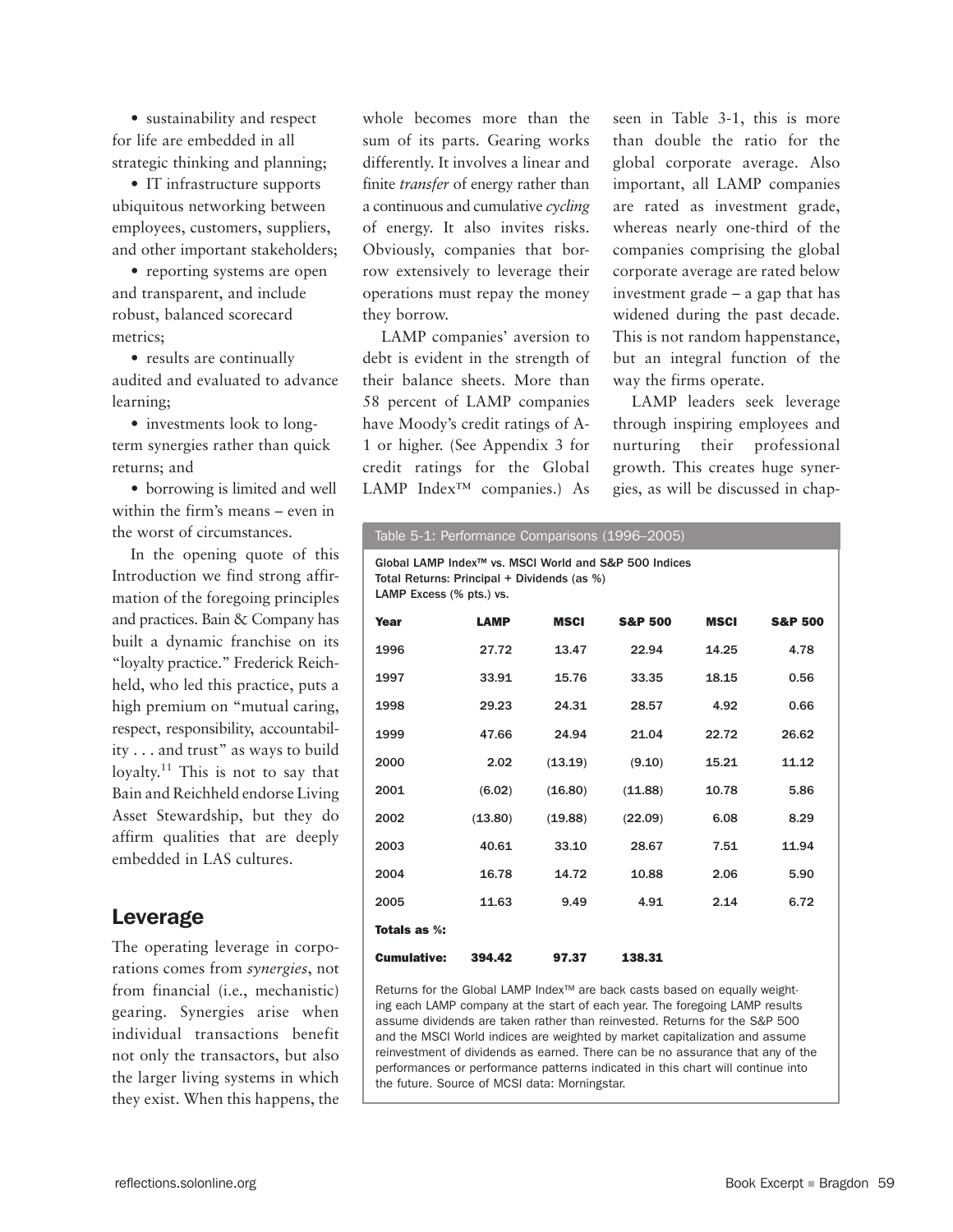• sustainability and respect for life are embedded in all strategic thinking and planning;

• IT infrastructure supports ubiquitous networking between employees, customers, suppliers, and other important stakeholders;

• reporting systems are open and transparent, and include robust, balanced scorecard metrics;

• results are continually audited and evaluated to advance learning;

• investments look to long-term synergies rather than quick returns; and

• borrowing is limited and well within the firm's means – even in the worst of circumstances.

In the opening quote of this Introduction we find strong affirmation of the foregoing principles and practices. Bain & Company has built a dynamic franchise on its "loyalty practice." Frederick Reichheld, who led this practice, puts a high premium on "mutual caring, respect, responsibility, accountability . . . and trust" as ways to build loyalty.[11] This is not to say that Bain and Reichheld endorse Living Asset Stewardship, but they do affirm qualities that are deeply embedded in LAS cultures.

## Leverage

The operating leverage in corporations comes from *synergies*, not from financial (i.e., mechanistic) gearing. Synergies arise when individual transactions benefit not only the transactors, but also the larger living systems in which they exist. When this happens, the whole becomes more than the sum of its parts. Gearing works differently. It involves a linear and finite *transfer* of energy rather than a continuous and cumulative *cycling* of energy. It also invites risks. Obviously, companies that borrow extensively to leverage their operations must repay the money they borrow.

LAMP companies' aversion to debt is evident in the strength of their balance sheets. More than 58 percent of LAMP companies have Moody's credit ratings of A-1 or higher. (See Appendix 3 for credit ratings for the Global LAMP Index™ companies.) As seen in Table 3-1, this is more than double the ratio for the global corporate average. Also important, all LAMP companies are rated as investment grade, whereas nearly one-third of the companies comprising the global corporate average are rated below investment grade – a gap that has widened during the past decade. This is not random happenstance, but an integral function of the way the firms operate.

LAMP leaders seek leverage through inspiring employees and nurturing their professional growth. This creates huge synergies, as will be discussed in chap-

**Table 5-1: Performance Comparisons (1996–2005)**

Global LAMP Index™ vs. MSCI World and S&P 500 Indices
Total Returns: Principal + Dividends (as %)
LAMP Excess (% pts.) vs.

| Year | LAMP | MSCI | S&P 500 | MSCI | S&P 500 |
|---|---|---|---|---|---|
| 1996 | 27.72 | 13.47 | 22.94 | 14.25 | 4.78 |
| 1997 | 33.91 | 15.76 | 33.35 | 18.15 | 0.56 |
| 1998 | 29.23 | 24.31 | 28.57 | 4.92 | 0.66 |
| 1999 | 47.66 | 24.94 | 21.04 | 22.72 | 26.62 |
| 2000 | 2.02 | (13.19) | (9.10) | 15.21 | 11.12 |
| 2001 | (6.02) | (16.80) | (11.88) | 10.78 | 5.86 |
| 2002 | (13.80) | (19.88) | (22.09) | 6.08 | 8.29 |
| 2003 | 40.61 | 33.10 | 28.67 | 7.51 | 11.94 |
| 2004 | 16.78 | 14.72 | 10.88 | 2.06 | 5.90 |
| 2005 | 11.63 | 9.49 | 4.91 | 2.14 | 6.72 |
| **Totals as %:** | | | | | |
| **Cumulative:** | **394.42** | **97.37** | **138.31** | | |

Returns for the Global LAMP Index™ are back casts based on equally weighting each LAMP company at the start of each year. The foregoing LAMP results assume dividends are taken rather than reinvested. Returns for the S&P 500 and the MSCI World indices are weighted by market capitalization and assume reinvestment of dividends as earned. There can be no assurance that any of the performances or performance patterns indicated in this chart will continue into the future. Source of MCSI data: Morningstar.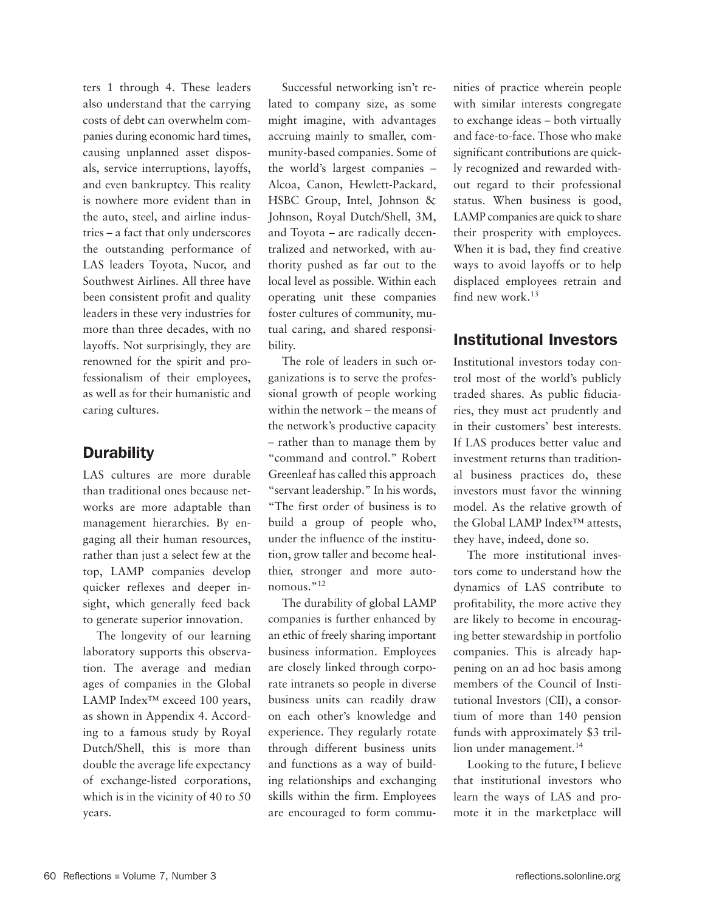ters 1 through 4. These leaders also understand that the carrying costs of debt can overwhelm companies during economic hard times, causing unplanned asset disposals, service interruptions, layoffs, and even bankruptcy. This reality is nowhere more evident than in the auto, steel, and airline industries – a fact that only underscores the outstanding performance of LAS leaders Toyota, Nucor, and Southwest Airlines. All three have been consistent profit and quality leaders in these very industries for more than three decades, with no layoffs. Not surprisingly, they are renowned for the spirit and professionalism of their employees, as well as for their humanistic and caring cultures.

## Durability

LAS cultures are more durable than traditional ones because networks are more adaptable than management hierarchies. By engaging all their human resources, rather than just a select few at the top, LAMP companies develop quicker reflexes and deeper insight, which generally feed back to generate superior innovation.

The longevity of our learning laboratory supports this observation. The average and median ages of companies in the Global LAMP Index™ exceed 100 years, as shown in Appendix 4. According to a famous study by Royal Dutch/Shell, this is more than double the average life expectancy of exchange-listed corporations, which is in the vicinity of 40 to 50 years.

Successful networking isn't related to company size, as some might imagine, with advantages accruing mainly to smaller, community-based companies. Some of the world's largest companies – Alcoa, Canon, Hewlett-Packard, HSBC Group, Intel, Johnson & Johnson, Royal Dutch/Shell, 3M, and Toyota – are radically decentralized and networked, with authority pushed as far out to the local level as possible. Within each operating unit these companies foster cultures of community, mutual caring, and shared responsibility.

The role of leaders in such organizations is to serve the professional growth of people working within the network – the means of the network's productive capacity – rather than to manage them by "command and control." Robert Greenleaf has called this approach "servant leadership." In his words, "The first order of business is to build a group of people who, under the influence of the institution, grow taller and become healthier, stronger and more autonomous."[12]

The durability of global LAMP companies is further enhanced by an ethic of freely sharing important business information. Employees are closely linked through corporate intranets so people in diverse business units can readily draw on each other's knowledge and experience. They regularly rotate through different business units and functions as a way of building relationships and exchanging skills within the firm. Employees are encouraged to form communities of practice wherein people with similar interests congregate to exchange ideas – both virtually and face-to-face. Those who make significant contributions are quickly recognized and rewarded without regard to their professional status. When business is good, LAMP companies are quick to share their prosperity with employees. When it is bad, they find creative ways to avoid layoffs or to help displaced employees retrain and find new work.[13]

## Institutional Investors

Institutional investors today control most of the world's publicly traded shares. As public fiduciaries, they must act prudently and in their customers' best interests. If LAS produces better value and investment returns than traditional business practices do, these investors must favor the winning model. As the relative growth of the Global LAMP Index™ attests, they have, indeed, done so.

The more institutional investors come to understand how the dynamics of LAS contribute to profitability, the more active they are likely to become in encouraging better stewardship in portfolio companies. This is already happening on an ad hoc basis among members of the Council of Institutional Investors (CII), a consortium of more than 140 pension funds with approximately $3 trillion under management.[14]

Looking to the future, I believe that institutional investors who learn the ways of LAS and promote it in the marketplace will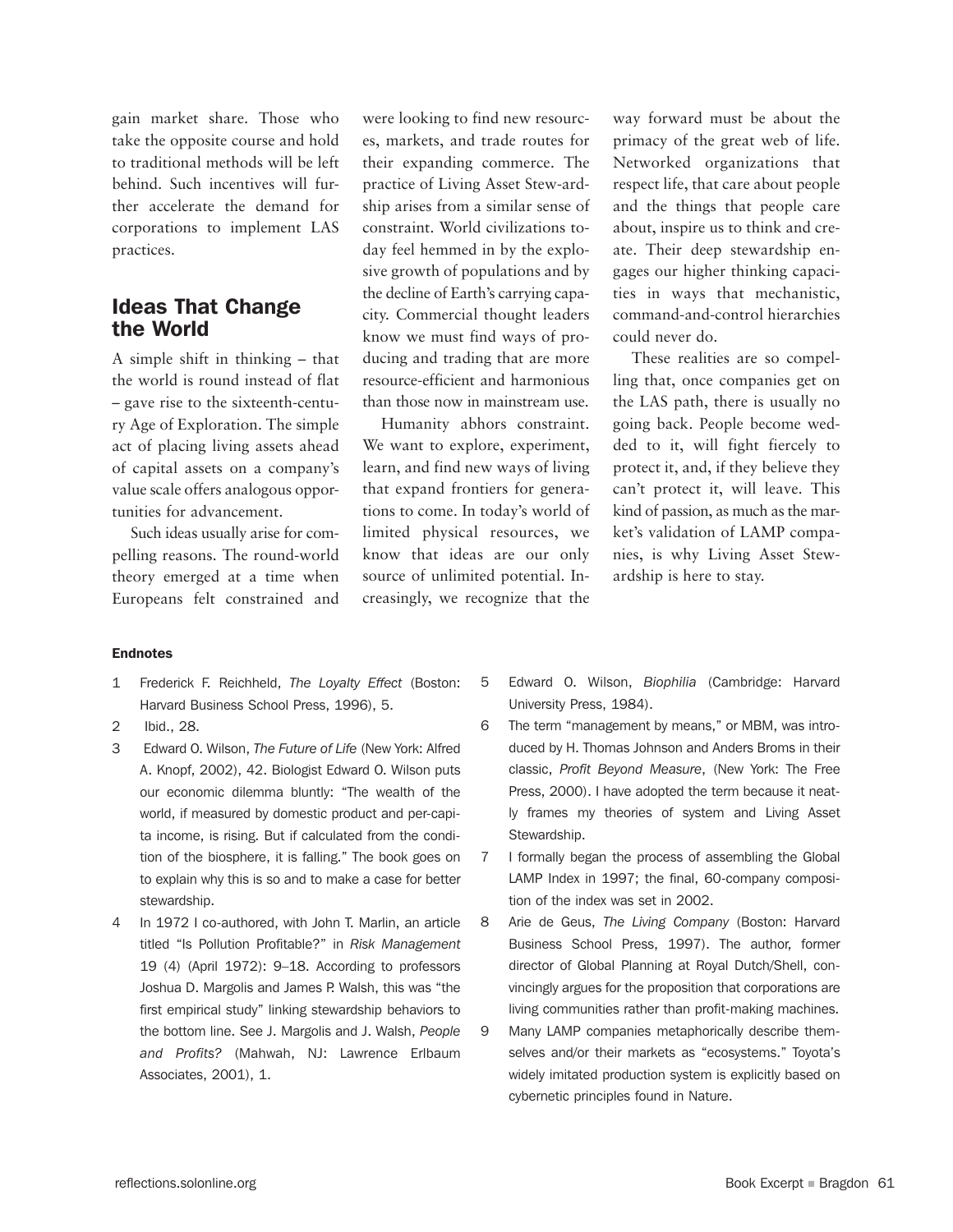gain market share. Those who take the opposite course and hold to traditional methods will be left behind. Such incentives will further accelerate the demand for corporations to implement LAS practices.

## Ideas That Change the World

A simple shift in thinking – that the world is round instead of flat – gave rise to the sixteenth-century Age of Exploration. The simple act of placing living assets ahead of capital assets on a company's value scale offers analogous opportunities for advancement.

Such ideas usually arise for compelling reasons. The round-world theory emerged at a time when Europeans felt constrained and were looking to find new resources, markets, and trade routes for their expanding commerce. The practice of Living Asset Stewardship arises from a similar sense of constraint. World civilizations today feel hemmed in by the explosive growth of populations and by the decline of Earth's carrying capacity. Commercial thought leaders know we must find ways of producing and trading that are more resource-efficient and harmonious than those now in mainstream use.

Humanity abhors constraint. We want to explore, experiment, learn, and find new ways of living that expand frontiers for generations to come. In today's world of limited physical resources, we know that ideas are our only source of unlimited potential. Increasingly, we recognize that the way forward must be about the primacy of the great web of life. Networked organizations that respect life, that care about people and the things that people care about, inspire us to think and create. Their deep stewardship engages our higher thinking capacities in ways that mechanistic, command-and-control hierarchies could never do.

These realities are so compelling that, once companies get on the LAS path, there is usually no going back. People become wedded to it, will fight fiercely to protect it, and, if they believe they can't protect it, will leave. This kind of passion, as much as the market's validation of LAMP companies, is why Living Asset Stewardship is here to stay.

#### Endnotes

1. Frederick F. Reichheld, *The Loyalty Effect* (Boston: Harvard Business School Press, 1996), 5.
2. Ibid., 28.
3. Edward O. Wilson, *The Future of Life* (New York: Alfred A. Knopf, 2002), 42. Biologist Edward O. Wilson puts our economic dilemma bluntly: "The wealth of the world, if measured by domestic product and per-capita income, is rising. But if calculated from the condition of the biosphere, it is falling." The book goes on to explain why this is so and to make a case for better stewardship.
4. In 1972 I co-authored, with John T. Marlin, an article titled "Is Pollution Profitable?" in *Risk Management* 19 (4) (April 1972): 9–18. According to professors Joshua D. Margolis and James P. Walsh, this was "the first empirical study" linking stewardship behaviors to the bottom line. See J. Margolis and J. Walsh, *People and Profits?* (Mahwah, NJ: Lawrence Erlbaum Associates, 2001), 1.
5. Edward O. Wilson, *Biophilia* (Cambridge: Harvard University Press, 1984).
6. The term "management by means," or MBM, was introduced by H. Thomas Johnson and Anders Broms in their classic, *Profit Beyond Measure*, (New York: The Free Press, 2000). I have adopted the term because it neatly frames my theories of system and Living Asset Stewardship.
7. I formally began the process of assembling the Global LAMP Index in 1997; the final, 60-company composition of the index was set in 2002.
8. Arie de Geus, *The Living Company* (Boston: Harvard Business School Press, 1997). The author, former director of Global Planning at Royal Dutch/Shell, convincingly argues for the proposition that corporations are living communities rather than profit-making machines.
9. Many LAMP companies metaphorically describe themselves and/or their markets as "ecosystems." Toyota's widely imitated production system is explicitly based on cybernetic principles found in Nature.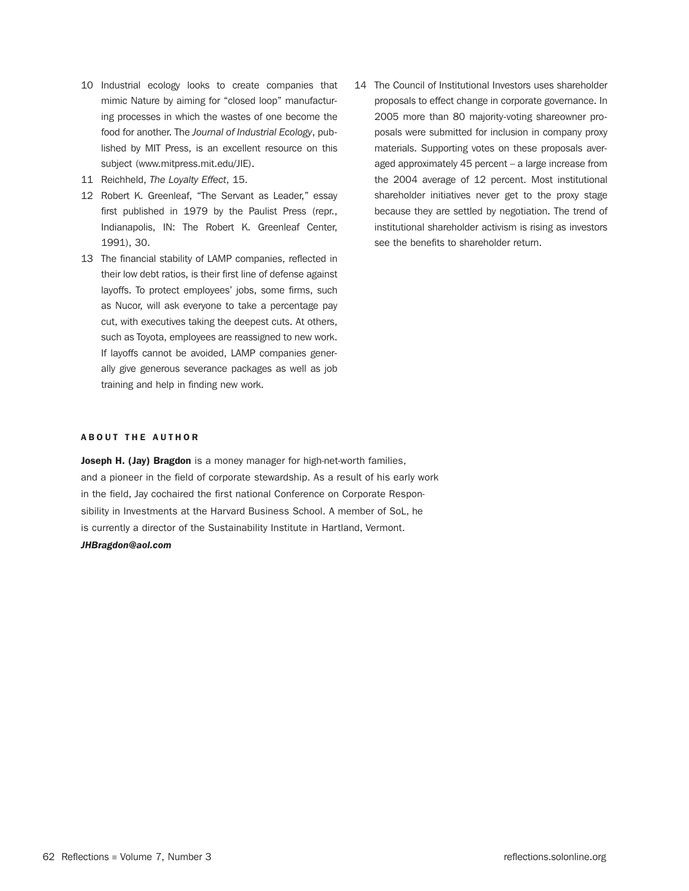10 Industrial ecology looks to create companies that mimic Nature by aiming for "closed loop" manufacturing processes in which the wastes of one become the food for another. The *Journal of Industrial Ecology*, published by MIT Press, is an excellent resource on this subject (www.mitpress.mit.edu/JIE).

11 Reichheld, *The Loyalty Effect*, 15.

12 Robert K. Greenleaf, "The Servant as Leader," essay first published in 1979 by the Paulist Press (repr., Indianapolis, IN: The Robert K. Greenleaf Center, 1991), 30.

13 The financial stability of LAMP companies, reflected in their low debt ratios, is their first line of defense against layoffs. To protect employees' jobs, some firms, such as Nucor, will ask everyone to take a percentage pay cut, with executives taking the deepest cuts. At others, such as Toyota, employees are reassigned to new work. If layoffs cannot be avoided, LAMP companies generally give generous severance packages as well as job training and help in finding new work.

14 The Council of Institutional Investors uses shareholder proposals to effect change in corporate governance. In 2005 more than 80 majority-voting shareowner proposals were submitted for inclusion in company proxy materials. Supporting votes on these proposals averaged approximately 45 percent – a large increase from the 2004 average of 12 percent. Most institutional shareholder initiatives never get to the proxy stage because they are settled by negotiation. The trend of institutional shareholder activism is rising as investors see the benefits to shareholder return.

### ABOUT THE AUTHOR

**Joseph H. (Jay) Bragdon** is a money manager for high-net-worth families, and a pioneer in the field of corporate stewardship. As a result of his early work in the field, Jay cochaired the first national Conference on Corporate Responsibility in Investments at the Harvard Business School. A member of SoL, he is currently a director of the Sustainability Institute in Hartland, Vermont.

***JHBragdon@aol.com***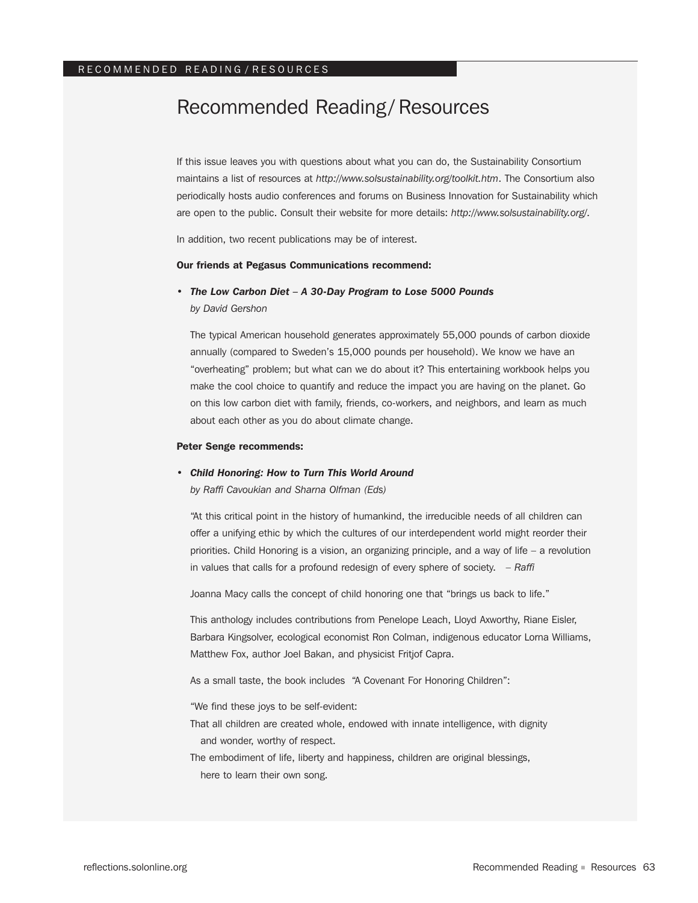# Recommended Reading/ Resources

If this issue leaves you with questions about what you can do, the Sustainability Consortium maintains a list of resources at *http://www.solsustainability.org/toolkit.htm*. The Consortium also periodically hosts audio conferences and forums on Business Innovation for Sustainability which are open to the public. Consult their website for more details: *http://www.solsustainability.org/*.

In addition, two recent publications may be of interest.

**Our friends at Pegasus Communications recommend:**

- ***The Low Carbon Diet – A 30-Day Program to Lose 5000 Pounds***
  *by David Gershon*

  The typical American household generates approximately 55,000 pounds of carbon dioxide annually (compared to Sweden's 15,000 pounds per household). We know we have an "overheating" problem; but what can we do about it? This entertaining workbook helps you make the cool choice to quantify and reduce the impact you are having on the planet. Go on this low carbon diet with family, friends, co-workers, and neighbors, and learn as much about each other as you do about climate change.

**Peter Senge recommends:**

- ***Child Honoring: How to Turn This World Around***
  *by Raffi Cavoukian and Sharna Olfman (Eds)*

  "At this critical point in the history of humankind, the irreducible needs of all children can offer a unifying ethic by which the cultures of our interdependent world might reorder their priorities. Child Honoring is a vision, an organizing principle, and a way of life – a revolution in values that calls for a profound redesign of every sphere of society. – *Raffi*

  Joanna Macy calls the concept of child honoring one that "brings us back to life."

  This anthology includes contributions from Penelope Leach, Lloyd Axworthy, Riane Eisler, Barbara Kingsolver, ecological economist Ron Colman, indigenous educator Lorna Williams, Matthew Fox, author Joel Bakan, and physicist Fritjof Capra.

  As a small taste, the book includes "A Covenant For Honoring Children":

  "We find these joys to be self-evident:
  That all children are created whole, endowed with innate intelligence, with dignity and wonder, worthy of respect.
  The embodiment of life, liberty and happiness, children are original blessings, here to learn their own song.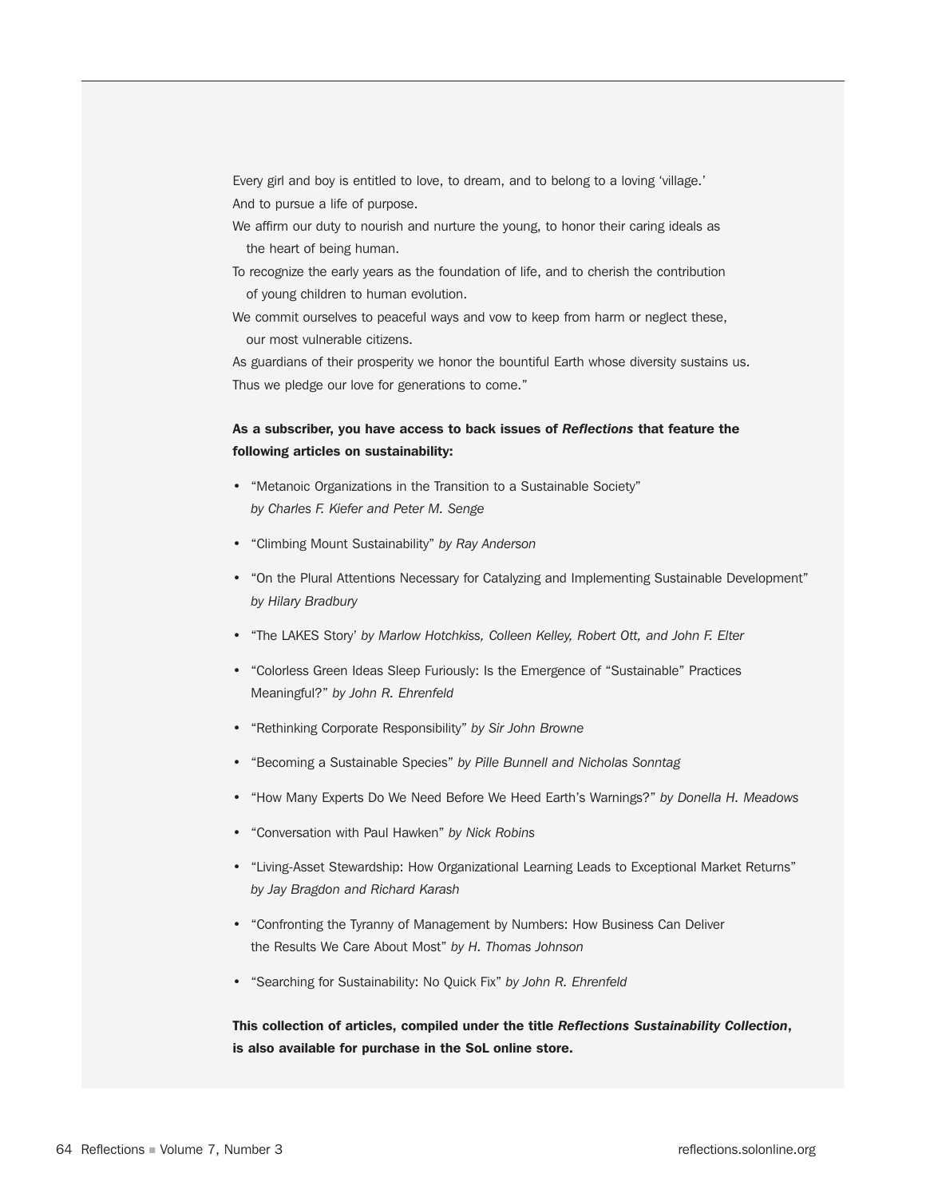Every girl and boy is entitled to love, to dream, and to belong to a loving 'village.'
And to pursue a life of purpose.
We affirm our duty to nourish and nurture the young, to honor their caring ideals as the heart of being human.
To recognize the early years as the foundation of life, and to cherish the contribution of young children to human evolution.
We commit ourselves to peaceful ways and vow to keep from harm or neglect these, our most vulnerable citizens.
As guardians of their prosperity we honor the bountiful Earth whose diversity sustains us.
Thus we pledge our love for generations to come."

**As a subscriber, you have access to back issues of *Reflections* that feature the following articles on sustainability:**

- "Metanoic Organizations in the Transition to a Sustainable Society" *by Charles F. Kiefer and Peter M. Senge*
- "Climbing Mount Sustainability" *by Ray Anderson*
- "On the Plural Attentions Necessary for Catalyzing and Implementing Sustainable Development" *by Hilary Bradbury*
- "The LAKES Story' *by Marlow Hotchkiss, Colleen Kelley, Robert Ott, and John F. Elter*
- "Colorless Green Ideas Sleep Furiously: Is the Emergence of "Sustainable" Practices Meaningful?" *by John R. Ehrenfeld*
- "Rethinking Corporate Responsibility" *by Sir John Browne*
- "Becoming a Sustainable Species" *by Pille Bunnell and Nicholas Sonntag*
- "How Many Experts Do We Need Before We Heed Earth's Warnings?" *by Donella H. Meadows*
- "Conversation with Paul Hawken" *by Nick Robins*
- "Living-Asset Stewardship: How Organizational Learning Leads to Exceptional Market Returns" *by Jay Bragdon and Richard Karash*
- "Confronting the Tyranny of Management by Numbers: How Business Can Deliver the Results We Care About Most" *by H. Thomas Johnson*
- "Searching for Sustainability: No Quick Fix" *by John R. Ehrenfeld*

**This collection of articles, compiled under the title *Reflections Sustainability Collection*, is also available for purchase in the SoL online store.**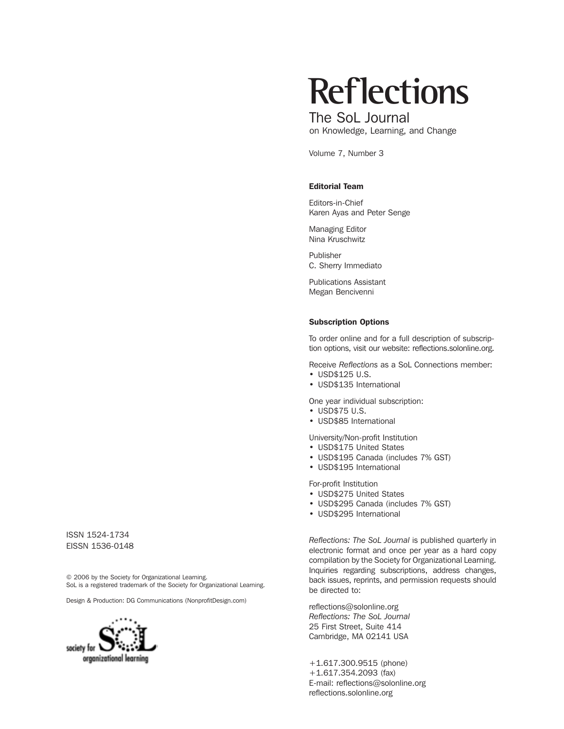# Reflections

## The SoL Journal

on Knowledge, Learning, and Change

Volume 7, Number 3

**Editorial Team**

Editors-in-Chief
Karen Ayas and Peter Senge

Managing Editor
Nina Kruschwitz

Publisher
C. Sherry Immediato

Publications Assistant
Megan Bencivenni

**Subscription Options**

To order online and for a full description of subscription options, visit our website: reflections.solonline.org.

Receive *Reflections* as a SoL Connections member:
- USD$125 U.S.
- USD$135 International

One year individual subscription:
- USD$75 U.S.
- USD$85 International

University/Non-profit Institution
- USD$175 United States
- USD$195 Canada (includes 7% GST)
- USD$195 International

For-profit Institution
- USD$275 United States
- USD$295 Canada (includes 7% GST)
- USD$295 International

*Reflections: The SoL Journal* is published quarterly in electronic format and once per year as a hard copy compilation by the Society for Organizational Learning. Inquiries regarding subscriptions, address changes, back issues, reprints, and permission requests should be directed to:

reflections@solonline.org
*Reflections: The SoL Journal*
25 First Street, Suite 414
Cambridge, MA 02141 USA

+1.617.300.9515 (phone)
+1.617.354.2093 (fax)
E-mail: reflections@solonline.org
reflections.solonline.org

ISSN 1524-1734
EISSN 1536-0148

© 2006 by the Society for Organizational Learning.
SoL is a registered trademark of the Society for Organizational Learning.

Design & Production: DG Communications (NonprofitDesign.com)

society for SoL organizational learning